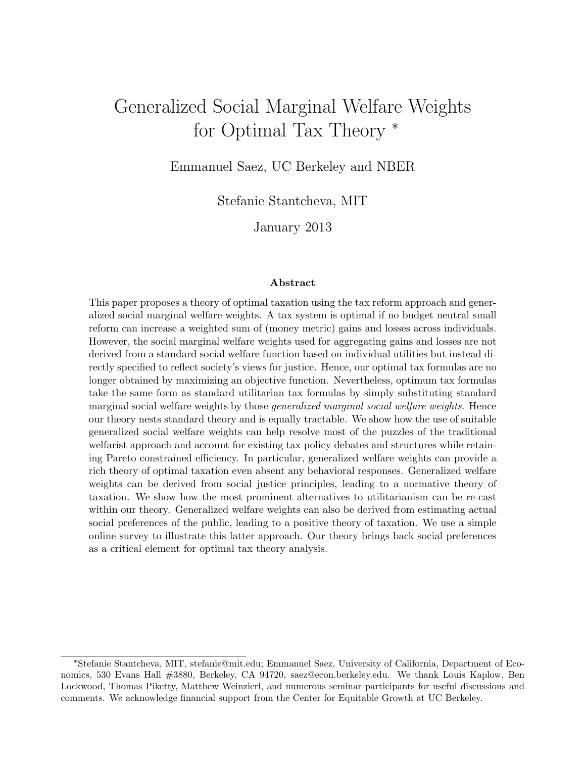# Generalized Social Marginal Welfare Weights for Optimal Tax Theory *

Emmanuel Saez, UC Berkeley and NBER

Stefanie Stantcheva, MIT

January 2013

### Abstract

This paper proposes a theory of optimal taxation using the tax reform approach and generalized social marginal welfare weights. A tax system is optimal if no budget neutral small reform can increase a weighted sum of (money metric) gains and losses across individuals. However, the social marginal welfare weights used for aggregating gains and losses are not derived from a standard social welfare function based on individual utilities but instead directly specified to reflect society's views for justice. Hence, our optimal tax formulas are no longer obtained by maximizing an objective function. Nevertheless, optimum tax formulas take the same form as standard utilitarian tax formulas by simply substituting standard marginal social welfare weights by those *generalized marginal social welfare weights*. Hence our theory nests standard theory and is equally tractable. We show how the use of suitable generalized social welfare weights can help resolve most of the puzzles of the traditional welfarist approach and account for existing tax policy debates and structures while retaining Pareto constrained efficiency. In particular, generalized welfare weights can provide a rich theory of optimal taxation even absent any behavioral responses. Generalized welfare weights can be derived from social justice principles, leading to a normative theory of taxation. We show how the most prominent alternatives to utilitarianism can be re-cast within our theory. Generalized welfare weights can also be derived from estimating actual social preferences of the public, leading to a positive theory of taxation. We use a simple online survey to illustrate this latter approach. Our theory brings back social preferences as a critical element for optimal tax theory analysis.

---

*Stefanie Stantcheva, MIT, stefanie@mit.edu; Emmanuel Saez, University of California, Department of Economics, 530 Evans Hall #3880, Berkeley, CA 94720, saez@econ.berkeley.edu. We thank Louis Kaplow, Ben Lockwood, Thomas Piketty, Matthew Weinzierl, and numerous seminar participants for useful discussions and comments. We acknowledge financial support from the Center for Equitable Growth at UC Berkeley.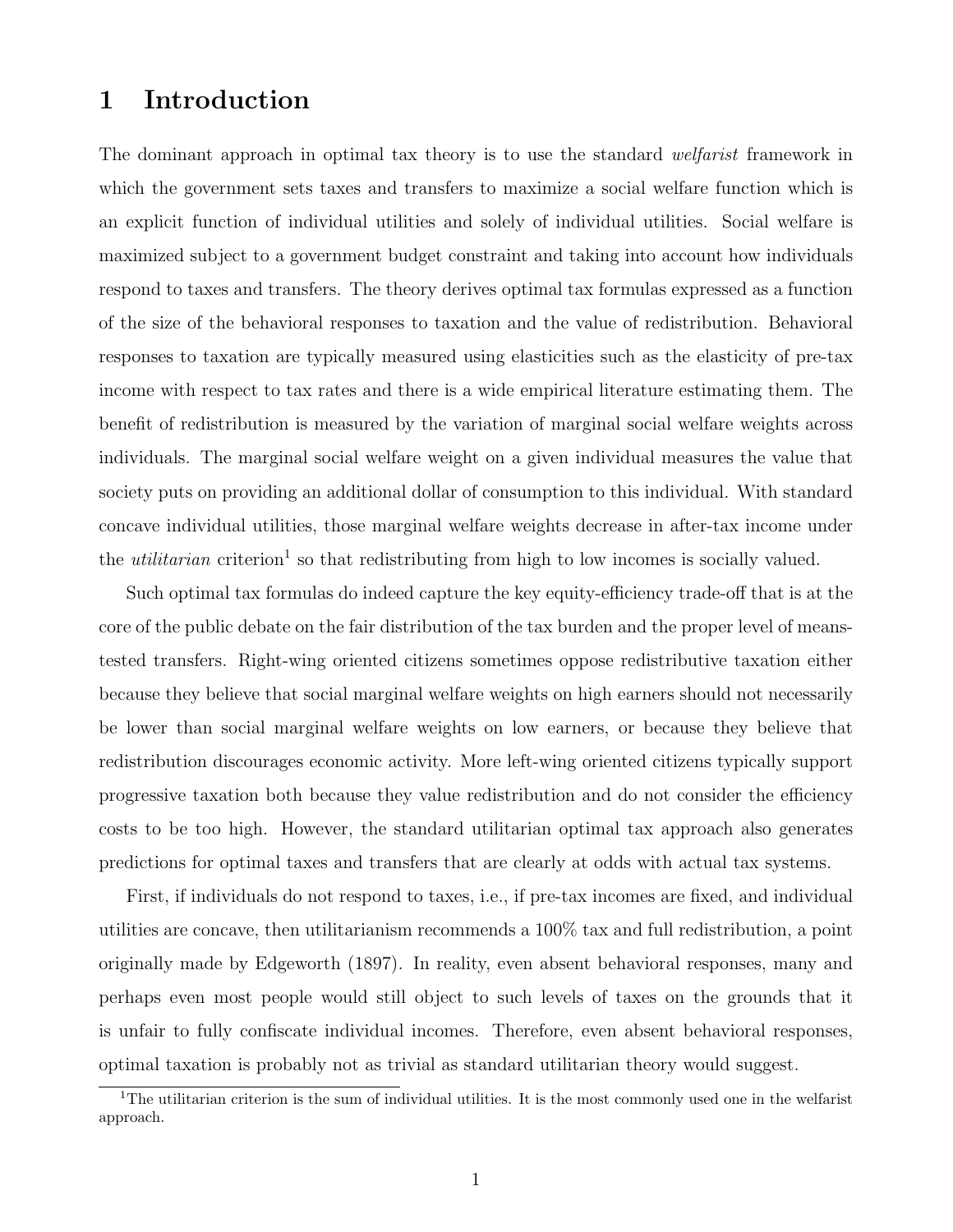# 1 Introduction

The dominant approach in optimal tax theory is to use the standard *welfarist* framework in which the government sets taxes and transfers to maximize a social welfare function which is an explicit function of individual utilities and solely of individual utilities. Social welfare is maximized subject to a government budget constraint and taking into account how individuals respond to taxes and transfers. The theory derives optimal tax formulas expressed as a function of the size of the behavioral responses to taxation and the value of redistribution. Behavioral responses to taxation are typically measured using elasticities such as the elasticity of pre-tax income with respect to tax rates and there is a wide empirical literature estimating them. The benefit of redistribution is measured by the variation of marginal social welfare weights across individuals. The marginal social welfare weight on a given individual measures the value that society puts on providing an additional dollar of consumption to this individual. With standard concave individual utilities, those marginal welfare weights decrease in after-tax income under the *utilitarian* criterion[1] so that redistributing from high to low incomes is socially valued.

Such optimal tax formulas do indeed capture the key equity-efficiency trade-off that is at the core of the public debate on the fair distribution of the tax burden and the proper level of means-tested transfers. Right-wing oriented citizens sometimes oppose redistributive taxation either because they believe that social marginal welfare weights on high earners should not necessarily be lower than social marginal welfare weights on low earners, or because they believe that redistribution discourages economic activity. More left-wing oriented citizens typically support progressive taxation both because they value redistribution and do not consider the efficiency costs to be too high. However, the standard utilitarian optimal tax approach also generates predictions for optimal taxes and transfers that are clearly at odds with actual tax systems.

First, if individuals do not respond to taxes, i.e., if pre-tax incomes are fixed, and individual utilities are concave, then utilitarianism recommends a 100% tax and full redistribution, a point originally made by Edgeworth (1897). In reality, even absent behavioral responses, many and perhaps even most people would still object to such levels of taxes on the grounds that it is unfair to fully confiscate individual incomes. Therefore, even absent behavioral responses, optimal taxation is probably not as trivial as standard utilitarian theory would suggest.

[1] The utilitarian criterion is the sum of individual utilities. It is the most commonly used one in the welfarist approach.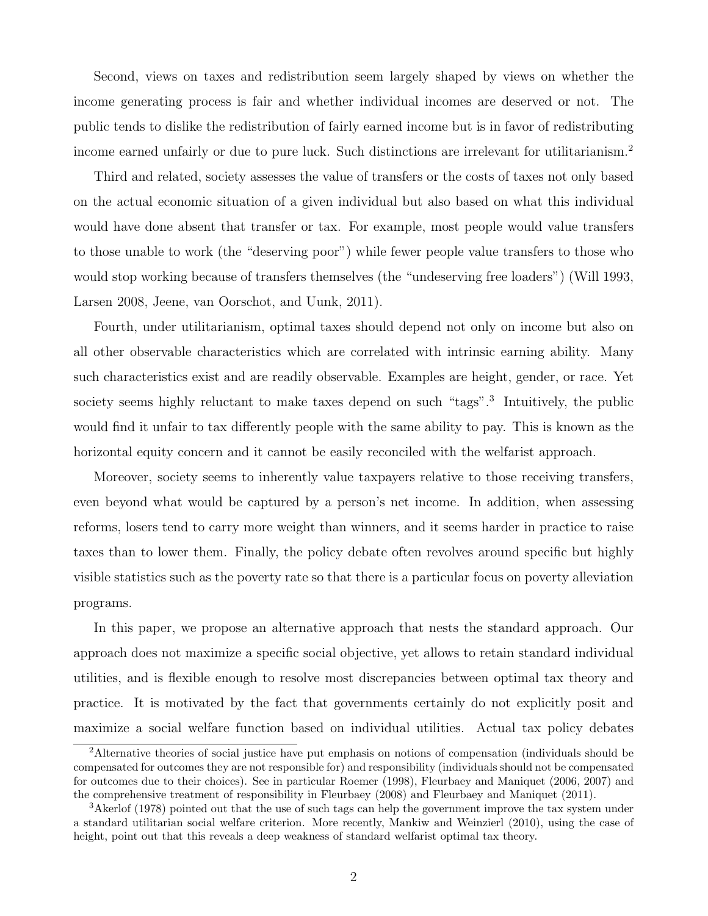Second, views on taxes and redistribution seem largely shaped by views on whether the income generating process is fair and whether individual incomes are deserved or not. The public tends to dislike the redistribution of fairly earned income but is in favor of redistributing income earned unfairly or due to pure luck. Such distinctions are irrelevant for utilitarianism.[2]

Third and related, society assesses the value of transfers or the costs of taxes not only based on the actual economic situation of a given individual but also based on what this individual would have done absent that transfer or tax. For example, most people would value transfers to those unable to work (the "deserving poor") while fewer people value transfers to those who would stop working because of transfers themselves (the "undeserving free loaders") (Will 1993, Larsen 2008, Jeene, van Oorschot, and Uunk, 2011).

Fourth, under utilitarianism, optimal taxes should depend not only on income but also on all other observable characteristics which are correlated with intrinsic earning ability. Many such characteristics exist and are readily observable. Examples are height, gender, or race. Yet society seems highly reluctant to make taxes depend on such "tags".[3] Intuitively, the public would find it unfair to tax differently people with the same ability to pay. This is known as the horizontal equity concern and it cannot be easily reconciled with the welfarist approach.

Moreover, society seems to inherently value taxpayers relative to those receiving transfers, even beyond what would be captured by a person's net income. In addition, when assessing reforms, losers tend to carry more weight than winners, and it seems harder in practice to raise taxes than to lower them. Finally, the policy debate often revolves around specific but highly visible statistics such as the poverty rate so that there is a particular focus on poverty alleviation programs.

In this paper, we propose an alternative approach that nests the standard approach. Our approach does not maximize a specific social objective, yet allows to retain standard individual utilities, and is flexible enough to resolve most discrepancies between optimal tax theory and practice. It is motivated by the fact that governments certainly do not explicitly posit and maximize a social welfare function based on individual utilities. Actual tax policy debates

[2] Alternative theories of social justice have put emphasis on notions of compensation (individuals should be compensated for outcomes they are not responsible for) and responsibility (individuals should not be compensated for outcomes due to their choices). See in particular Roemer (1998), Fleurbaey and Maniquet (2006, 2007) and the comprehensive treatment of responsibility in Fleurbaey (2008) and Fleurbaey and Maniquet (2011).

[3] Akerlof (1978) pointed out that the use of such tags can help the government improve the tax system under a standard utilitarian social welfare criterion. More recently, Mankiw and Weinzierl (2010), using the case of height, point out that this reveals a deep weakness of standard welfarist optimal tax theory.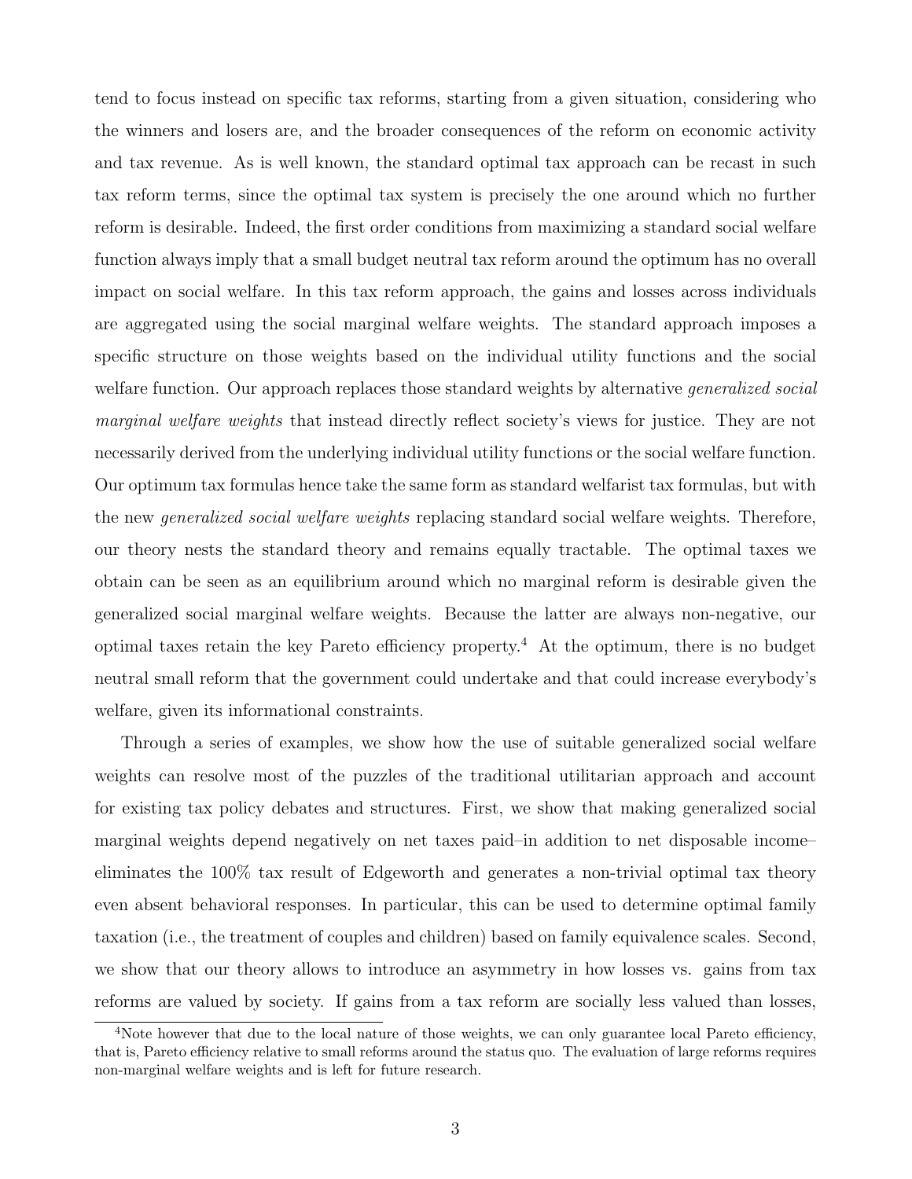tend to focus instead on specific tax reforms, starting from a given situation, considering who the winners and losers are, and the broader consequences of the reform on economic activity and tax revenue. As is well known, the standard optimal tax approach can be recast in such tax reform terms, since the optimal tax system is precisely the one around which no further reform is desirable. Indeed, the first order conditions from maximizing a standard social welfare function always imply that a small budget neutral tax reform around the optimum has no overall impact on social welfare. In this tax reform approach, the gains and losses across individuals are aggregated using the social marginal welfare weights. The standard approach imposes a specific structure on those weights based on the individual utility functions and the social welfare function. Our approach replaces those standard weights by alternative *generalized social marginal welfare weights* that instead directly reflect society's views for justice. They are not necessarily derived from the underlying individual utility functions or the social welfare function. Our optimum tax formulas hence take the same form as standard welfarist tax formulas, but with the new *generalized social welfare weights* replacing standard social welfare weights. Therefore, our theory nests the standard theory and remains equally tractable. The optimal taxes we obtain can be seen as an equilibrium around which no marginal reform is desirable given the generalized social marginal welfare weights. Because the latter are always non-negative, our optimal taxes retain the key Pareto efficiency property.[4] At the optimum, there is no budget neutral small reform that the government could undertake and that could increase everybody's welfare, given its informational constraints.

Through a series of examples, we show how the use of suitable generalized social welfare weights can resolve most of the puzzles of the traditional utilitarian approach and account for existing tax policy debates and structures. First, we show that making generalized social marginal weights depend negatively on net taxes paid–in addition to net disposable income– eliminates the 100% tax result of Edgeworth and generates a non-trivial optimal tax theory even absent behavioral responses. In particular, this can be used to determine optimal family taxation (i.e., the treatment of couples and children) based on family equivalence scales. Second, we show that our theory allows to introduce an asymmetry in how losses vs. gains from tax reforms are valued by society. If gains from a tax reform are socially less valued than losses,

[4]Note however that due to the local nature of those weights, we can only guarantee local Pareto efficiency, that is, Pareto efficiency relative to small reforms around the status quo. The evaluation of large reforms requires non-marginal welfare weights and is left for future research.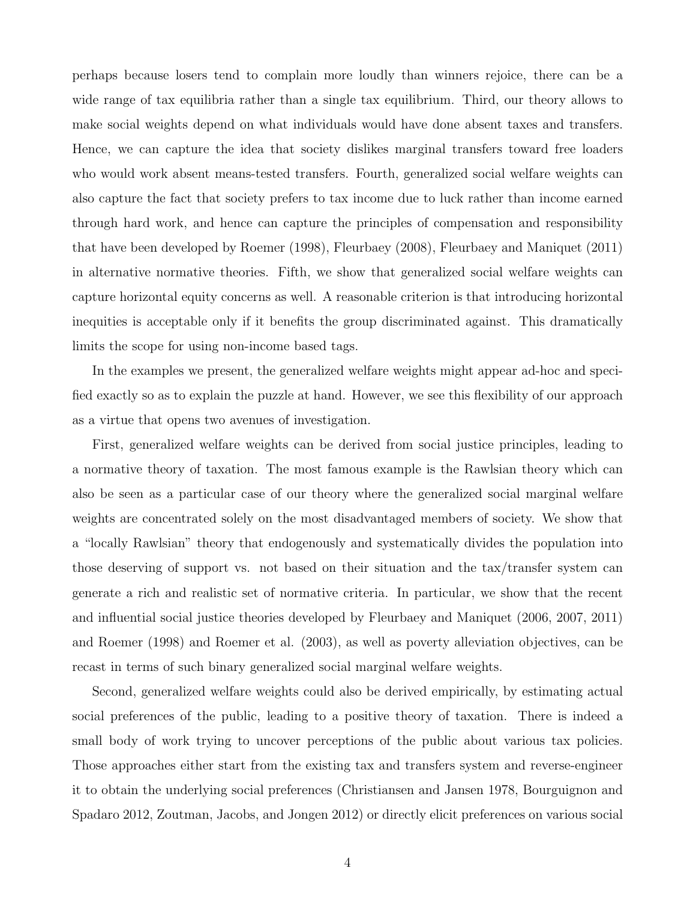perhaps because losers tend to complain more loudly than winners rejoice, there can be a wide range of tax equilibria rather than a single tax equilibrium. Third, our theory allows to make social weights depend on what individuals would have done absent taxes and transfers. Hence, we can capture the idea that society dislikes marginal transfers toward free loaders who would work absent means-tested transfers. Fourth, generalized social welfare weights can also capture the fact that society prefers to tax income due to luck rather than income earned through hard work, and hence can capture the principles of compensation and responsibility that have been developed by Roemer (1998), Fleurbaey (2008), Fleurbaey and Maniquet (2011) in alternative normative theories. Fifth, we show that generalized social welfare weights can capture horizontal equity concerns as well. A reasonable criterion is that introducing horizontal inequities is acceptable only if it benefits the group discriminated against. This dramatically limits the scope for using non-income based tags.

In the examples we present, the generalized welfare weights might appear ad-hoc and specified exactly so as to explain the puzzle at hand. However, we see this flexibility of our approach as a virtue that opens two avenues of investigation.

First, generalized welfare weights can be derived from social justice principles, leading to a normative theory of taxation. The most famous example is the Rawlsian theory which can also be seen as a particular case of our theory where the generalized social marginal welfare weights are concentrated solely on the most disadvantaged members of society. We show that a "locally Rawlsian" theory that endogenously and systematically divides the population into those deserving of support vs. not based on their situation and the tax/transfer system can generate a rich and realistic set of normative criteria. In particular, we show that the recent and influential social justice theories developed by Fleurbaey and Maniquet (2006, 2007, 2011) and Roemer (1998) and Roemer et al. (2003), as well as poverty alleviation objectives, can be recast in terms of such binary generalized social marginal welfare weights.

Second, generalized welfare weights could also be derived empirically, by estimating actual social preferences of the public, leading to a positive theory of taxation. There is indeed a small body of work trying to uncover perceptions of the public about various tax policies. Those approaches either start from the existing tax and transfers system and reverse-engineer it to obtain the underlying social preferences (Christiansen and Jansen 1978, Bourguignon and Spadaro 2012, Zoutman, Jacobs, and Jongen 2012) or directly elicit preferences on various social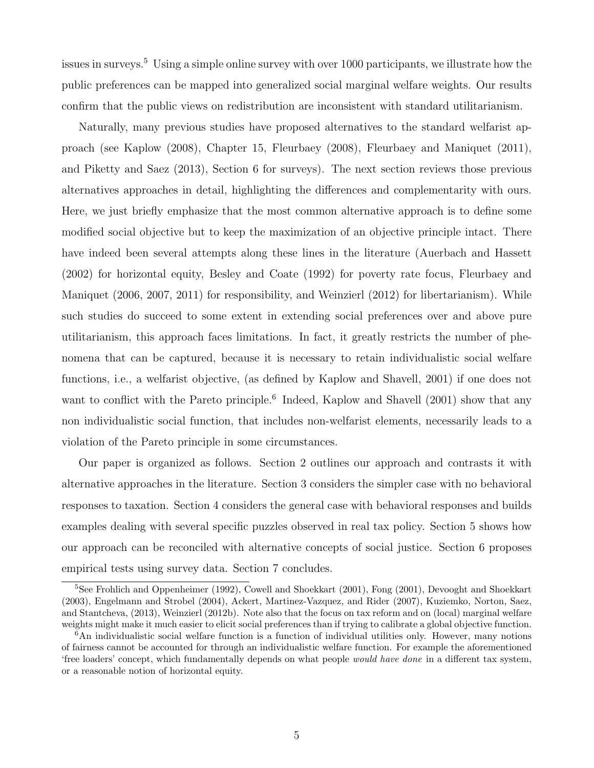issues in surveys.[5] Using a simple online survey with over 1000 participants, we illustrate how the public preferences can be mapped into generalized social marginal welfare weights. Our results confirm that the public views on redistribution are inconsistent with standard utilitarianism.

Naturally, many previous studies have proposed alternatives to the standard welfarist approach (see Kaplow (2008), Chapter 15, Fleurbaey (2008), Fleurbaey and Maniquet (2011), and Piketty and Saez (2013), Section 6 for surveys). The next section reviews those previous alternatives approaches in detail, highlighting the differences and complementarity with ours. Here, we just briefly emphasize that the most common alternative approach is to define some modified social objective but to keep the maximization of an objective principle intact. There have indeed been several attempts along these lines in the literature (Auerbach and Hassett (2002) for horizontal equity, Besley and Coate (1992) for poverty rate focus, Fleurbaey and Maniquet (2006, 2007, 2011) for responsibility, and Weinzierl (2012) for libertarianism). While such studies do succeed to some extent in extending social preferences over and above pure utilitarianism, this approach faces limitations. In fact, it greatly restricts the number of phenomena that can be captured, because it is necessary to retain individualistic social welfare functions, i.e., a welfarist objective, (as defined by Kaplow and Shavell, 2001) if one does not want to conflict with the Pareto principle.[6] Indeed, Kaplow and Shavell (2001) show that any non individualistic social function, that includes non-welfarist elements, necessarily leads to a violation of the Pareto principle in some circumstances.

Our paper is organized as follows. Section 2 outlines our approach and contrasts it with alternative approaches in the literature. Section 3 considers the simpler case with no behavioral responses to taxation. Section 4 considers the general case with behavioral responses and builds examples dealing with several specific puzzles observed in real tax policy. Section 5 shows how our approach can be reconciled with alternative concepts of social justice. Section 6 proposes empirical tests using survey data. Section 7 concludes.

---

[5] See Frohlich and Oppenheimer (1992), Cowell and Shoekkart (2001), Fong (2001), Devooght and Shoekkart (2003), Engelmann and Strobel (2004), Ackert, Martinez-Vazquez, and Rider (2007), Kuziemko, Norton, Saez, and Stantcheva, (2013), Weinzierl (2012b). Note also that the focus on tax reform and on (local) marginal welfare weights might make it much easier to elicit social preferences than if trying to calibrate a global objective function.

[6] An individualistic social welfare function is a function of individual utilities only. However, many notions of fairness cannot be accounted for through an individualistic welfare function. For example the aforementioned 'free loaders' concept, which fundamentally depends on what people *would have done* in a different tax system, or a reasonable notion of horizontal equity.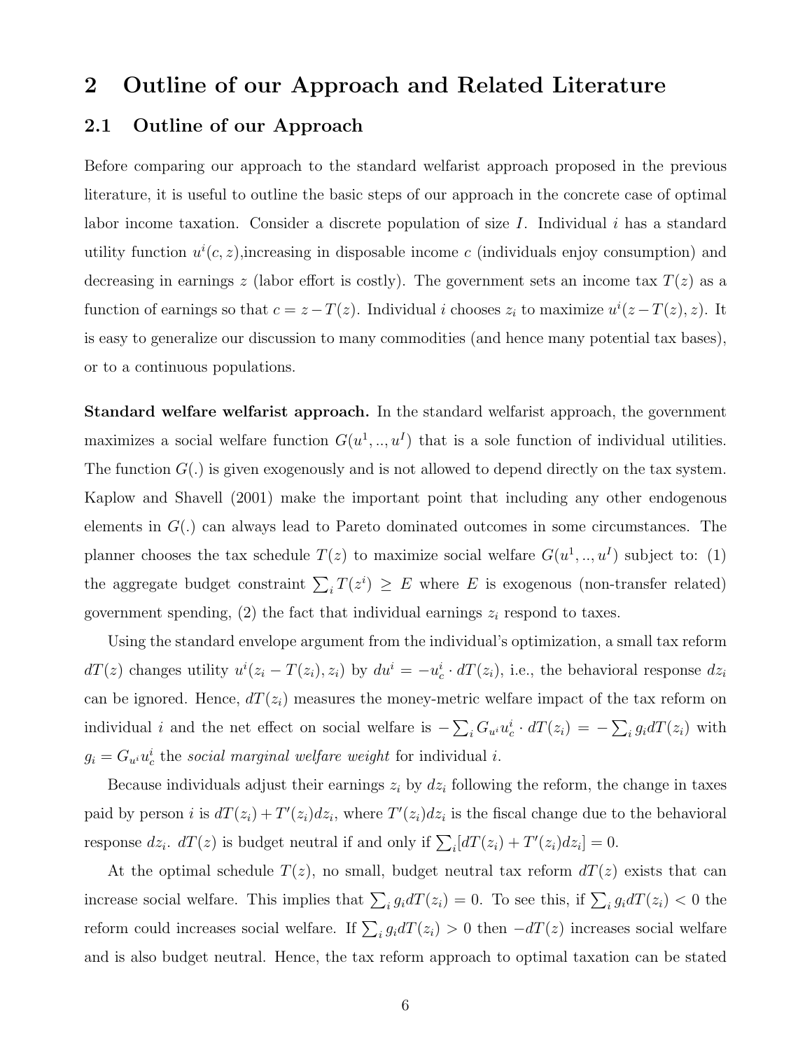# 2 Outline of our Approach and Related Literature

## 2.1 Outline of our Approach

Before comparing our approach to the standard welfarist approach proposed in the previous literature, it is useful to outline the basic steps of our approach in the concrete case of optimal labor income taxation. Consider a discrete population of size $I$. Individual $i$ has a standard utility function $u^i(c, z)$,increasing in disposable income $c$ (individuals enjoy consumption) and decreasing in earnings $z$ (labor effort is costly). The government sets an income tax $T(z)$ as a function of earnings so that $c = z - T(z)$. Individual $i$ chooses $z_i$ to maximize $u^i(z - T(z), z)$. It is easy to generalize our discussion to many commodities (and hence many potential tax bases), or to a continuous populations.

**Standard welfare welfarist approach.** In the standard welfarist approach, the government maximizes a social welfare function $G(u^1, .., u^I)$ that is a sole function of individual utilities. The function $G(.)$ is given exogenously and is not allowed to depend directly on the tax system. Kaplow and Shavell (2001) make the important point that including any other endogenous elements in $G(.)$ can always lead to Pareto dominated outcomes in some circumstances. The planner chooses the tax schedule $T(z)$ to maximize social welfare $G(u^1, .., u^I)$ subject to: (1) the aggregate budget constraint $\sum_i T(z^i) \geq E$ where $E$ is exogenous (non-transfer related) government spending, (2) the fact that individual earnings $z_i$ respond to taxes.

Using the standard envelope argument from the individual's optimization, a small tax reform $dT(z)$ changes utility $u^i(z_i - T(z_i), z_i)$ by $du^i = -u^i_c \cdot dT(z_i)$, i.e., the behavioral response $dz_i$ can be ignored. Hence, $dT(z_i)$ measures the money-metric welfare impact of the tax reform on individual $i$ and the net effect on social welfare is $-\sum_i G_{u^i} u^i_c \cdot dT(z_i) = -\sum_i g_i dT(z_i)$ with $g_i = G_{u^i} u^i_c$ the *social marginal welfare weight* for individual $i$.

Because individuals adjust their earnings $z_i$ by $dz_i$ following the reform, the change in taxes paid by person $i$ is $dT(z_i) + T'(z_i)dz_i$, where $T'(z_i)dz_i$ is the fiscal change due to the behavioral response $dz_i$. $dT(z)$ is budget neutral if and only if $\sum_i [dT(z_i) + T'(z_i)dz_i] = 0$.

At the optimal schedule $T(z)$, no small, budget neutral tax reform $dT(z)$ exists that can increase social welfare. This implies that $\sum_i g_i dT(z_i) = 0$. To see this, if $\sum_i g_i dT(z_i) < 0$ the reform could increases social welfare. If $\sum_i g_i dT(z_i) > 0$ then $-dT(z)$ increases social welfare and is also budget neutral. Hence, the tax reform approach to optimal taxation can be stated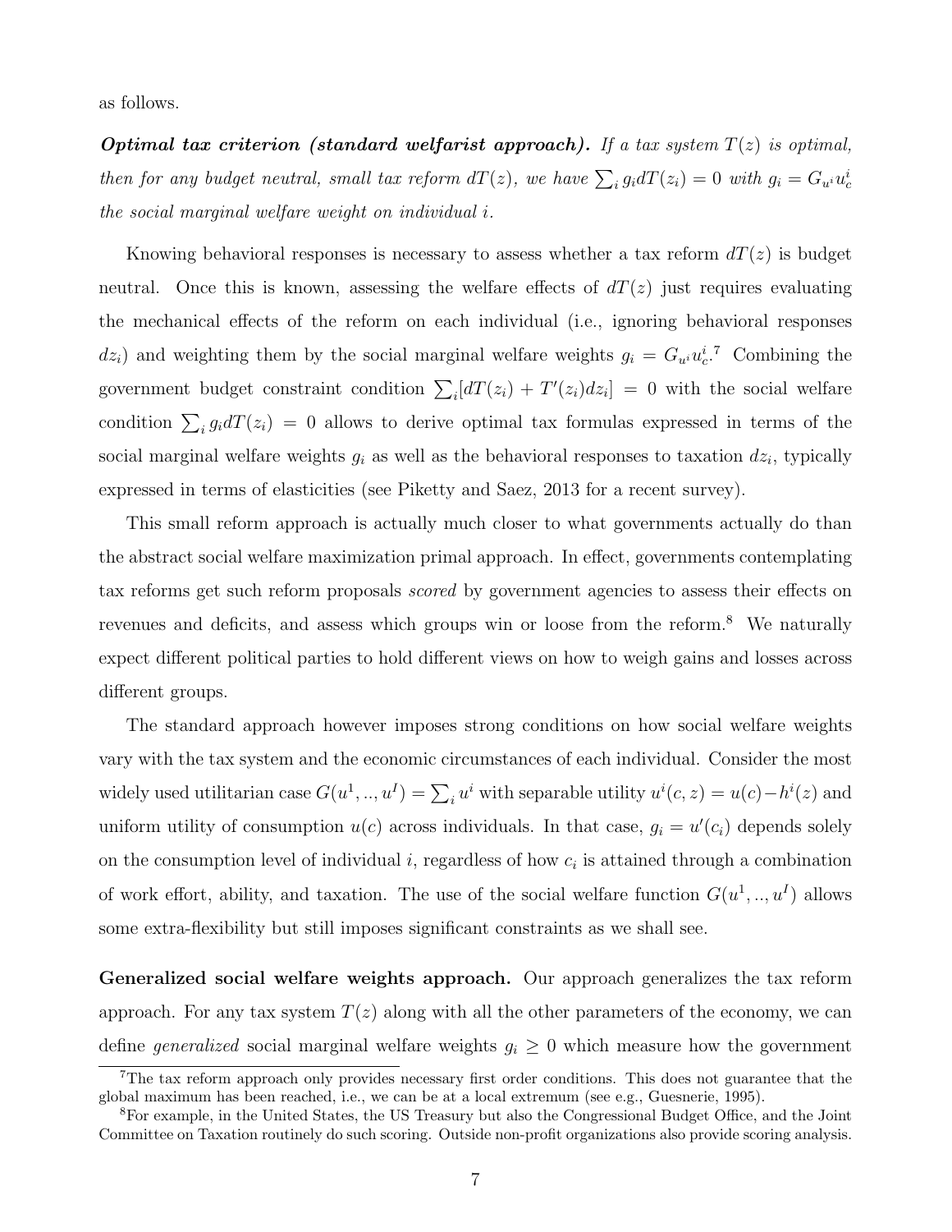as follows.

***Optimal tax criterion (standard welfarist approach).*** *If a tax system $T(z)$ is optimal, then for any budget neutral, small tax reform $dT(z)$, we have $\sum_i g_i dT(z_i) = 0$ with $g_i = G_{u^i} u^i_c$ the social marginal welfare weight on individual $i$.*

Knowing behavioral responses is necessary to assess whether a tax reform $dT(z)$ is budget neutral. Once this is known, assessing the welfare effects of $dT(z)$ just requires evaluating the mechanical effects of the reform on each individual (i.e., ignoring behavioral responses $dz_i$) and weighting them by the social marginal welfare weights $g_i = G_{u^i} u^i_c$.[7] Combining the government budget constraint condition $\sum_i [dT(z_i) + T'(z_i) dz_i] = 0$ with the social welfare condition $\sum_i g_i dT(z_i) = 0$ allows to derive optimal tax formulas expressed in terms of the social marginal welfare weights $g_i$ as well as the behavioral responses to taxation $dz_i$, typically expressed in terms of elasticities (see Piketty and Saez, 2013 for a recent survey).

This small reform approach is actually much closer to what governments actually do than the abstract social welfare maximization primal approach. In effect, governments contemplating tax reforms get such reform proposals *scored* by government agencies to assess their effects on revenues and deficits, and assess which groups win or loose from the reform.[8] We naturally expect different political parties to hold different views on how to weigh gains and losses across different groups.

The standard approach however imposes strong conditions on how social welfare weights vary with the tax system and the economic circumstances of each individual. Consider the most widely used utilitarian case $G(u^1, .., u^I) = \sum_i u^i$ with separable utility $u^i(c, z) = u(c) - h^i(z)$ and uniform utility of consumption $u(c)$ across individuals. In that case, $g_i = u'(c_i)$ depends solely on the consumption level of individual $i$, regardless of how $c_i$ is attained through a combination of work effort, ability, and taxation. The use of the social welfare function $G(u^1, .., u^I)$ allows some extra-flexibility but still imposes significant constraints as we shall see.

**Generalized social welfare weights approach.** Our approach generalizes the tax reform approach. For any tax system $T(z)$ along with all the other parameters of the economy, we can define *generalized* social marginal welfare weights $g_i \geq 0$ which measure how the government

[7] The tax reform approach only provides necessary first order conditions. This does not guarantee that the global maximum has been reached, i.e., we can be at a local extremum (see e.g., Guesnerie, 1995).

[8] For example, in the United States, the US Treasury but also the Congressional Budget Office, and the Joint Committee on Taxation routinely do such scoring. Outside non-profit organizations also provide scoring analysis.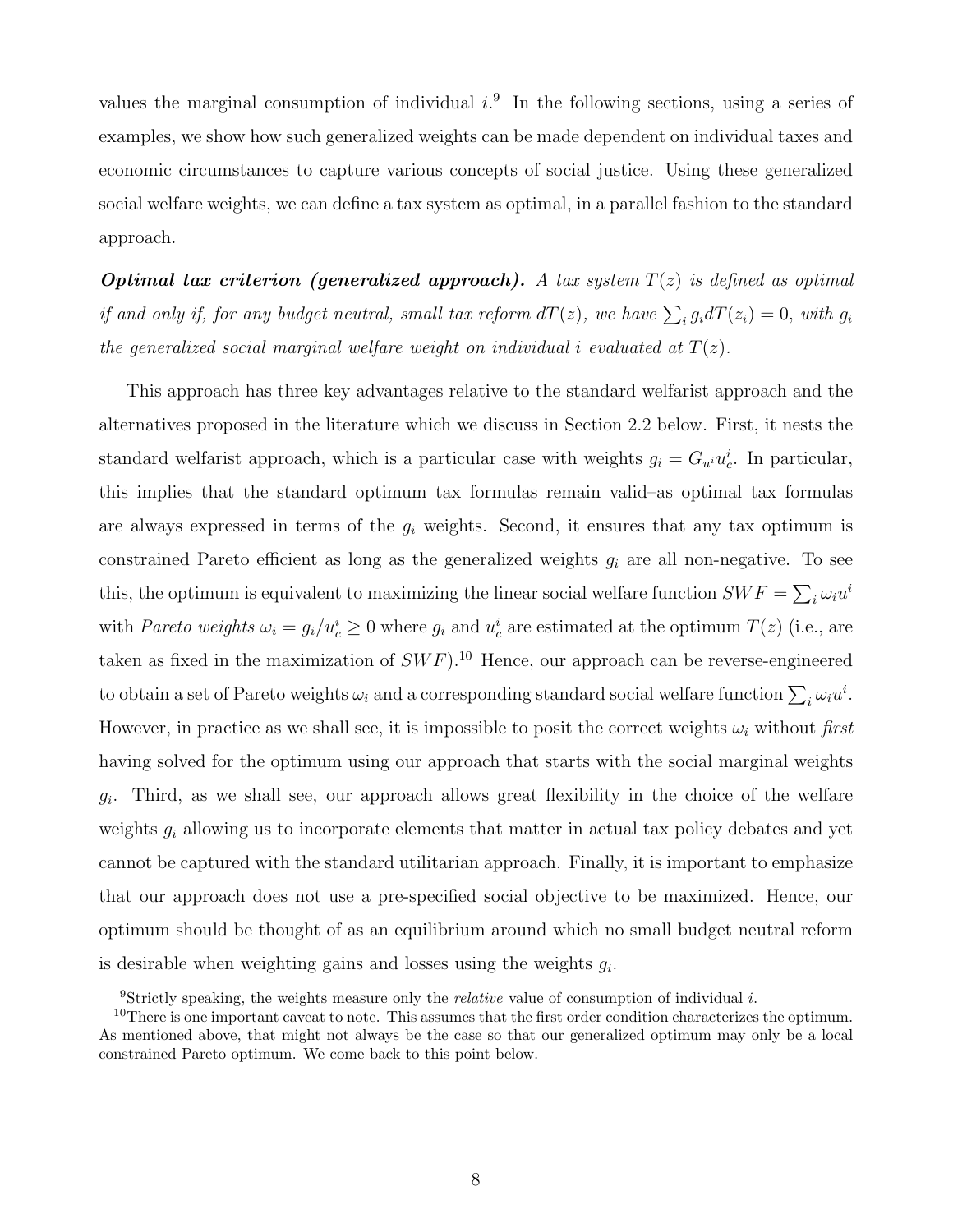values the marginal consumption of individual $i$.[9] In the following sections, using a series of examples, we show how such generalized weights can be made dependent on individual taxes and economic circumstances to capture various concepts of social justice. Using these generalized social welfare weights, we can define a tax system as optimal, in a parallel fashion to the standard approach.

***Optimal tax criterion (generalized approach).*** *A tax system $T(z)$ is defined as optimal if and only if, for any budget neutral, small tax reform $dT(z)$, we have $\sum_i g_i dT(z_i) = 0$, with $g_i$ the generalized social marginal welfare weight on individual $i$ evaluated at $T(z)$.*

This approach has three key advantages relative to the standard welfarist approach and the alternatives proposed in the literature which we discuss in Section 2.2 below. First, it nests the standard welfarist approach, which is a particular case with weights $g_i = G_{u^i} u^i_c$. In particular, this implies that the standard optimum tax formulas remain valid–as optimal tax formulas are always expressed in terms of the $g_i$ weights. Second, it ensures that any tax optimum is constrained Pareto efficient as long as the generalized weights $g_i$ are all non-negative. To see this, the optimum is equivalent to maximizing the linear social welfare function $SWF = \sum_i \omega_i u^i$ with *Pareto weights* $\omega_i = g_i / u^i_c \geq 0$ where $g_i$ and $u^i_c$ are estimated at the optimum $T(z)$ (i.e., are taken as fixed in the maximization of $SWF$).[10] Hence, our approach can be reverse-engineered to obtain a set of Pareto weights $\omega_i$ and a corresponding standard social welfare function $\sum_i \omega_i u^i$. However, in practice as we shall see, it is impossible to posit the correct weights $\omega_i$ without *first* having solved for the optimum using our approach that starts with the social marginal weights $g_i$. Third, as we shall see, our approach allows great flexibility in the choice of the welfare weights $g_i$ allowing us to incorporate elements that matter in actual tax policy debates and yet cannot be captured with the standard utilitarian approach. Finally, it is important to emphasize that our approach does not use a pre-specified social objective to be maximized. Hence, our optimum should be thought of as an equilibrium around which no small budget neutral reform is desirable when weighting gains and losses using the weights $g_i$.

[9] Strictly speaking, the weights measure only the *relative* value of consumption of individual $i$.

[10] There is one important caveat to note. This assumes that the first order condition characterizes the optimum. As mentioned above, that might not always be the case so that our generalized optimum may only be a local constrained Pareto optimum. We come back to this point below.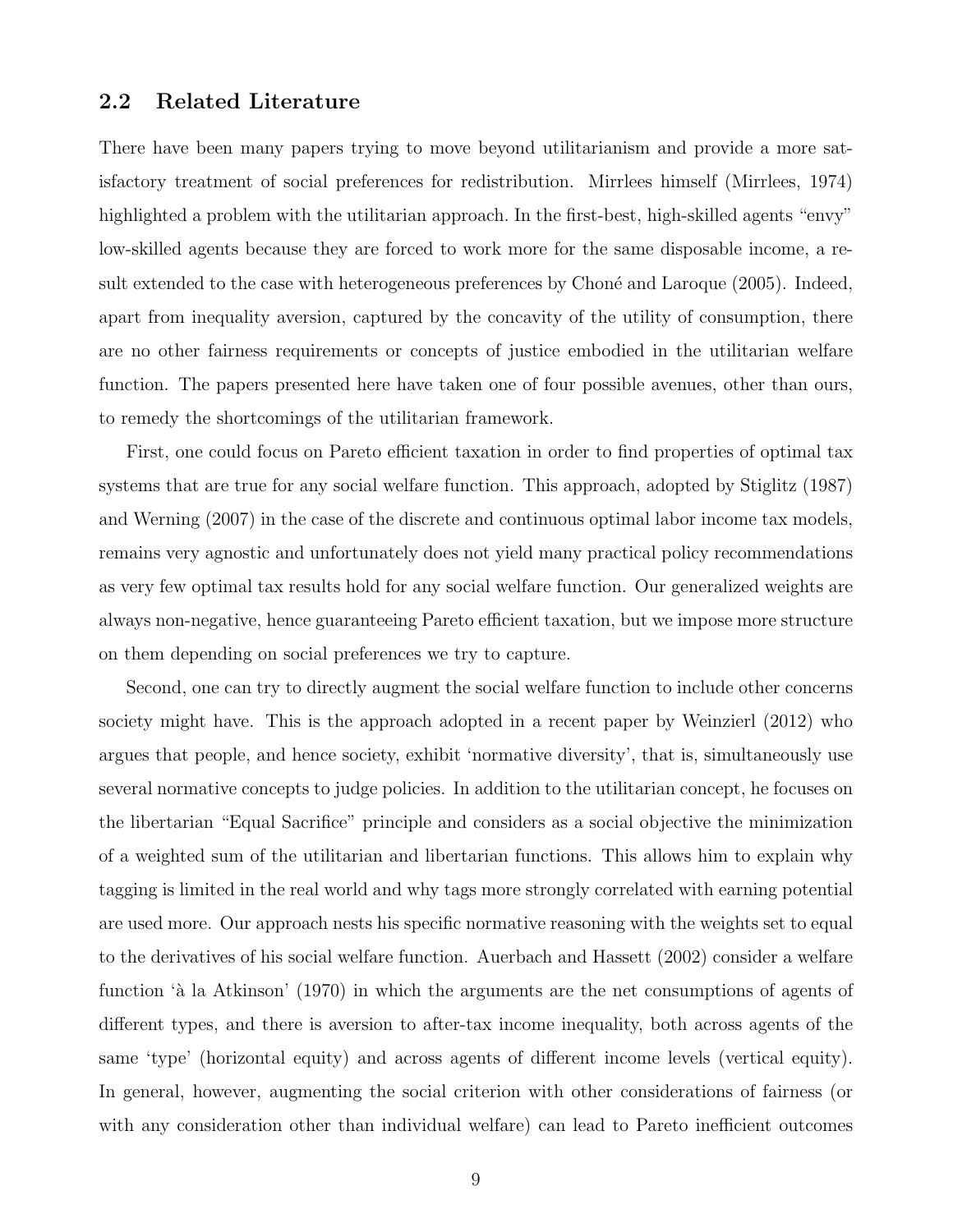## 2.2 Related Literature

There have been many papers trying to move beyond utilitarianism and provide a more satisfactory treatment of social preferences for redistribution. Mirrlees himself (Mirrlees, 1974) highlighted a problem with the utilitarian approach. In the first-best, high-skilled agents "envy" low-skilled agents because they are forced to work more for the same disposable income, a result extended to the case with heterogeneous preferences by Choné and Laroque (2005). Indeed, apart from inequality aversion, captured by the concavity of the utility of consumption, there are no other fairness requirements or concepts of justice embodied in the utilitarian welfare function. The papers presented here have taken one of four possible avenues, other than ours, to remedy the shortcomings of the utilitarian framework.

First, one could focus on Pareto efficient taxation in order to find properties of optimal tax systems that are true for any social welfare function. This approach, adopted by Stiglitz (1987) and Werning (2007) in the case of the discrete and continuous optimal labor income tax models, remains very agnostic and unfortunately does not yield many practical policy recommendations as very few optimal tax results hold for any social welfare function. Our generalized weights are always non-negative, hence guaranteeing Pareto efficient taxation, but we impose more structure on them depending on social preferences we try to capture.

Second, one can try to directly augment the social welfare function to include other concerns society might have. This is the approach adopted in a recent paper by Weinzierl (2012) who argues that people, and hence society, exhibit 'normative diversity', that is, simultaneously use several normative concepts to judge policies. In addition to the utilitarian concept, he focuses on the libertarian "Equal Sacrifice" principle and considers as a social objective the minimization of a weighted sum of the utilitarian and libertarian functions. This allows him to explain why tagging is limited in the real world and why tags more strongly correlated with earning potential are used more. Our approach nests his specific normative reasoning with the weights set to equal to the derivatives of his social welfare function. Auerbach and Hassett (2002) consider a welfare function 'à la Atkinson' (1970) in which the arguments are the net consumptions of agents of different types, and there is aversion to after-tax income inequality, both across agents of the same 'type' (horizontal equity) and across agents of different income levels (vertical equity). In general, however, augmenting the social criterion with other considerations of fairness (or with any consideration other than individual welfare) can lead to Pareto inefficient outcomes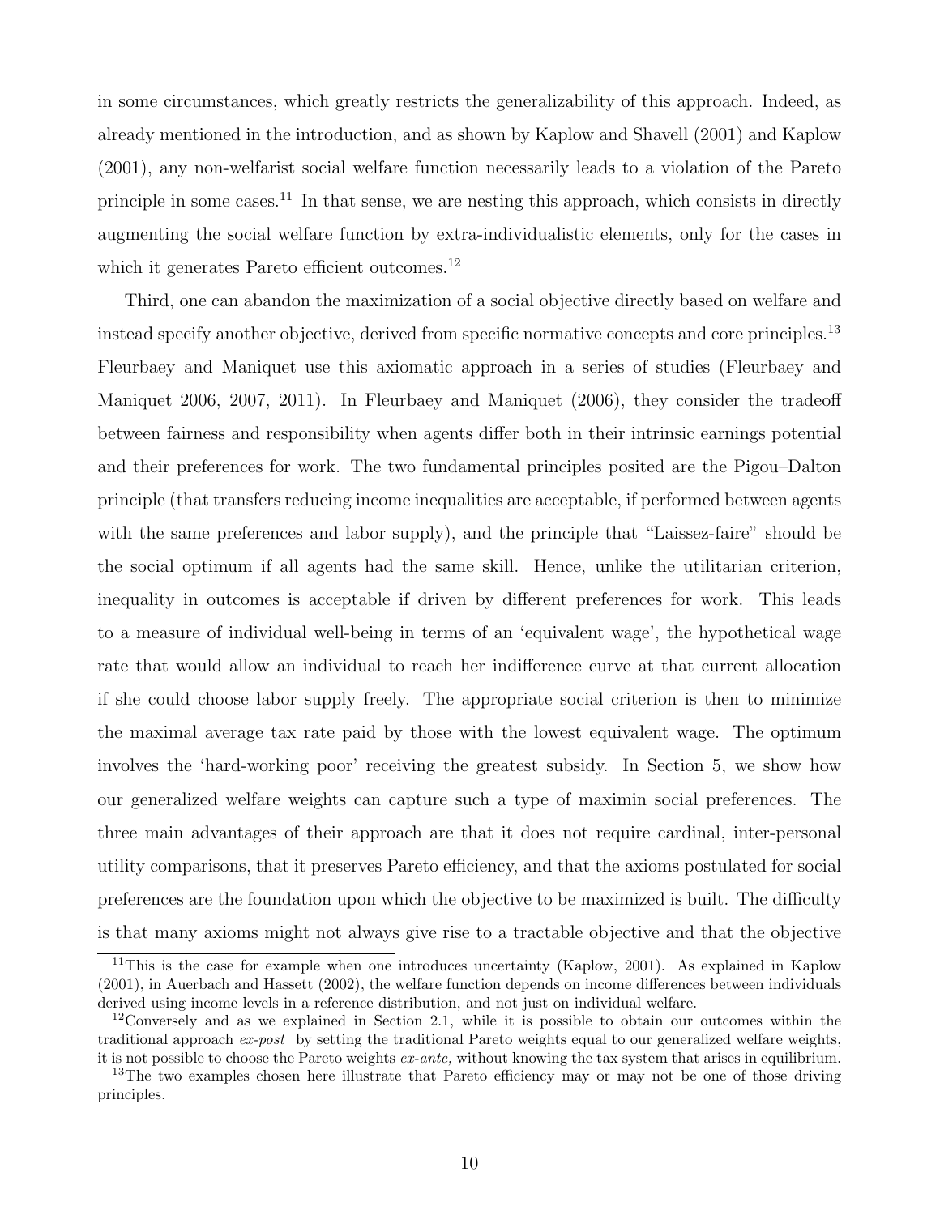in some circumstances, which greatly restricts the generalizability of this approach. Indeed, as already mentioned in the introduction, and as shown by Kaplow and Shavell (2001) and Kaplow (2001), any non-welfarist social welfare function necessarily leads to a violation of the Pareto principle in some cases.[11] In that sense, we are nesting this approach, which consists in directly augmenting the social welfare function by extra-individualistic elements, only for the cases in which it generates Pareto efficient outcomes.[12]

Third, one can abandon the maximization of a social objective directly based on welfare and instead specify another objective, derived from specific normative concepts and core principles.[13] Fleurbaey and Maniquet use this axiomatic approach in a series of studies (Fleurbaey and Maniquet 2006, 2007, 2011). In Fleurbaey and Maniquet (2006), they consider the tradeoff between fairness and responsibility when agents differ both in their intrinsic earnings potential and their preferences for work. The two fundamental principles posited are the Pigou–Dalton principle (that transfers reducing income inequalities are acceptable, if performed between agents with the same preferences and labor supply), and the principle that "Laissez-faire" should be the social optimum if all agents had the same skill. Hence, unlike the utilitarian criterion, inequality in outcomes is acceptable if driven by different preferences for work. This leads to a measure of individual well-being in terms of an 'equivalent wage', the hypothetical wage rate that would allow an individual to reach her indifference curve at that current allocation if she could choose labor supply freely. The appropriate social criterion is then to minimize the maximal average tax rate paid by those with the lowest equivalent wage. The optimum involves the 'hard-working poor' receiving the greatest subsidy. In Section 5, we show how our generalized welfare weights can capture such a type of maximin social preferences. The three main advantages of their approach are that it does not require cardinal, inter-personal utility comparisons, that it preserves Pareto efficiency, and that the axioms postulated for social preferences are the foundation upon which the objective to be maximized is built. The difficulty is that many axioms might not always give rise to a tractable objective and that the objective

[11] This is the case for example when one introduces uncertainty (Kaplow, 2001). As explained in Kaplow (2001), in Auerbach and Hassett (2002), the welfare function depends on income differences between individuals derived using income levels in a reference distribution, and not just on individual welfare.

[12] Conversely and as we explained in Section 2.1, while it is possible to obtain our outcomes within the traditional approach *ex-post* by setting the traditional Pareto weights equal to our generalized welfare weights, it is not possible to choose the Pareto weights *ex-ante,* without knowing the tax system that arises in equilibrium.

[13] The two examples chosen here illustrate that Pareto efficiency may or may not be one of those driving principles.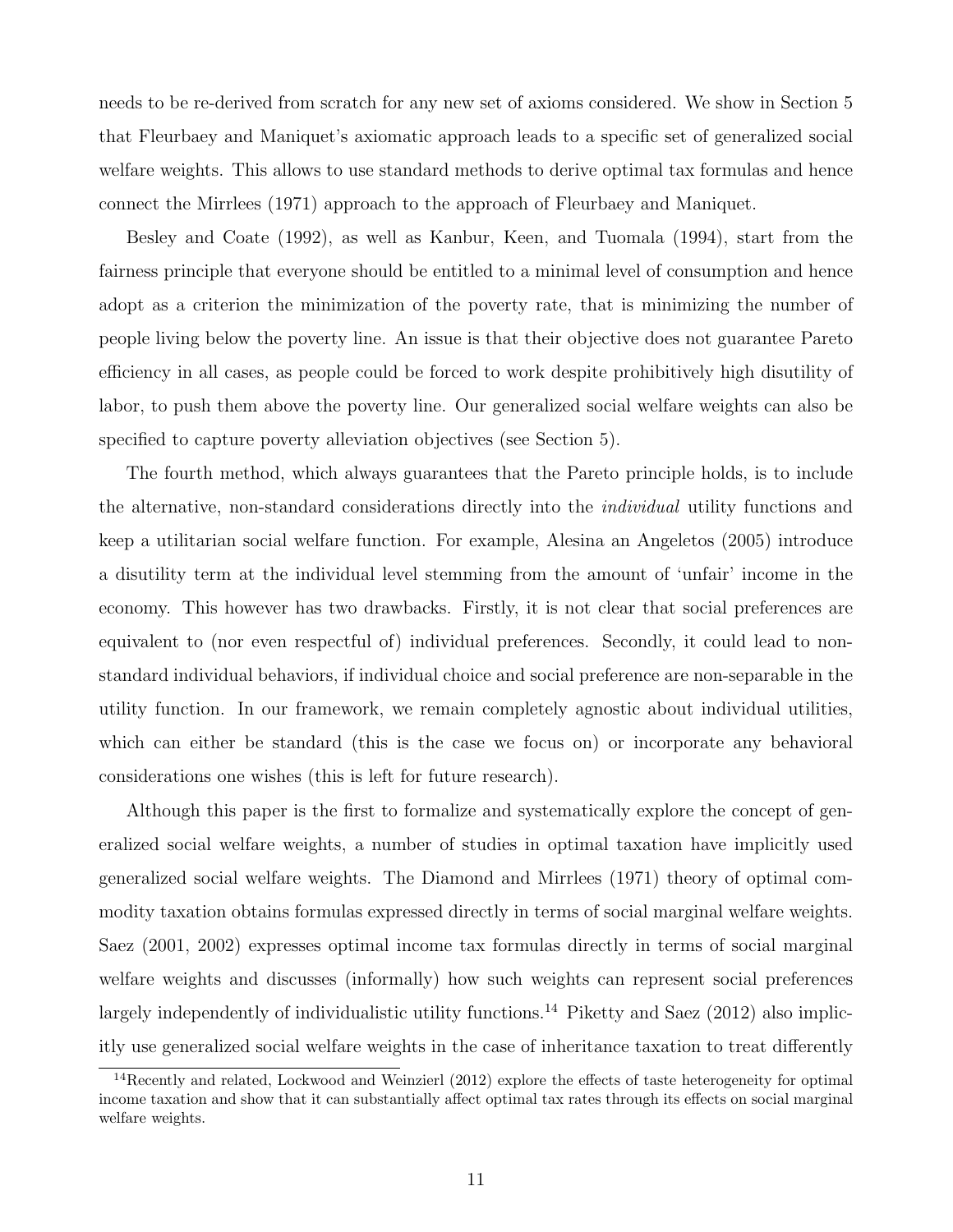needs to be re-derived from scratch for any new set of axioms considered. We show in Section 5 that Fleurbaey and Maniquet's axiomatic approach leads to a specific set of generalized social welfare weights. This allows to use standard methods to derive optimal tax formulas and hence connect the Mirrlees (1971) approach to the approach of Fleurbaey and Maniquet.

Besley and Coate (1992), as well as Kanbur, Keen, and Tuomala (1994), start from the fairness principle that everyone should be entitled to a minimal level of consumption and hence adopt as a criterion the minimization of the poverty rate, that is minimizing the number of people living below the poverty line. An issue is that their objective does not guarantee Pareto efficiency in all cases, as people could be forced to work despite prohibitively high disutility of labor, to push them above the poverty line. Our generalized social welfare weights can also be specified to capture poverty alleviation objectives (see Section 5).

The fourth method, which always guarantees that the Pareto principle holds, is to include the alternative, non-standard considerations directly into the *individual* utility functions and keep a utilitarian social welfare function. For example, Alesina an Angeletos (2005) introduce a disutility term at the individual level stemming from the amount of 'unfair' income in the economy. This however has two drawbacks. Firstly, it is not clear that social preferences are equivalent to (nor even respectful of) individual preferences. Secondly, it could lead to non-standard individual behaviors, if individual choice and social preference are non-separable in the utility function. In our framework, we remain completely agnostic about individual utilities, which can either be standard (this is the case we focus on) or incorporate any behavioral considerations one wishes (this is left for future research).

Although this paper is the first to formalize and systematically explore the concept of generalized social welfare weights, a number of studies in optimal taxation have implicitly used generalized social welfare weights. The Diamond and Mirrlees (1971) theory of optimal commodity taxation obtains formulas expressed directly in terms of social marginal welfare weights. Saez (2001, 2002) expresses optimal income tax formulas directly in terms of social marginal welfare weights and discusses (informally) how such weights can represent social preferences largely independently of individualistic utility functions.[14] Piketty and Saez (2012) also implicitly use generalized social welfare weights in the case of inheritance taxation to treat differently

[14]Recently and related, Lockwood and Weinzierl (2012) explore the effects of taste heterogeneity for optimal income taxation and show that it can substantially affect optimal tax rates through its effects on social marginal welfare weights.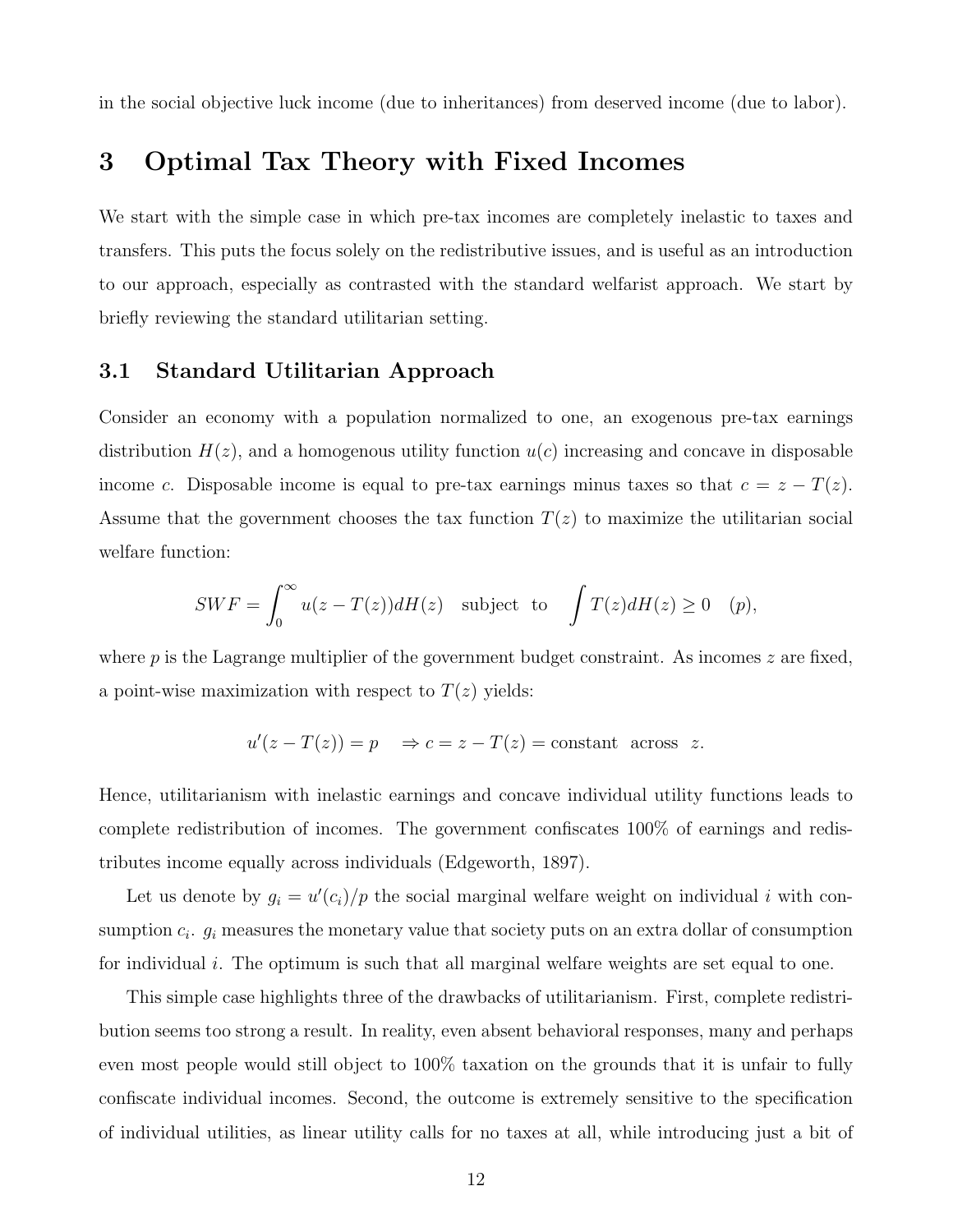in the social objective luck income (due to inheritances) from deserved income (due to labor).

# 3 Optimal Tax Theory with Fixed Incomes

We start with the simple case in which pre-tax incomes are completely inelastic to taxes and transfers. This puts the focus solely on the redistributive issues, and is useful as an introduction to our approach, especially as contrasted with the standard welfarist approach. We start by briefly reviewing the standard utilitarian setting.

## 3.1 Standard Utilitarian Approach

Consider an economy with a population normalized to one, an exogenous pre-tax earnings distribution $H(z)$, and a homogenous utility function $u(c)$ increasing and concave in disposable income $c$. Disposable income is equal to pre-tax earnings minus taxes so that $c = z - T(z)$. Assume that the government chooses the tax function $T(z)$ to maximize the utilitarian social welfare function:

$$SWF = \int_0^\infty u(z - T(z))dH(z) \quad \text{subject to} \quad \int T(z)dH(z) \geq 0 \quad (p),$$

where $p$ is the Lagrange multiplier of the government budget constraint. As incomes $z$ are fixed, a point-wise maximization with respect to $T(z)$ yields:

$$u'(z - T(z)) = p \quad \Rightarrow c = z - T(z) = \text{constant across } z.$$

Hence, utilitarianism with inelastic earnings and concave individual utility functions leads to complete redistribution of incomes. The government confiscates 100% of earnings and redistributes income equally across individuals (Edgeworth, 1897).

Let us denote by $g_i = u'(c_i)/p$ the social marginal welfare weight on individual $i$ with consumption $c_i$. $g_i$ measures the monetary value that society puts on an extra dollar of consumption for individual $i$. The optimum is such that all marginal welfare weights are set equal to one.

This simple case highlights three of the drawbacks of utilitarianism. First, complete redistribution seems too strong a result. In reality, even absent behavioral responses, many and perhaps even most people would still object to 100% taxation on the grounds that it is unfair to fully confiscate individual incomes. Second, the outcome is extremely sensitive to the specification of individual utilities, as linear utility calls for no taxes at all, while introducing just a bit of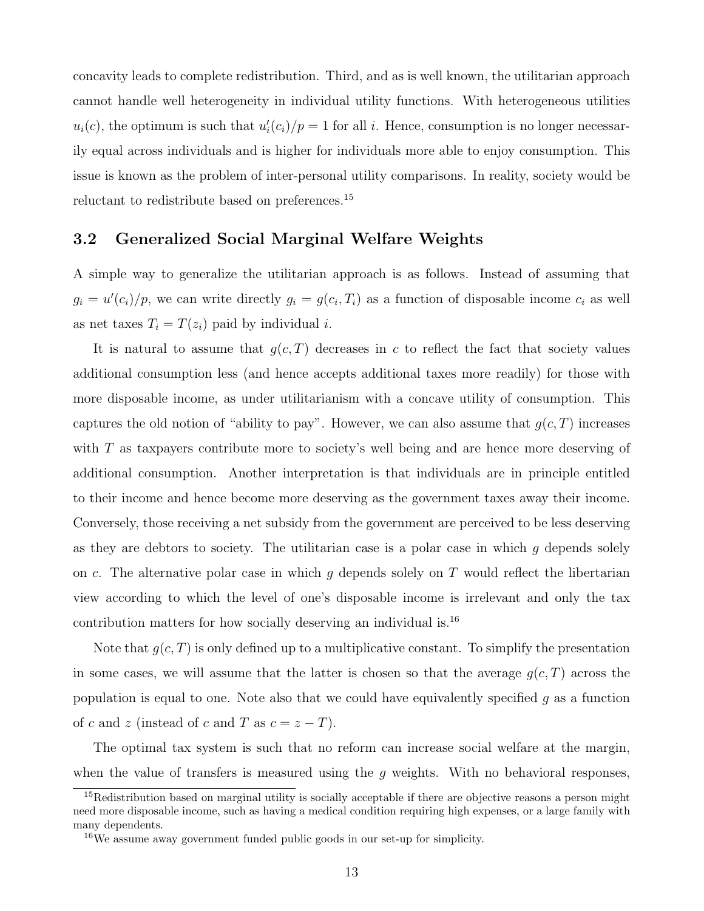concavity leads to complete redistribution. Third, and as is well known, the utilitarian approach cannot handle well heterogeneity in individual utility functions. With heterogeneous utilities $u_i(c)$, the optimum is such that $u_i'(c_i)/p = 1$ for all $i$. Hence, consumption is no longer necessarily equal across individuals and is higher for individuals more able to enjoy consumption. This issue is known as the problem of inter-personal utility comparisons. In reality, society would be reluctant to redistribute based on preferences.[15]

### 3.2 Generalized Social Marginal Welfare Weights

A simple way to generalize the utilitarian approach is as follows. Instead of assuming that $g_i = u'(c_i)/p$, we can write directly $g_i = g(c_i, T_i)$ as a function of disposable income $c_i$ as well as net taxes $T_i = T(z_i)$ paid by individual $i$.

It is natural to assume that $g(c, T)$ decreases in $c$ to reflect the fact that society values additional consumption less (and hence accepts additional taxes more readily) for those with more disposable income, as under utilitarianism with a concave utility of consumption. This captures the old notion of "ability to pay". However, we can also assume that $g(c, T)$ increases with $T$ as taxpayers contribute more to society's well being and are hence more deserving of additional consumption. Another interpretation is that individuals are in principle entitled to their income and hence become more deserving as the government taxes away their income. Conversely, those receiving a net subsidy from the government are perceived to be less deserving as they are debtors to society. The utilitarian case is a polar case in which $g$ depends solely on $c$. The alternative polar case in which $g$ depends solely on $T$ would reflect the libertarian view according to which the level of one's disposable income is irrelevant and only the tax contribution matters for how socially deserving an individual is.[16]

Note that $g(c, T)$ is only defined up to a multiplicative constant. To simplify the presentation in some cases, we will assume that the latter is chosen so that the average $g(c, T)$ across the population is equal to one. Note also that we could have equivalently specified $g$ as a function of $c$ and $z$ (instead of $c$ and $T$ as $c = z - T$).

The optimal tax system is such that no reform can increase social welfare at the margin, when the value of transfers is measured using the $g$ weights. With no behavioral responses,

[15] Redistribution based on marginal utility is socially acceptable if there are objective reasons a person might need more disposable income, such as having a medical condition requiring high expenses, or a large family with many dependents.

[16] We assume away government funded public goods in our set-up for simplicity.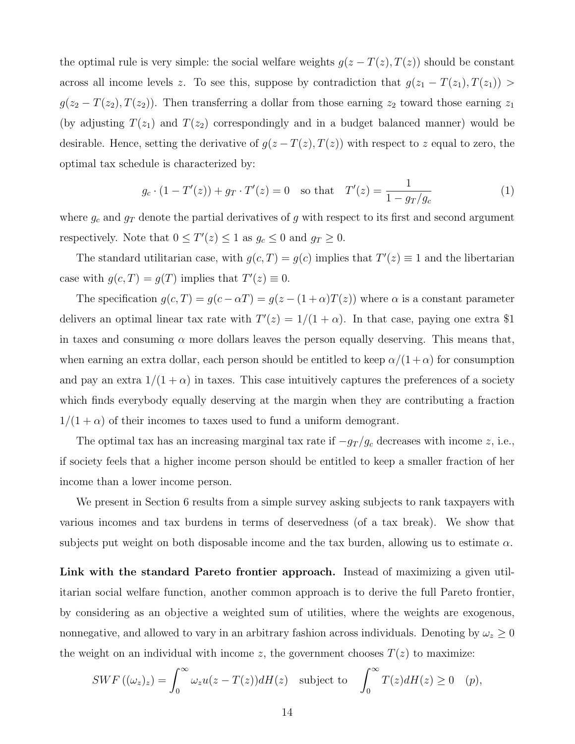the optimal rule is very simple: the social welfare weights $g(z - T(z), T(z))$ should be constant across all income levels $z$. To see this, suppose by contradiction that $g(z_1 - T(z_1), T(z_1)) > g(z_2 - T(z_2), T(z_2))$. Then transferring a dollar from those earning $z_2$ toward those earning $z_1$ (by adjusting $T(z_1)$ and $T(z_2)$ correspondingly and in a budget balanced manner) would be desirable. Hence, setting the derivative of $g(z - T(z), T(z))$ with respect to $z$ equal to zero, the optimal tax schedule is characterized by:

$$g_c \cdot (1 - T'(z)) + g_T \cdot T'(z) = 0 \quad \text{so that} \quad T'(z) = \frac{1}{1 - g_T/g_c} \tag{1}$$

where $g_c$ and $g_T$ denote the partial derivatives of $g$ with respect to its first and second argument respectively. Note that $0 \leq T'(z) \leq 1$ as $g_c \leq 0$ and $g_T \geq 0$.

The standard utilitarian case, with $g(c, T) = g(c)$ implies that $T'(z) \equiv 1$ and the libertarian case with $g(c, T) = g(T)$ implies that $T'(z) \equiv 0$.

The specification $g(c, T) = g(c - \alpha T) = g(z - (1 + \alpha)T(z))$ where $\alpha$ is a constant parameter delivers an optimal linear tax rate with $T'(z) = 1/(1 + \alpha)$. In that case, paying one extra \$1 in taxes and consuming $\alpha$ more dollars leaves the person equally deserving. This means that, when earning an extra dollar, each person should be entitled to keep $\alpha/(1 + \alpha)$ for consumption and pay an extra $1/(1 + \alpha)$ in taxes. This case intuitively captures the preferences of a society which finds everybody equally deserving at the margin when they are contributing a fraction $1/(1 + \alpha)$ of their incomes to taxes used to fund a uniform demogrant.

The optimal tax has an increasing marginal tax rate if $-g_T/g_c$ decreases with income $z$, i.e., if society feels that a higher income person should be entitled to keep a smaller fraction of her income than a lower income person.

We present in Section 6 results from a simple survey asking subjects to rank taxpayers with various incomes and tax burdens in terms of deservedness (of a tax break). We show that subjects put weight on both disposable income and the tax burden, allowing us to estimate $\alpha$.

**Link with the standard Pareto frontier approach.** Instead of maximizing a given utilitarian social welfare function, another common approach is to derive the full Pareto frontier, by considering as an objective a weighted sum of utilities, where the weights are exogenous, nonnegative, and allowed to vary in an arbitrary fashion across individuals. Denoting by $\omega_z \geq 0$ the weight on an individual with income $z$, the government chooses $T(z)$ to maximize:

$$SWF\left((\omega_z)_z\right) = \int_0^\infty \omega_z u(z - T(z)) dH(z) \quad \text{subject to} \quad \int_0^\infty T(z) dH(z) \geq 0 \quad (p),$$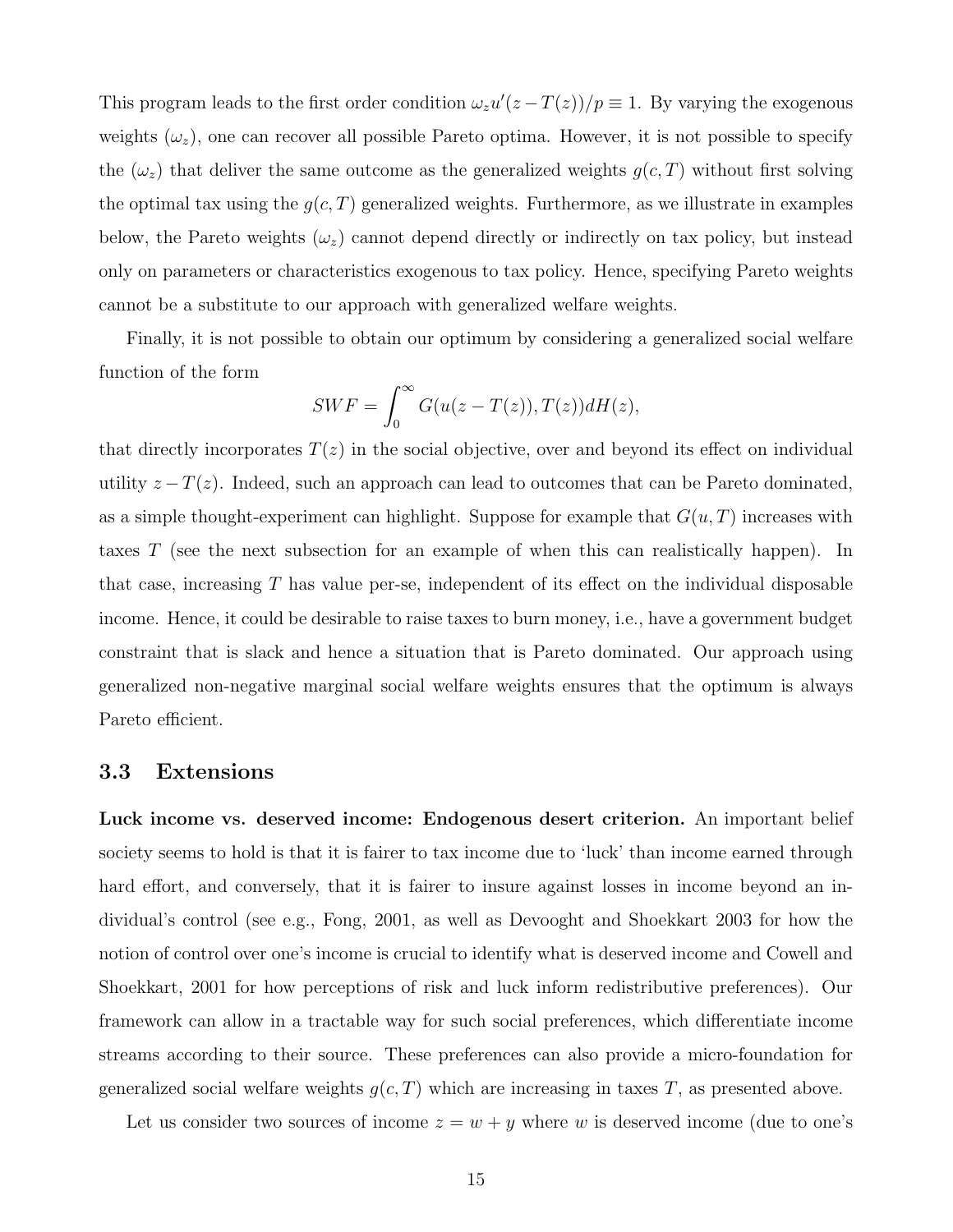This program leads to the first order condition $\omega_z u'(z - T(z))/p \equiv 1$. By varying the exogenous weights $(\omega_z)$, one can recover all possible Pareto optima. However, it is not possible to specify the $(\omega_z)$ that deliver the same outcome as the generalized weights $g(c, T)$ without first solving the optimal tax using the $g(c, T)$ generalized weights. Furthermore, as we illustrate in examples below, the Pareto weights $(\omega_z)$ cannot depend directly or indirectly on tax policy, but instead only on parameters or characteristics exogenous to tax policy. Hence, specifying Pareto weights cannot be a substitute to our approach with generalized welfare weights.

Finally, it is not possible to obtain our optimum by considering a generalized social welfare function of the form

$$SWF = \int_0^\infty G(u(z - T(z)), T(z)) dH(z),$$

that directly incorporates $T(z)$ in the social objective, over and beyond its effect on individual utility $z - T(z)$. Indeed, such an approach can lead to outcomes that can be Pareto dominated, as a simple thought-experiment can highlight. Suppose for example that $G(u, T)$ increases with taxes $T$ (see the next subsection for an example of when this can realistically happen). In that case, increasing $T$ has value per-se, independent of its effect on the individual disposable income. Hence, it could be desirable to raise taxes to burn money, i.e., have a government budget constraint that is slack and hence a situation that is Pareto dominated. Our approach using generalized non-negative marginal social welfare weights ensures that the optimum is always Pareto efficient.

## 3.3 Extensions

**Luck income vs. deserved income: Endogenous desert criterion.** An important belief society seems to hold is that it is fairer to tax income due to 'luck' than income earned through hard effort, and conversely, that it is fairer to insure against losses in income beyond an individual's control (see e.g., Fong, 2001, as well as Devooght and Shoekkart 2003 for how the notion of control over one's income is crucial to identify what is deserved income and Cowell and Shoekkart, 2001 for how perceptions of risk and luck inform redistributive preferences). Our framework can allow in a tractable way for such social preferences, which differentiate income streams according to their source. These preferences can also provide a micro-foundation for generalized social welfare weights $g(c, T)$ which are increasing in taxes $T$, as presented above.

Let us consider two sources of income $z = w + y$ where $w$ is deserved income (due to one's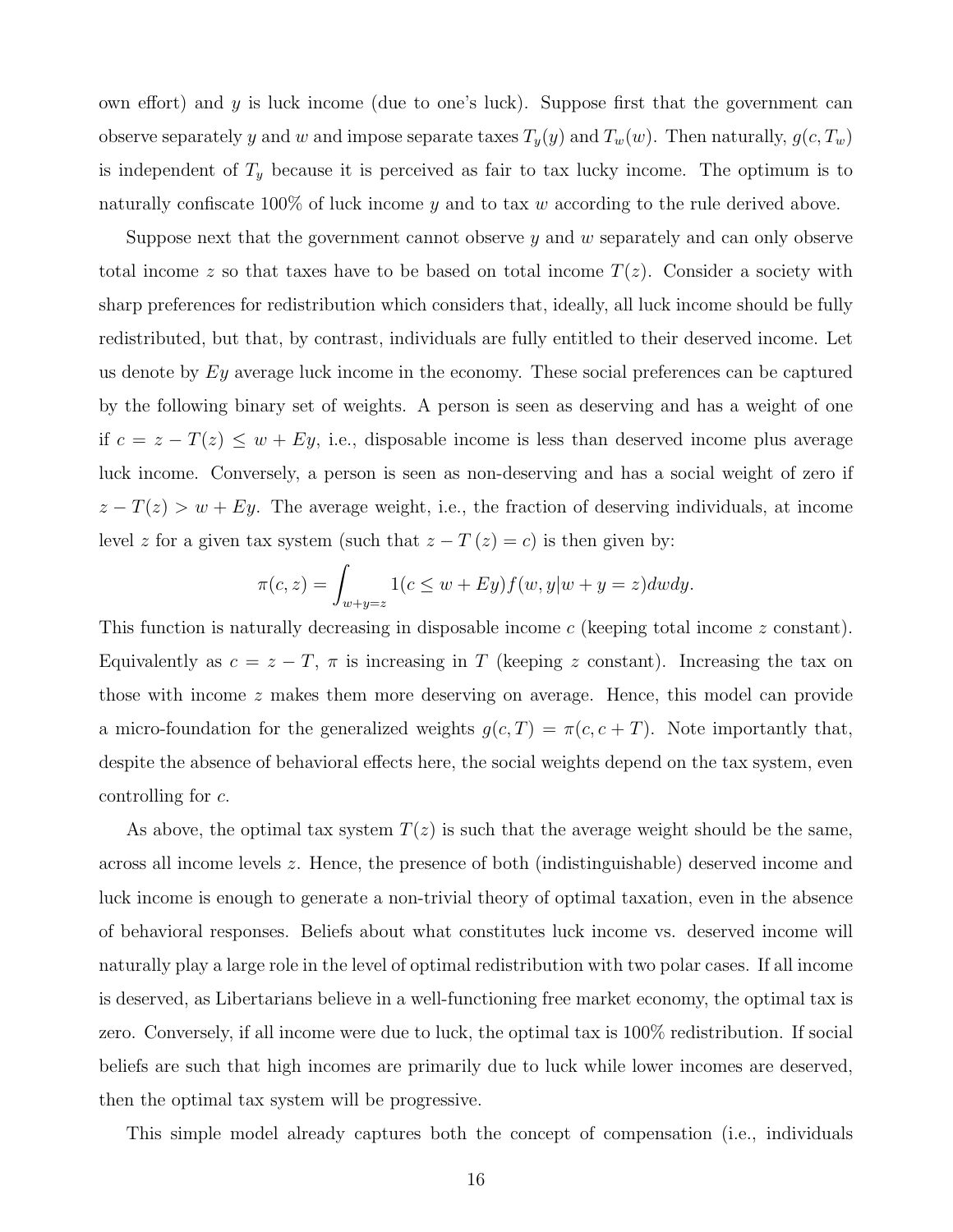own effort) and $y$ is luck income (due to one's luck). Suppose first that the government can observe separately $y$ and $w$ and impose separate taxes $T_y(y)$ and $T_w(w)$. Then naturally, $g(c, T_w)$ is independent of $T_y$ because it is perceived as fair to tax lucky income. The optimum is to naturally confiscate 100% of luck income $y$ and to tax $w$ according to the rule derived above.

Suppose next that the government cannot observe $y$ and $w$ separately and can only observe total income $z$ so that taxes have to be based on total income $T(z)$. Consider a society with sharp preferences for redistribution which considers that, ideally, all luck income should be fully redistributed, but that, by contrast, individuals are fully entitled to their deserved income. Let us denote by $Ey$ average luck income in the economy. These social preferences can be captured by the following binary set of weights. A person is seen as deserving and has a weight of one if $c = z - T(z) \leq w + Ey$, i.e., disposable income is less than deserved income plus average luck income. Conversely, a person is seen as non-deserving and has a social weight of zero if $z - T(z) > w + Ey$. The average weight, i.e., the fraction of deserving individuals, at income level $z$ for a given tax system (such that $z - T(z) = c$) is then given by:

$$\pi(c, z) = \int_{w+y=z} 1(c \leq w + Ey) f(w, y | w + y = z) dw dy.$$

This function is naturally decreasing in disposable income $c$ (keeping total income $z$ constant). Equivalently as $c = z - T$, $\pi$ is increasing in $T$ (keeping $z$ constant). Increasing the tax on those with income $z$ makes them more deserving on average. Hence, this model can provide a micro-foundation for the generalized weights $g(c, T) = \pi(c, c + T)$. Note importantly that, despite the absence of behavioral effects here, the social weights depend on the tax system, even controlling for $c$.

As above, the optimal tax system $T(z)$ is such that the average weight should be the same, across all income levels $z$. Hence, the presence of both (indistinguishable) deserved income and luck income is enough to generate a non-trivial theory of optimal taxation, even in the absence of behavioral responses. Beliefs about what constitutes luck income vs. deserved income will naturally play a large role in the level of optimal redistribution with two polar cases. If all income is deserved, as Libertarians believe in a well-functioning free market economy, the optimal tax is zero. Conversely, if all income were due to luck, the optimal tax is 100% redistribution. If social beliefs are such that high incomes are primarily due to luck while lower incomes are deserved, then the optimal tax system will be progressive.

This simple model already captures both the concept of compensation (i.e., individuals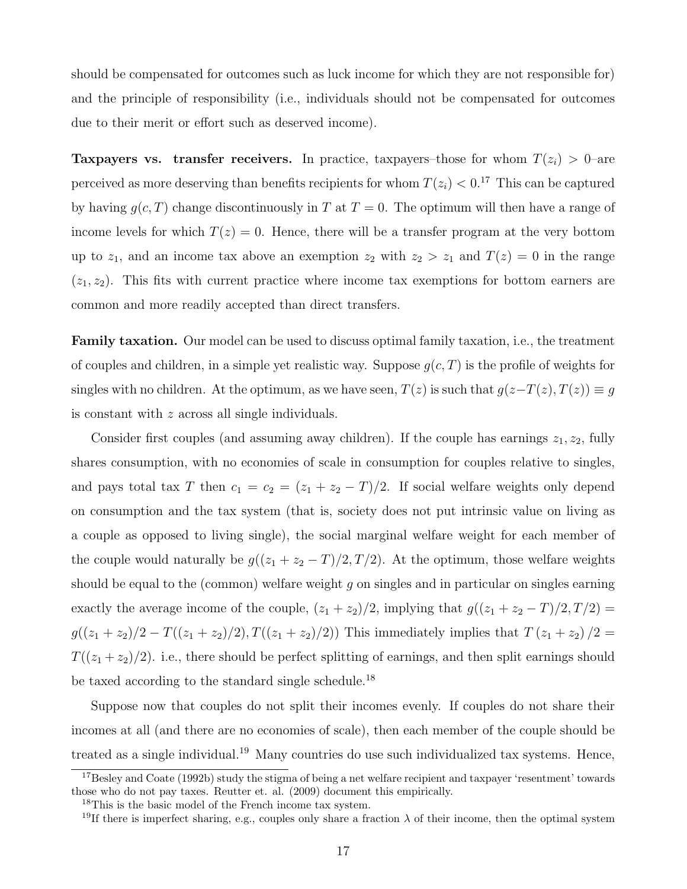should be compensated for outcomes such as luck income for which they are not responsible for) and the principle of responsibility (i.e., individuals should not be compensated for outcomes due to their merit or effort such as deserved income).

**Taxpayers vs. transfer receivers.** In practice, taxpayers–those for whom $T(z_i) > 0$–are perceived as more deserving than benefits recipients for whom $T(z_i) < 0$.[17] This can be captured by having $g(c,T)$ change discontinuously in $T$ at $T = 0$. The optimum will then have a range of income levels for which $T(z) = 0$. Hence, there will be a transfer program at the very bottom up to $z_1$, and an income tax above an exemption $z_2$ with $z_2 > z_1$ and $T(z) = 0$ in the range $(z_1, z_2)$. This fits with current practice where income tax exemptions for bottom earners are common and more readily accepted than direct transfers.

**Family taxation.** Our model can be used to discuss optimal family taxation, i.e., the treatment of couples and children, in a simple yet realistic way. Suppose $g(c,T)$ is the profile of weights for singles with no children. At the optimum, as we have seen, $T(z)$ is such that $g(z-T(z), T(z)) \equiv g$ is constant with $z$ across all single individuals.

Consider first couples (and assuming away children). If the couple has earnings $z_1, z_2$, fully shares consumption, with no economies of scale in consumption for couples relative to singles, and pays total tax $T$ then $c_1 = c_2 = (z_1 + z_2 - T)/2$. If social welfare weights only depend on consumption and the tax system (that is, society does not put intrinsic value on living as a couple as opposed to living single), the social marginal welfare weight for each member of the couple would naturally be $g((z_1 + z_2 - T)/2, T/2)$. At the optimum, those welfare weights should be equal to the (common) welfare weight $g$ on singles and in particular on singles earning exactly the average income of the couple, $(z_1 + z_2)/2$, implying that $g((z_1 + z_2 - T)/2, T/2) = g((z_1 + z_2)/2 - T((z_1 + z_2)/2), T((z_1 + z_2)/2))$ This immediately implies that $T(z_1 + z_2)/2 = T((z_1 + z_2)/2)$. i.e., there should be perfect splitting of earnings, and then split earnings should be taxed according to the standard single schedule.[18]

Suppose now that couples do not split their incomes evenly. If couples do not share their incomes at all (and there are no economies of scale), then each member of the couple should be treated as a single individual.[19] Many countries do use such individualized tax systems. Hence,

[17] Besley and Coate (1992b) study the stigma of being a net welfare recipient and taxpayer 'resentment' towards those who do not pay taxes. Reutter et. al. (2009) document this empirically.

[18] This is the basic model of the French income tax system.

[19] If there is imperfect sharing, e.g., couples only share a fraction $\lambda$ of their income, then the optimal system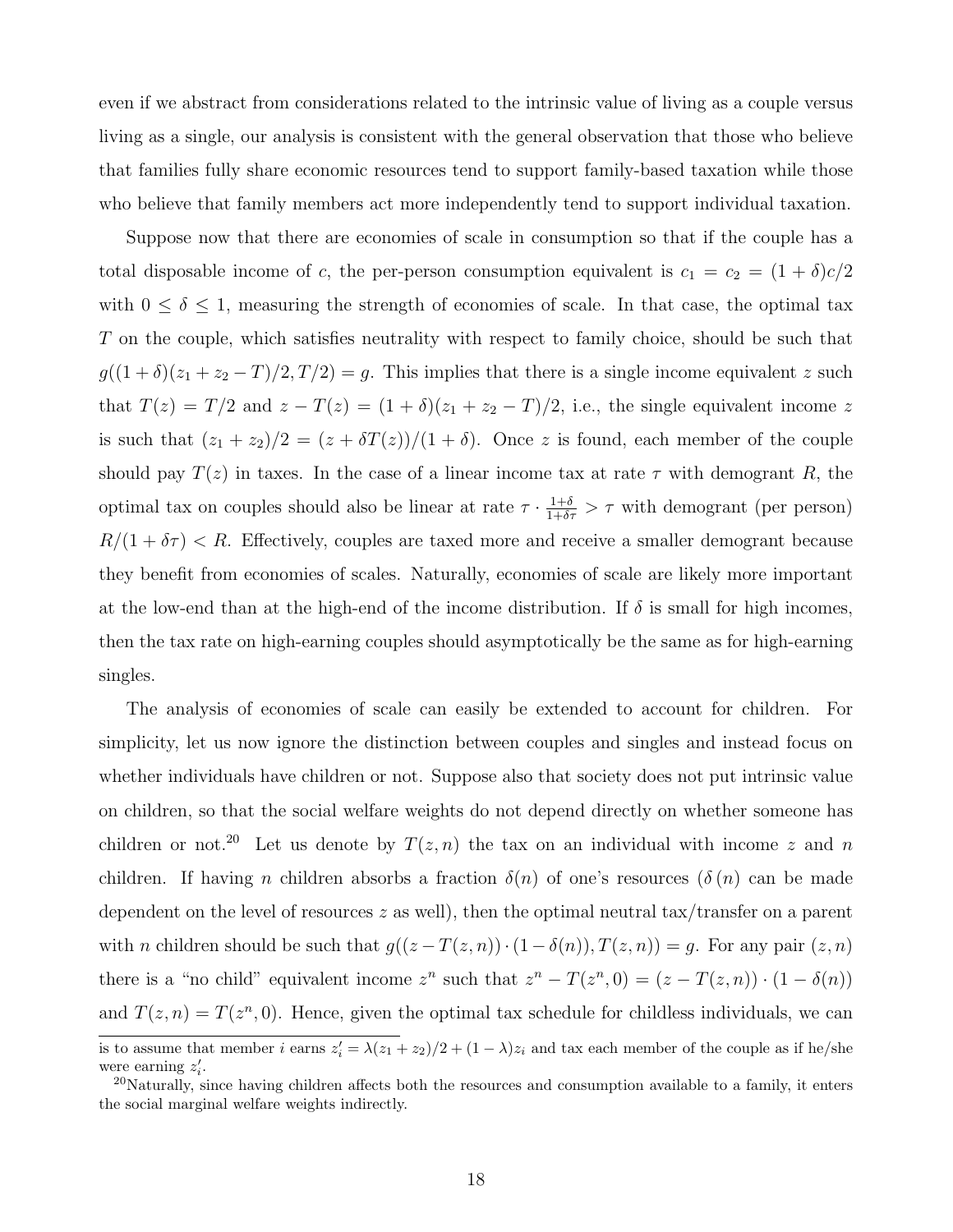even if we abstract from considerations related to the intrinsic value of living as a couple versus living as a single, our analysis is consistent with the general observation that those who believe that families fully share economic resources tend to support family-based taxation while those who believe that family members act more independently tend to support individual taxation.

Suppose now that there are economies of scale in consumption so that if the couple has a total disposable income of $c$, the per-person consumption equivalent is $c_1 = c_2 = (1+\delta)c/2$ with $0 \leq \delta \leq 1$, measuring the strength of economies of scale. In that case, the optimal tax $T$ on the couple, which satisfies neutrality with respect to family choice, should be such that $g((1+\delta)(z_1+z_2-T)/2, T/2) = g$. This implies that there is a single income equivalent $z$ such that $T(z) = T/2$ and $z - T(z) = (1+\delta)(z_1+z_2-T)/2$, i.e., the single equivalent income $z$ is such that $(z_1+z_2)/2 = (z+\delta T(z))/(1+\delta)$. Once $z$ is found, each member of the couple should pay $T(z)$ in taxes. In the case of a linear income tax at rate $\tau$ with demogrant $R$, the optimal tax on couples should also be linear at rate $\tau \cdot \frac{1+\delta}{1+\delta\tau} > \tau$ with demogrant (per person) $R/(1+\delta\tau) < R$. Effectively, couples are taxed more and receive a smaller demogrant because they benefit from economies of scales. Naturally, economies of scale are likely more important at the low-end than at the high-end of the income distribution. If $\delta$ is small for high incomes, then the tax rate on high-earning couples should asymptotically be the same as for high-earning singles.

The analysis of economies of scale can easily be extended to account for children. For simplicity, let us now ignore the distinction between couples and singles and instead focus on whether individuals have children or not. Suppose also that society does not put intrinsic value on children, so that the social welfare weights do not depend directly on whether someone has children or not.[20] Let us denote by $T(z,n)$ the tax on an individual with income $z$ and $n$ children. If having $n$ children absorbs a fraction $\delta(n)$ of one's resources ($\delta(n)$ can be made dependent on the level of resources $z$ as well), then the optimal neutral tax/transfer on a parent with $n$ children should be such that $g((z - T(z,n)) \cdot (1-\delta(n)), T(z,n)) = g$. For any pair $(z,n)$ there is a "no child" equivalent income $z^n$ such that $z^n - T(z^n, 0) = (z - T(z,n)) \cdot (1-\delta(n))$ and $T(z,n) = T(z^n, 0)$. Hence, given the optimal tax schedule for childless individuals, we can

is to assume that member $i$ earns $z_i' = \lambda(z_1+z_2)/2 + (1-\lambda)z_i$ and tax each member of the couple as if he/she were earning $z_i'$.

[20] Naturally, since having children affects both the resources and consumption available to a family, it enters the social marginal welfare weights indirectly.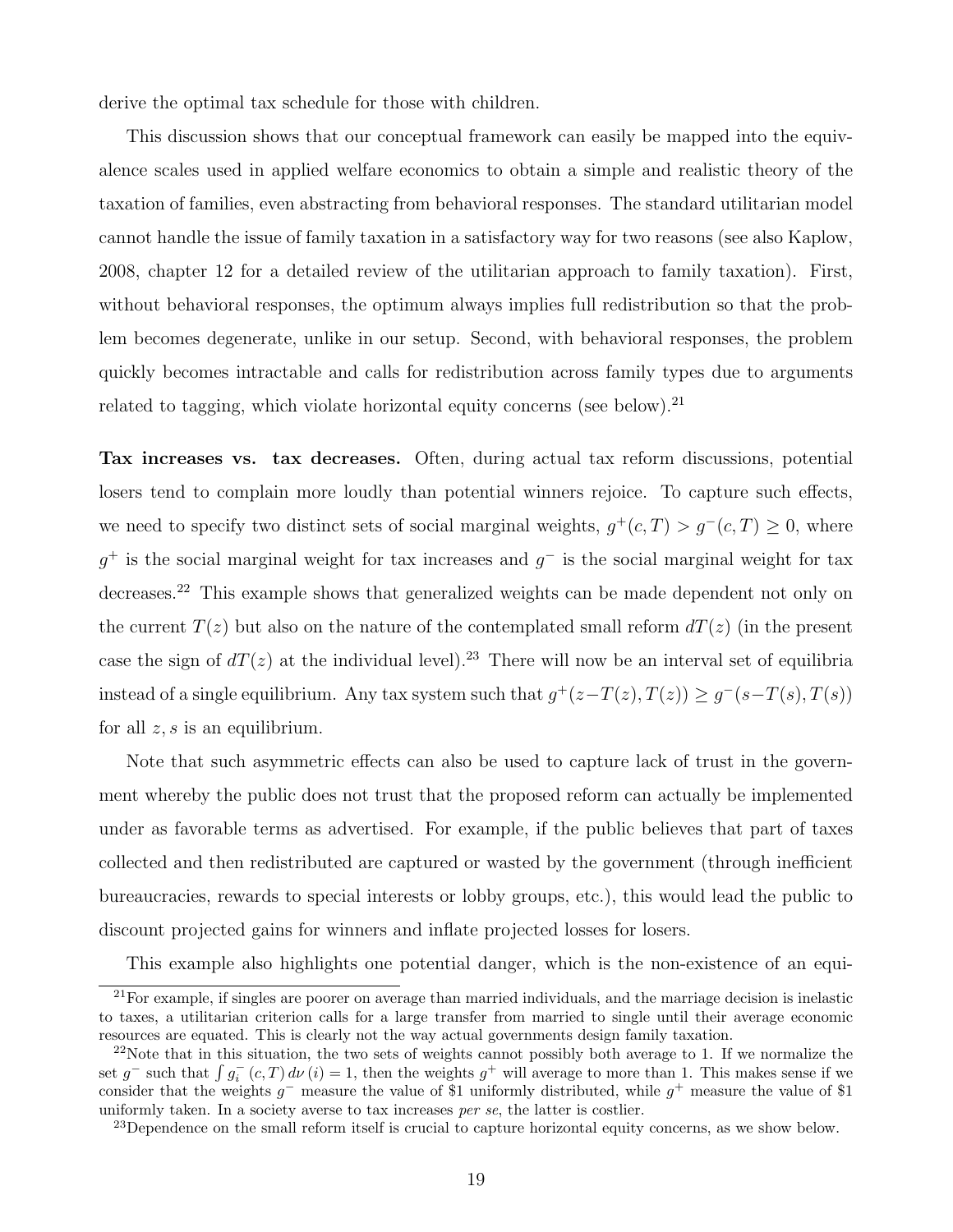derive the optimal tax schedule for those with children.

This discussion shows that our conceptual framework can easily be mapped into the equivalence scales used in applied welfare economics to obtain a simple and realistic theory of the taxation of families, even abstracting from behavioral responses. The standard utilitarian model cannot handle the issue of family taxation in a satisfactory way for two reasons (see also Kaplow, 2008, chapter 12 for a detailed review of the utilitarian approach to family taxation). First, without behavioral responses, the optimum always implies full redistribution so that the problem becomes degenerate, unlike in our setup. Second, with behavioral responses, the problem quickly becomes intractable and calls for redistribution across family types due to arguments related to tagging, which violate horizontal equity concerns (see below).[21]

**Tax increases vs. tax decreases.** Often, during actual tax reform discussions, potential losers tend to complain more loudly than potential winners rejoice. To capture such effects, we need to specify two distinct sets of social marginal weights, $g^+(c,T) > g^-(c,T) \geq 0$, where $g^+$ is the social marginal weight for tax increases and $g^-$ is the social marginal weight for tax decreases.[22] This example shows that generalized weights can be made dependent not only on the current $T(z)$ but also on the nature of the contemplated small reform $dT(z)$ (in the present case the sign of $dT(z)$ at the individual level).[23] There will now be an interval set of equilibria instead of a single equilibrium. Any tax system such that $g^+(z-T(z), T(z)) \geq g^-(s-T(s), T(s))$ for all $z, s$ is an equilibrium.

Note that such asymmetric effects can also be used to capture lack of trust in the government whereby the public does not trust that the proposed reform can actually be implemented under as favorable terms as advertised. For example, if the public believes that part of taxes collected and then redistributed are captured or wasted by the government (through inefficient bureaucracies, rewards to special interests or lobby groups, etc.), this would lead the public to discount projected gains for winners and inflate projected losses for losers.

This example also highlights one potential danger, which is the non-existence of an equi-

[21] For example, if singles are poorer on average than married individuals, and the marriage decision is inelastic to taxes, a utilitarian criterion calls for a large transfer from married to single until their average economic resources are equated. This is clearly not the way actual governments design family taxation.

[22] Note that in this situation, the two sets of weights cannot possibly both average to 1. If we normalize the set $g^-$ such that $\int g_i^-(c,T)\, d\nu(i) = 1$, then the weights $g^+$ will average to more than 1. This makes sense if we consider that the weights $g^-$ measure the value of \$1 uniformly distributed, while $g^+$ measure the value of \$1 uniformly taken. In a society averse to tax increases *per se*, the latter is costlier.

[23] Dependence on the small reform itself is crucial to capture horizontal equity concerns, as we show below.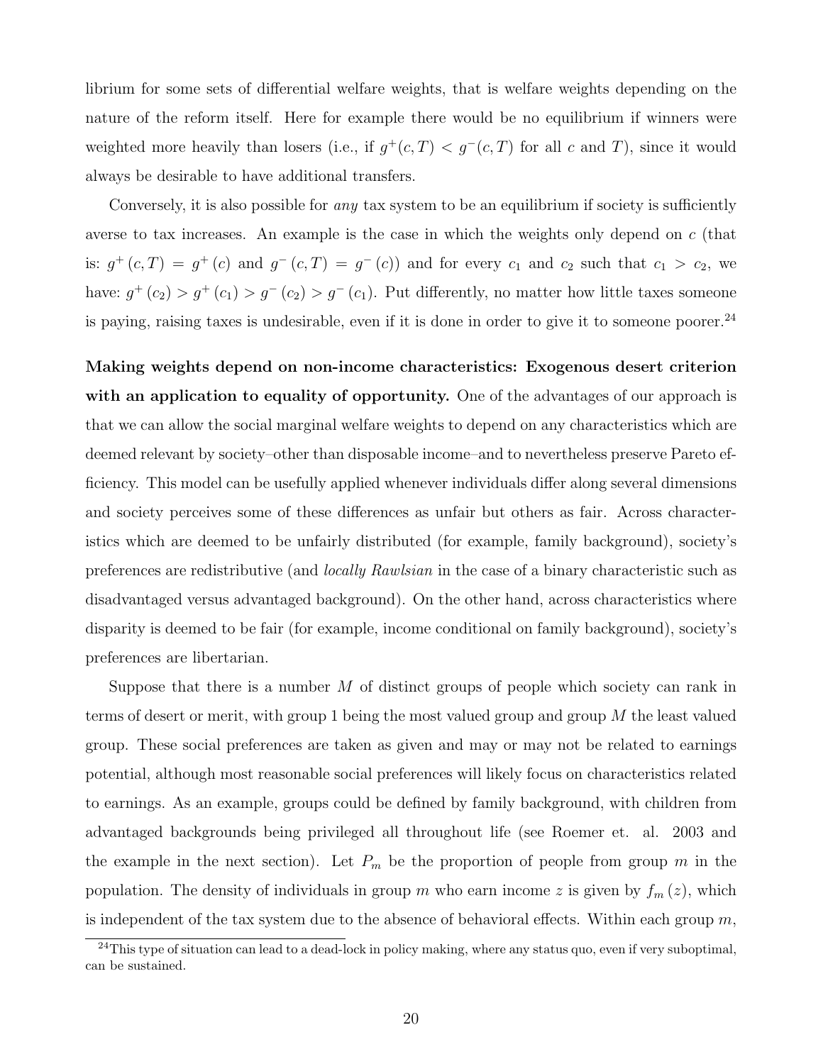librium for some sets of differential welfare weights, that is welfare weights depending on the nature of the reform itself. Here for example there would be no equilibrium if winners were weighted more heavily than losers (i.e., if $g^{+}(c,T) < g^{-}(c,T)$ for all $c$ and $T$), since it would always be desirable to have additional transfers.

Conversely, it is also possible for *any* tax system to be an equilibrium if society is sufficiently averse to tax increases. An example is the case in which the weights only depend on $c$ (that is: $g^{+}(c,T) = g^{+}(c)$ and $g^{-}(c,T) = g^{-}(c)$) and for every $c_1$ and $c_2$ such that $c_1 > c_2$, we have: $g^{+}(c_2) > g^{+}(c_1) > g^{-}(c_2) > g^{-}(c_1)$. Put differently, no matter how little taxes someone is paying, raising taxes is undesirable, even if it is done in order to give it to someone poorer.[24]

**Making weights depend on non-income characteristics: Exogenous desert criterion with an application to equality of opportunity.** One of the advantages of our approach is that we can allow the social marginal welfare weights to depend on any characteristics which are deemed relevant by society–other than disposable income–and to nevertheless preserve Pareto efficiency. This model can be usefully applied whenever individuals differ along several dimensions and society perceives some of these differences as unfair but others as fair. Across characteristics which are deemed to be unfairly distributed (for example, family background), society's preferences are redistributive (and *locally Rawlsian* in the case of a binary characteristic such as disadvantaged versus advantaged background). On the other hand, across characteristics where disparity is deemed to be fair (for example, income conditional on family background), society's preferences are libertarian.

Suppose that there is a number $M$ of distinct groups of people which society can rank in terms of desert or merit, with group 1 being the most valued group and group $M$ the least valued group. These social preferences are taken as given and may or may not be related to earnings potential, although most reasonable social preferences will likely focus on characteristics related to earnings. As an example, groups could be defined by family background, with children from advantaged backgrounds being privileged all throughout life (see Roemer et. al. 2003 and the example in the next section). Let $P_m$ be the proportion of people from group $m$ in the population. The density of individuals in group $m$ who earn income $z$ is given by $f_m(z)$, which is independent of the tax system due to the absence of behavioral effects. Within each group $m$,

[24] This type of situation can lead to a dead-lock in policy making, where any status quo, even if very suboptimal, can be sustained.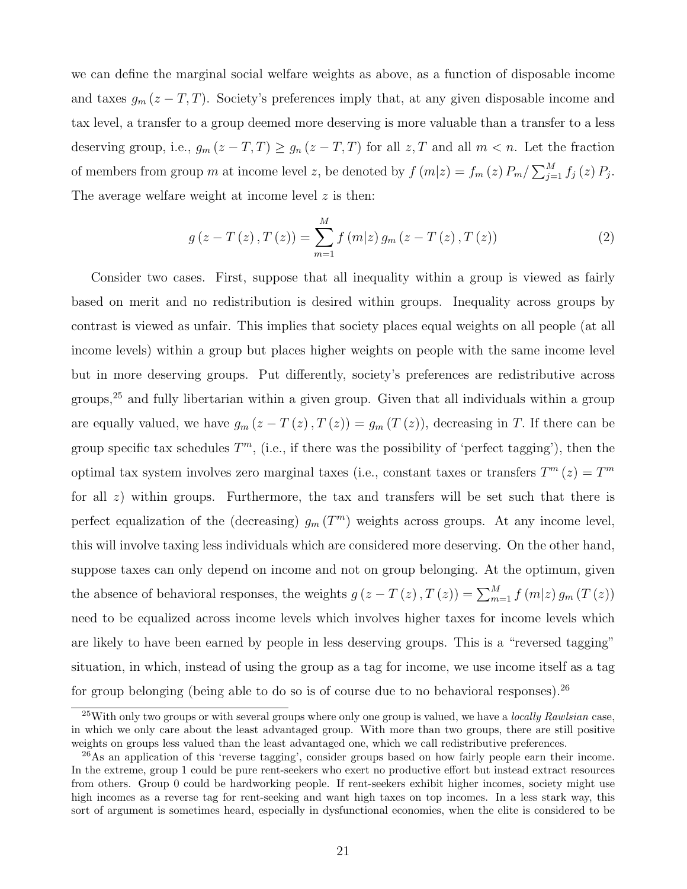we can define the marginal social welfare weights as above, as a function of disposable income and taxes $g_m(z-T,T)$. Society's preferences imply that, at any given disposable income and tax level, a transfer to a group deemed more deserving is more valuable than a transfer to a less deserving group, i.e., $g_m(z-T,T) \geq g_n(z-T,T)$ for all $z, T$ and all $m < n$. Let the fraction of members from group $m$ at income level $z$, be denoted by $f(m|z) = f_m(z) P_m / \sum_{j=1}^{M} f_j(z) P_j$. The average welfare weight at income level $z$ is then:

$$g(z-T(z), T(z)) = \sum_{m=1}^{M} f(m|z) \, g_m(z-T(z), T(z)) \tag{2}$$

Consider two cases. First, suppose that all inequality within a group is viewed as fairly based on merit and no redistribution is desired within groups. Inequality across groups by contrast is viewed as unfair. This implies that society places equal weights on all people (at all income levels) within a group but places higher weights on people with the same income level but in more deserving groups. Put differently, society's preferences are redistributive across groups,[25] and fully libertarian within a given group. Given that all individuals within a group are equally valued, we have $g_m(z-T(z), T(z)) = g_m(T(z))$, decreasing in $T$. If there can be group specific tax schedules $T^m$, (i.e., if there was the possibility of 'perfect tagging'), then the optimal tax system involves zero marginal taxes (i.e., constant taxes or transfers $T^m(z) = T^m$ for all $z$) within groups. Furthermore, the tax and transfers will be set such that there is perfect equalization of the (decreasing) $g_m(T^m)$ weights across groups. At any income level, this will involve taxing less individuals which are considered more deserving. On the other hand, suppose taxes can only depend on income and not on group belonging. At the optimum, given the absence of behavioral responses, the weights $g(z-T(z), T(z)) = \sum_{m=1}^{M} f(m|z) \, g_m(T(z))$ need to be equalized across income levels which involves higher taxes for income levels which are likely to have been earned by people in less deserving groups. This is a "reversed tagging" situation, in which, instead of using the group as a tag for income, we use income itself as a tag for group belonging (being able to do so is of course due to no behavioral responses).[26]

[25] With only two groups or with several groups where only one group is valued, we have a *locally Rawlsian* case, in which we only care about the least advantaged group. With more than two groups, there are still positive weights on groups less valued than the least advantaged one, which we call redistributive preferences.

[26] As an application of this 'reverse tagging', consider groups based on how fairly people earn their income. In the extreme, group 1 could be pure rent-seekers who exert no productive effort but instead extract resources from others. Group 0 could be hardworking people. If rent-seekers exhibit higher incomes, society might use high incomes as a reverse tag for rent-seeking and want high taxes on top incomes. In a less stark way, this sort of argument is sometimes heard, especially in dysfunctional economies, when the elite is considered to be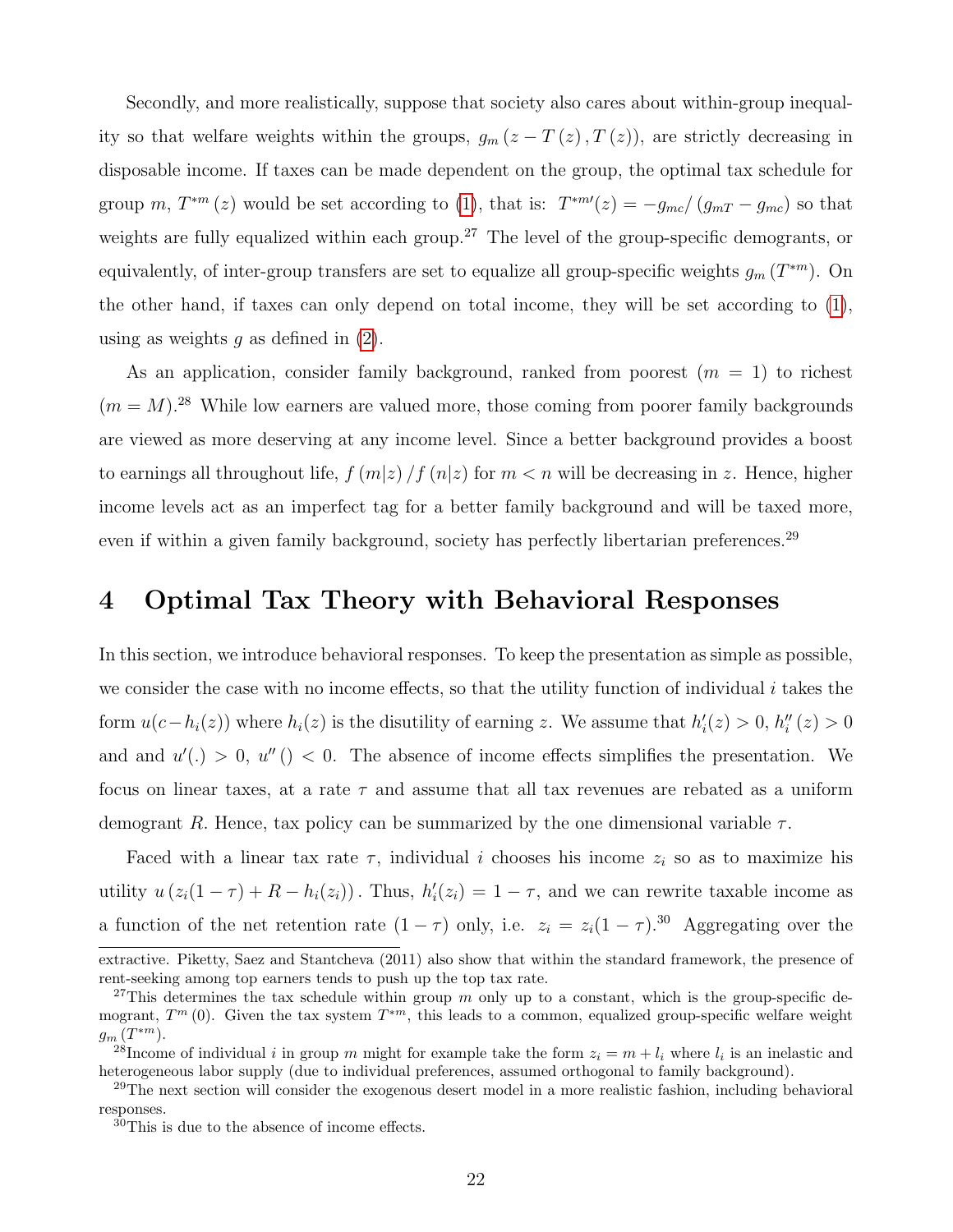Secondly, and more realistically, suppose that society also cares about within-group inequality so that welfare weights within the groups, $g_m(z - T(z), T(z))$, are strictly decreasing in disposable income. If taxes can be made dependent on the group, the optimal tax schedule for group $m$, $T^{*m}(z)$ would be set according to (1), that is: $T^{*m\prime}(z) = -g_{mc}/(g_{mT} - g_{mc})$ so that weights are fully equalized within each group.[27] The level of the group-specific demogrants, or equivalently, of inter-group transfers are set to equalize all group-specific weights $g_m(T^{*m})$. On the other hand, if taxes can only depend on total income, they will be set according to (1), using as weights $g$ as defined in (2).

As an application, consider family background, ranked from poorest ($m = 1$) to richest ($m = M$).[28] While low earners are valued more, those coming from poorer family backgrounds are viewed as more deserving at any income level. Since a better background provides a boost to earnings all throughout life, $f(m|z)/f(n|z)$ for $m < n$ will be decreasing in $z$. Hence, higher income levels act as an imperfect tag for a better family background and will be taxed more, even if within a given family background, society has perfectly libertarian preferences.[29]

# 4 Optimal Tax Theory with Behavioral Responses

In this section, we introduce behavioral responses. To keep the presentation as simple as possible, we consider the case with no income effects, so that the utility function of individual $i$ takes the form $u(c - h_i(z))$ where $h_i(z)$ is the disutility of earning $z$. We assume that $h_i'(z) > 0$, $h_i''(z) > 0$ and and $u'(.) > 0$, $u''() < 0$. The absence of income effects simplifies the presentation. We focus on linear taxes, at a rate $\tau$ and assume that all tax revenues are rebated as a uniform demogrant $R$. Hence, tax policy can be summarized by the one dimensional variable $\tau$.

Faced with a linear tax rate $\tau$, individual $i$ chooses his income $z_i$ so as to maximize his utility $u(z_i(1-\tau) + R - h_i(z_i))$. Thus, $h_i'(z_i) = 1 - \tau$, and we can rewrite taxable income as a function of the net retention rate $(1 - \tau)$ only, i.e. $z_i = z_i(1 - \tau)$.[30] Aggregating over the

extractive. Piketty, Saez and Stantcheva (2011) also show that within the standard framework, the presence of rent-seeking among top earners tends to push up the top tax rate.

[27] This determines the tax schedule within group $m$ only up to a constant, which is the group-specific demogrant, $T^m(0)$. Given the tax system $T^{*m}$, this leads to a common, equalized group-specific welfare weight $g_m(T^{*m})$.

[28] Income of individual $i$ in group $m$ might for example take the form $z_i = m + l_i$ where $l_i$ is an inelastic and heterogeneous labor supply (due to individual preferences, assumed orthogonal to family background).

[29] The next section will consider the exogenous desert model in a more realistic fashion, including behavioral responses.

[30] This is due to the absence of income effects.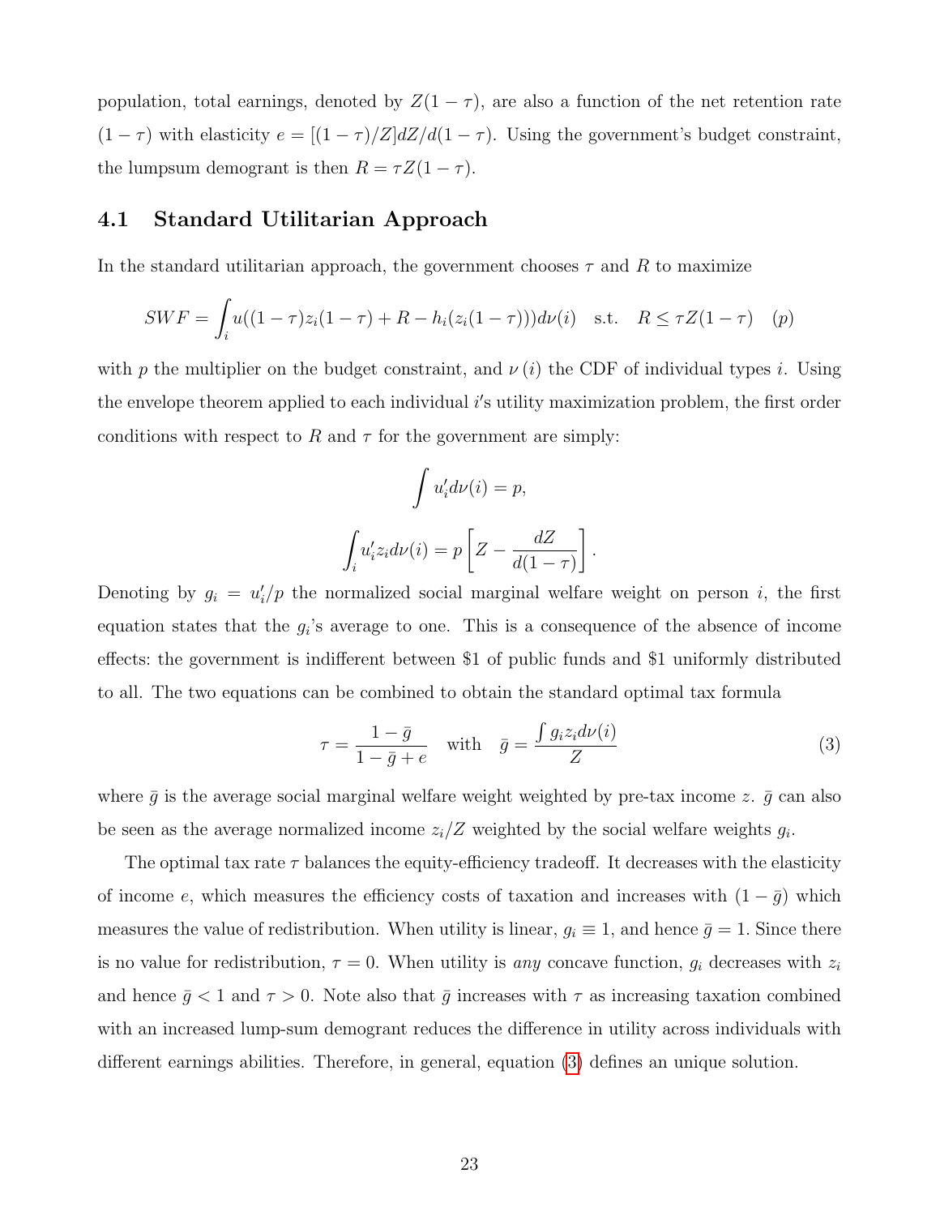population, total earnings, denoted by $Z(1-\tau)$, are also a function of the net retention rate $(1-\tau)$ with elasticity $e = [(1-\tau)/Z]dZ/d(1-\tau)$. Using the government's budget constraint, the lumpsum demogrant is then $R = \tau Z(1-\tau)$.

## 4.1 Standard Utilitarian Approach

In the standard utilitarian approach, the government chooses $\tau$ and $R$ to maximize

$$SWF = \int_i u((1-\tau)z_i(1-\tau) + R - h_i(z_i(1-\tau)))d\nu(i) \quad \text{s.t.} \quad R \leq \tau Z(1-\tau) \quad (p)$$

with $p$ the multiplier on the budget constraint, and $\nu(i)$ the CDF of individual types $i$. Using the envelope theorem applied to each individual $i$'s utility maximization problem, the first order conditions with respect to $R$ and $\tau$ for the government are simply:

$$\int u_i' d\nu(i) = p,$$

$$\int_i u_i' z_i d\nu(i) = p\left[Z - \frac{dZ}{d(1-\tau)}\right].$$

Denoting by $g_i = u_i'/p$ the normalized social marginal welfare weight on person $i$, the first equation states that the $g_i$'s average to one. This is a consequence of the absence of income effects: the government is indifferent between \$1 of public funds and \$1 uniformly distributed to all. The two equations can be combined to obtain the standard optimal tax formula

$$\tau = \frac{1-\bar{g}}{1-\bar{g}+e} \quad \text{with} \quad \bar{g} = \frac{\int g_i z_i d\nu(i)}{Z} \tag{3}$$

where $\bar{g}$ is the average social marginal welfare weight weighted by pre-tax income $z$. $\bar{g}$ can also be seen as the average normalized income $z_i/Z$ weighted by the social welfare weights $g_i$.

The optimal tax rate $\tau$ balances the equity-efficiency tradeoff. It decreases with the elasticity of income $e$, which measures the efficiency costs of taxation and increases with $(1-\bar{g})$ which measures the value of redistribution. When utility is linear, $g_i \equiv 1$, and hence $\bar{g} = 1$. Since there is no value for redistribution, $\tau = 0$. When utility is *any* concave function, $g_i$ decreases with $z_i$ and hence $\bar{g} < 1$ and $\tau > 0$. Note also that $\bar{g}$ increases with $\tau$ as increasing taxation combined with an increased lump-sum demogrant reduces the difference in utility across individuals with different earnings abilities. Therefore, in general, equation (3) defines an unique solution.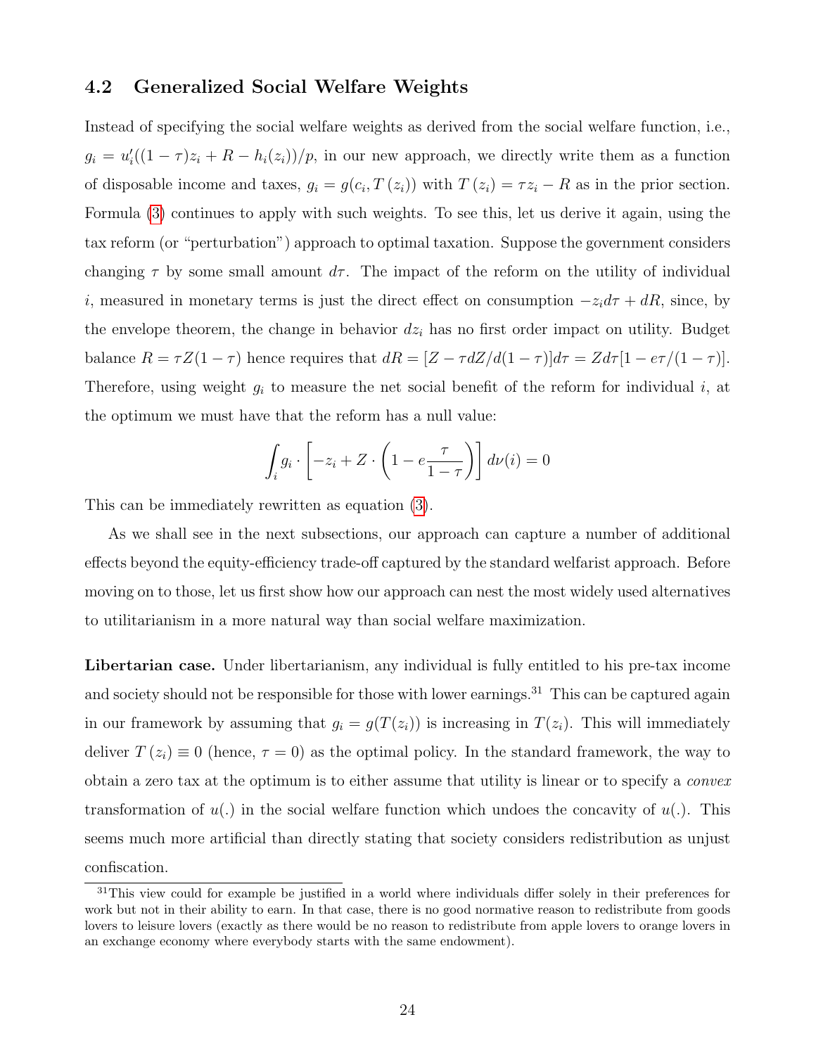### 4.2 Generalized Social Welfare Weights

Instead of specifying the social welfare weights as derived from the social welfare function, i.e., $g_i = u_i'((1-\tau)z_i + R - h_i(z_i))/p$, in our new approach, we directly write them as a function of disposable income and taxes, $g_i = g(c_i, T(z_i))$ with $T(z_i) = \tau z_i - R$ as in the prior section. Formula (3) continues to apply with such weights. To see this, let us derive it again, using the tax reform (or "perturbation") approach to optimal taxation. Suppose the government considers changing $\tau$ by some small amount $d\tau$. The impact of the reform on the utility of individual $i$, measured in monetary terms is just the direct effect on consumption $-z_i d\tau + dR$, since, by the envelope theorem, the change in behavior $dz_i$ has no first order impact on utility. Budget balance $R = \tau Z(1-\tau)$ hence requires that $dR = [Z - \tau dZ/d(1-\tau)]d\tau = Zd\tau[1 - e\tau/(1-\tau)]$. Therefore, using weight $g_i$ to measure the net social benefit of the reform for individual $i$, at the optimum we must have that the reform has a null value:

$$\int_i g_i \cdot \left[ -z_i + Z \cdot \left( 1 - e\frac{\tau}{1-\tau} \right) \right] d\nu(i) = 0$$

This can be immediately rewritten as equation (3).

As we shall see in the next subsections, our approach can capture a number of additional effects beyond the equity-efficiency trade-off captured by the standard welfarist approach. Before moving on to those, let us first show how our approach can nest the most widely used alternatives to utilitarianism in a more natural way than social welfare maximization.

**Libertarian case.** Under libertarianism, any individual is fully entitled to his pre-tax income and society should not be responsible for those with lower earnings.[31] This can be captured again in our framework by assuming that $g_i = g(T(z_i))$ is increasing in $T(z_i)$. This will immediately deliver $T(z_i) \equiv 0$ (hence, $\tau = 0$) as the optimal policy. In the standard framework, the way to obtain a zero tax at the optimum is to either assume that utility is linear or to specify a *convex* transformation of $u(.)$ in the social welfare function which undoes the concavity of $u(.)$. This seems much more artificial than directly stating that society considers redistribution as unjust confiscation.

[31] This view could for example be justified in a world where individuals differ solely in their preferences for work but not in their ability to earn. In that case, there is no good normative reason to redistribute from goods lovers to leisure lovers (exactly as there would be no reason to redistribute from apple lovers to orange lovers in an exchange economy where everybody starts with the same endowment).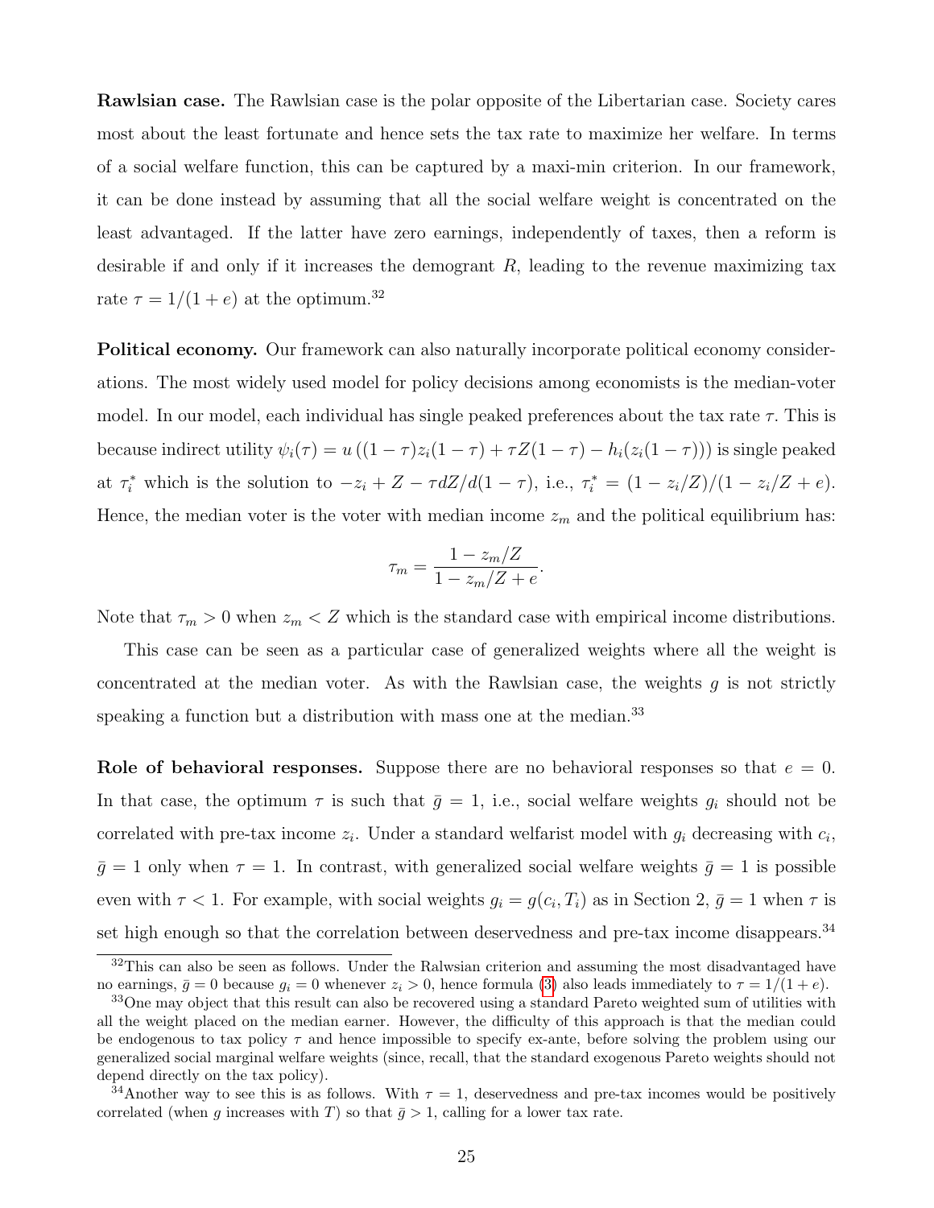**Rawlsian case.** The Rawlsian case is the polar opposite of the Libertarian case. Society cares most about the least fortunate and hence sets the tax rate to maximize her welfare. In terms of a social welfare function, this can be captured by a maxi-min criterion. In our framework, it can be done instead by assuming that all the social welfare weight is concentrated on the least advantaged. If the latter have zero earnings, independently of taxes, then a reform is desirable if and only if it increases the demogrant $R$, leading to the revenue maximizing tax rate $\tau = 1/(1+e)$ at the optimum.[32]

**Political economy.** Our framework can also naturally incorporate political economy considerations. The most widely used model for policy decisions among economists is the median-voter model. In our model, each individual has single peaked preferences about the tax rate $\tau$. This is because indirect utility $\psi_i(\tau) = u\left((1-\tau)z_i(1-\tau) + \tau Z(1-\tau) - h_i(z_i(1-\tau))\right)$ is single peaked at $\tau_i^*$ which is the solution to $-z_i + Z - \tau dZ/d(1-\tau)$, i.e., $\tau_i^* = (1 - z_i/Z)/(1 - z_i/Z + e)$. Hence, the median voter is the voter with median income $z_m$ and the political equilibrium has:

$$\tau_m = \frac{1 - z_m/Z}{1 - z_m/Z + e}.$$

Note that $\tau_m > 0$ when $z_m < Z$ which is the standard case with empirical income distributions.

This case can be seen as a particular case of generalized weights where all the weight is concentrated at the median voter. As with the Rawlsian case, the weights $g$ is not strictly speaking a function but a distribution with mass one at the median.[33]

**Role of behavioral responses.** Suppose there are no behavioral responses so that $e = 0$. In that case, the optimum $\tau$ is such that $\bar{g} = 1$, i.e., social welfare weights $g_i$ should not be correlated with pre-tax income $z_i$. Under a standard welfarist model with $g_i$ decreasing with $c_i$, $\bar{g} = 1$ only when $\tau = 1$. In contrast, with generalized social welfare weights $\bar{g} = 1$ is possible even with $\tau < 1$. For example, with social weights $g_i = g(c_i, T_i)$ as in Section 2, $\bar{g} = 1$ when $\tau$ is set high enough so that the correlation between deservedness and pre-tax income disappears.[34]

---

[32] This can also be seen as follows. Under the Ralwsian criterion and assuming the most disadvantaged have no earnings, $\bar{g} = 0$ because $g_i = 0$ whenever $z_i > 0$, hence formula (3) also leads immediately to $\tau = 1/(1+e)$.

[33] One may object that this result can also be recovered using a standard Pareto weighted sum of utilities with all the weight placed on the median earner. However, the difficulty of this approach is that the median could be endogenous to tax policy $\tau$ and hence impossible to specify ex-ante, before solving the problem using our generalized social marginal welfare weights (since, recall, that the standard exogenous Pareto weights should not depend directly on the tax policy).

[34] Another way to see this is as follows. With $\tau = 1$, deservedness and pre-tax incomes would be positively correlated (when $g$ increases with $T$) so that $\bar{g} > 1$, calling for a lower tax rate.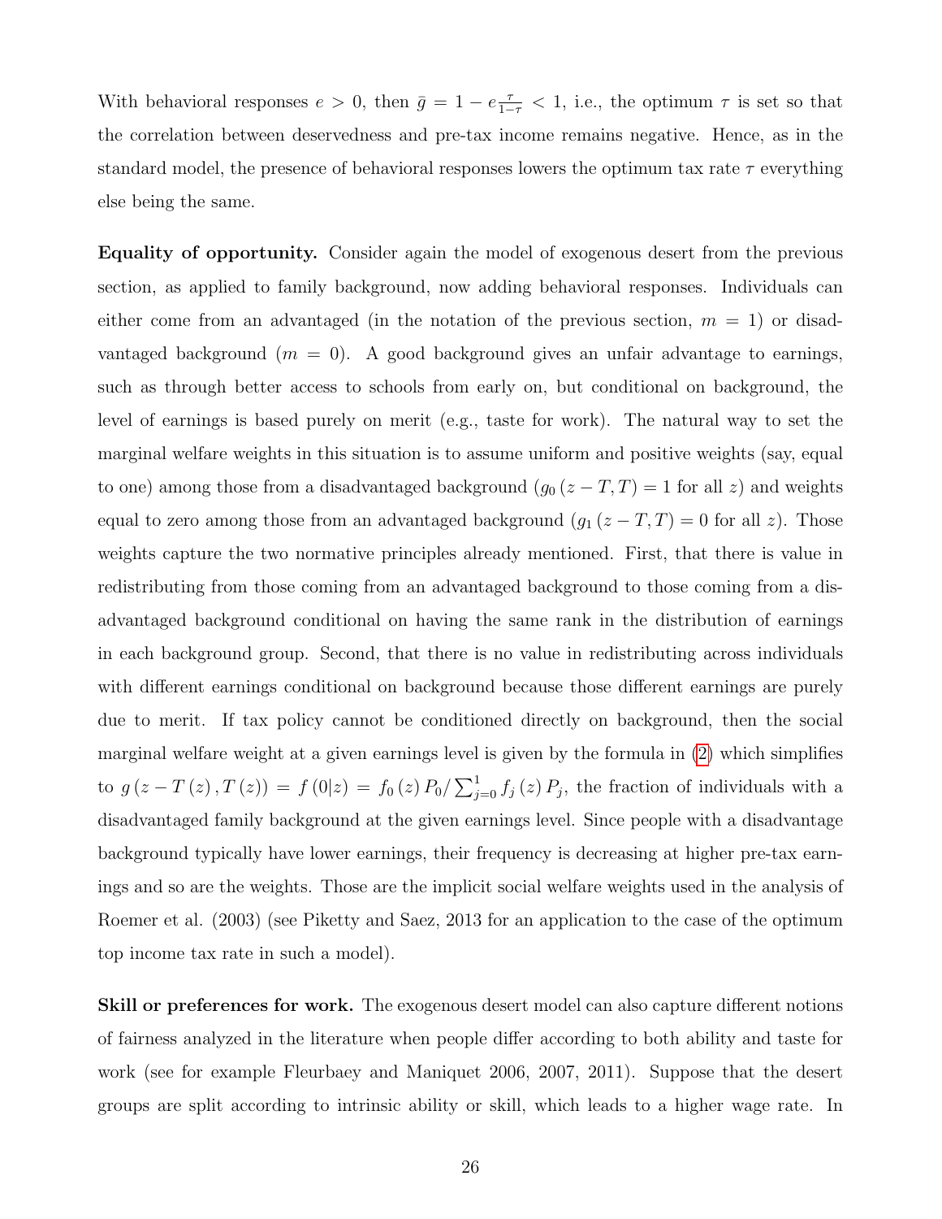With behavioral responses $e > 0$, then $\bar{g} = 1 - e\frac{\tau}{1-\tau} < 1$, i.e., the optimum $\tau$ is set so that the correlation between deservedness and pre-tax income remains negative. Hence, as in the standard model, the presence of behavioral responses lowers the optimum tax rate $\tau$ everything else being the same.

**Equality of opportunity.** Consider again the model of exogenous desert from the previous section, as applied to family background, now adding behavioral responses. Individuals can either come from an advantaged (in the notation of the previous section, $m = 1$) or disadvantaged background ($m = 0$). A good background gives an unfair advantage to earnings, such as through better access to schools from early on, but conditional on background, the level of earnings is based purely on merit (e.g., taste for work). The natural way to set the marginal welfare weights in this situation is to assume uniform and positive weights (say, equal to one) among those from a disadvantaged background ($g_0(z - T, T) = 1$ for all $z$) and weights equal to zero among those from an advantaged background ($g_1(z - T, T) = 0$ for all $z$). Those weights capture the two normative principles already mentioned. First, that there is value in redistributing from those coming from an advantaged background to those coming from a disadvantaged background conditional on having the same rank in the distribution of earnings in each background group. Second, that there is no value in redistributing across individuals with different earnings conditional on background because those different earnings are purely due to merit. If tax policy cannot be conditioned directly on background, then the social marginal welfare weight at a given earnings level is given by the formula in (2) which simplifies to $g(z - T(z), T(z)) = f(0|z) = f_0(z) P_0 / \sum_{j=0}^{1} f_j(z) P_j$, the fraction of individuals with a disadvantaged family background at the given earnings level. Since people with a disadvantage background typically have lower earnings, their frequency is decreasing at higher pre-tax earnings and so are the weights. Those are the implicit social welfare weights used in the analysis of Roemer et al. (2003) (see Piketty and Saez, 2013 for an application to the case of the optimum top income tax rate in such a model).

**Skill or preferences for work.** The exogenous desert model can also capture different notions of fairness analyzed in the literature when people differ according to both ability and taste for work (see for example Fleurbaey and Maniquet 2006, 2007, 2011). Suppose that the desert groups are split according to intrinsic ability or skill, which leads to a higher wage rate. In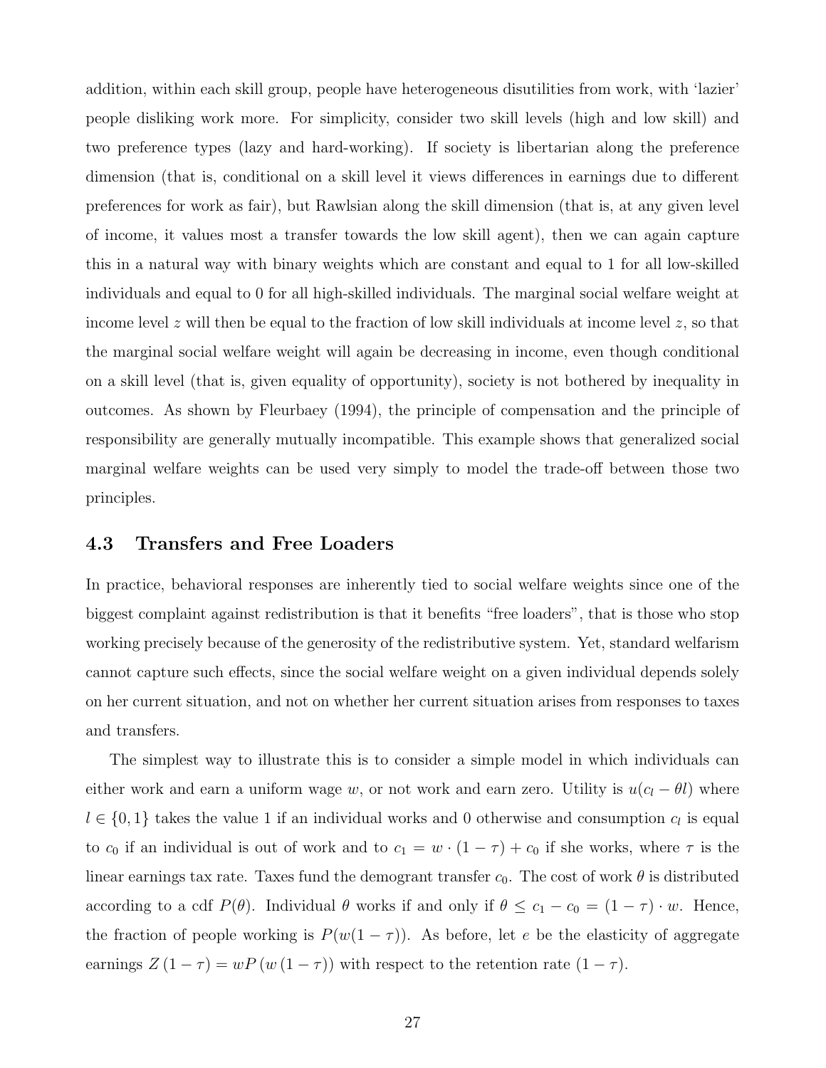addition, within each skill group, people have heterogeneous disutilities from work, with 'lazier' people disliking work more. For simplicity, consider two skill levels (high and low skill) and two preference types (lazy and hard-working). If society is libertarian along the preference dimension (that is, conditional on a skill level it views differences in earnings due to different preferences for work as fair), but Rawlsian along the skill dimension (that is, at any given level of income, it values most a transfer towards the low skill agent), then we can again capture this in a natural way with binary weights which are constant and equal to 1 for all low-skilled individuals and equal to 0 for all high-skilled individuals. The marginal social welfare weight at income level $z$ will then be equal to the fraction of low skill individuals at income level $z$, so that the marginal social welfare weight will again be decreasing in income, even though conditional on a skill level (that is, given equality of opportunity), society is not bothered by inequality in outcomes. As shown by Fleurbaey (1994), the principle of compensation and the principle of responsibility are generally mutually incompatible. This example shows that generalized social marginal welfare weights can be used very simply to model the trade-off between those two principles.

## 4.3 Transfers and Free Loaders

In practice, behavioral responses are inherently tied to social welfare weights since one of the biggest complaint against redistribution is that it benefits "free loaders", that is those who stop working precisely because of the generosity of the redistributive system. Yet, standard welfarism cannot capture such effects, since the social welfare weight on a given individual depends solely on her current situation, and not on whether her current situation arises from responses to taxes and transfers.

The simplest way to illustrate this is to consider a simple model in which individuals can either work and earn a uniform wage $w$, or not work and earn zero. Utility is $u(c_l - \theta l)$ where $l \in \{0, 1\}$ takes the value 1 if an individual works and 0 otherwise and consumption $c_l$ is equal to $c_0$ if an individual is out of work and to $c_1 = w \cdot (1 - \tau) + c_0$ if she works, where $\tau$ is the linear earnings tax rate. Taxes fund the demogrant transfer $c_0$. The cost of work $\theta$ is distributed according to a cdf $P(\theta)$. Individual $\theta$ works if and only if $\theta \leq c_1 - c_0 = (1 - \tau) \cdot w$. Hence, the fraction of people working is $P(w(1 - \tau))$. As before, let $e$ be the elasticity of aggregate earnings $Z(1 - \tau) = wP(w(1 - \tau))$ with respect to the retention rate $(1 - \tau)$.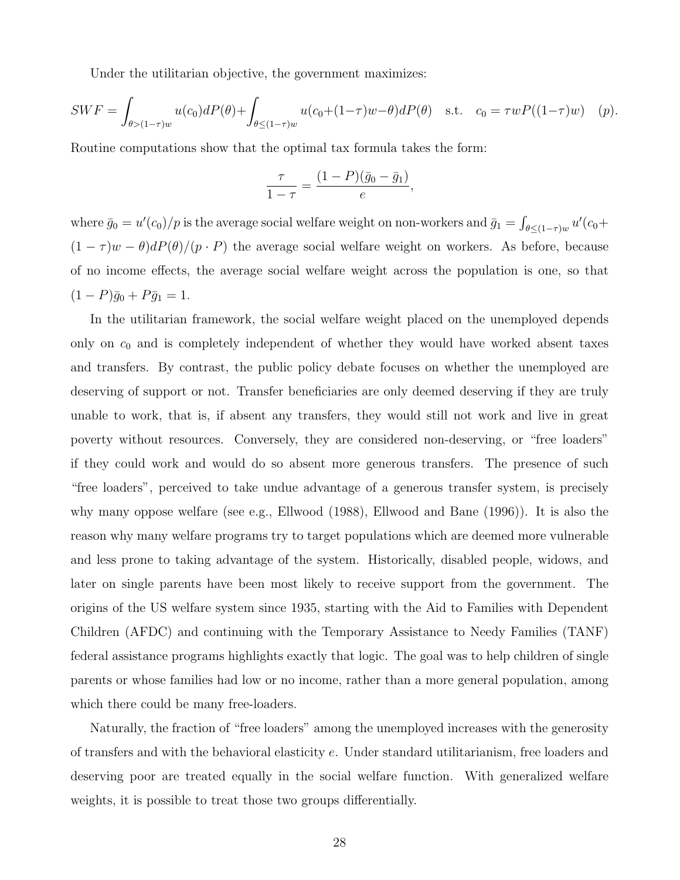Under the utilitarian objective, the government maximizes:

$$SWF = \int_{\theta > (1-\tau)w} u(c_0) dP(\theta) + \int_{\theta \leq (1-\tau)w} u(c_0 + (1-\tau)w - \theta) dP(\theta) \quad \text{s.t.} \quad c_0 = \tau w P((1-\tau)w) \quad (p).$$

Routine computations show that the optimal tax formula takes the form:

$$\frac{\tau}{1-\tau} = \frac{(1-P)(\bar{g}_0 - \bar{g}_1)}{e},$$

where $\bar{g}_0 = u'(c_0)/p$ is the average social welfare weight on non-workers and $\bar{g}_1 = \int_{\theta \leq (1-\tau)w} u'(c_0 + (1-\tau)w - \theta) dP(\theta)/(p \cdot P)$ the average social welfare weight on workers. As before, because of no income effects, the average social welfare weight across the population is one, so that $(1-P)\bar{g}_0 + P\bar{g}_1 = 1$.

In the utilitarian framework, the social welfare weight placed on the unemployed depends only on $c_0$ and is completely independent of whether they would have worked absent taxes and transfers. By contrast, the public policy debate focuses on whether the unemployed are deserving of support or not. Transfer beneficiaries are only deemed deserving if they are truly unable to work, that is, if absent any transfers, they would still not work and live in great poverty without resources. Conversely, they are considered non-deserving, or "free loaders" if they could work and would do so absent more generous transfers. The presence of such "free loaders", perceived to take undue advantage of a generous transfer system, is precisely why many oppose welfare (see e.g., Ellwood (1988), Ellwood and Bane (1996)). It is also the reason why many welfare programs try to target populations which are deemed more vulnerable and less prone to taking advantage of the system. Historically, disabled people, widows, and later on single parents have been most likely to receive support from the government. The origins of the US welfare system since 1935, starting with the Aid to Families with Dependent Children (AFDC) and continuing with the Temporary Assistance to Needy Families (TANF) federal assistance programs highlights exactly that logic. The goal was to help children of single parents or whose families had low or no income, rather than a more general population, among which there could be many free-loaders.

Naturally, the fraction of "free loaders" among the unemployed increases with the generosity of transfers and with the behavioral elasticity $e$. Under standard utilitarianism, free loaders and deserving poor are treated equally in the social welfare function. With generalized welfare weights, it is possible to treat those two groups differentially.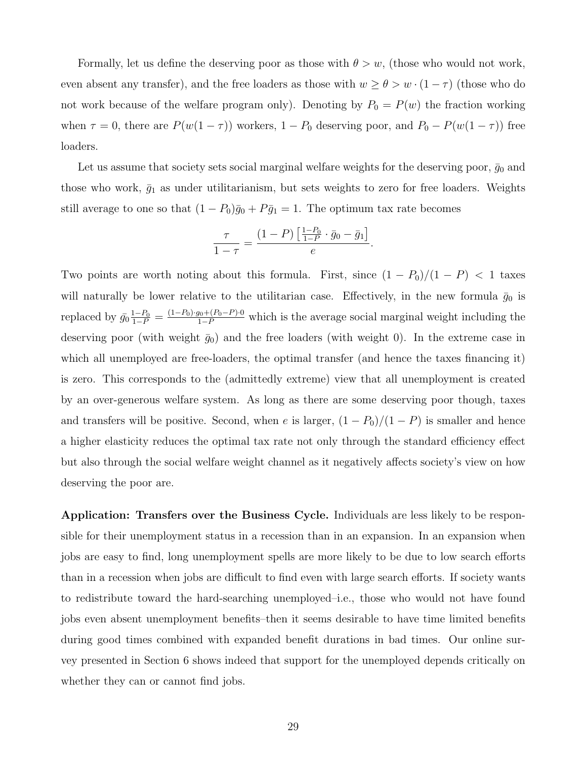Formally, let us define the deserving poor as those with $\theta > w$, (those who would not work, even absent any transfer), and the free loaders as those with $w \geq \theta > w \cdot (1-\tau)$ (those who do not work because of the welfare program only). Denoting by $P_0 = P(w)$ the fraction working when $\tau = 0$, there are $P(w(1-\tau))$ workers, $1 - P_0$ deserving poor, and $P_0 - P(w(1-\tau))$ free loaders.

Let us assume that society sets social marginal welfare weights for the deserving poor, $\bar{g}_0$ and those who work, $\bar{g}_1$ as under utilitarianism, but sets weights to zero for free loaders. Weights still average to one so that $(1-P_0)\bar{g}_0 + P\bar{g}_1 = 1$. The optimum tax rate becomes

$$\frac{\tau}{1-\tau} = \frac{(1-P)\left[\frac{1-P_0}{1-P} \cdot \bar{g}_0 - \bar{g}_1\right]}{e}.$$

Two points are worth noting about this formula. First, since $(1-P_0)/(1-P) < 1$ taxes will naturally be lower relative to the utilitarian case. Effectively, in the new formula $\bar{g}_0$ is replaced by $\bar{g}_0 \frac{1-P_0}{1-P} = \frac{(1-P_0)\cdot g_0 + (P_0 - P)\cdot 0}{1-P}$ which is the average social marginal weight including the deserving poor (with weight $\bar{g}_0$) and the free loaders (with weight 0). In the extreme case in which all unemployed are free-loaders, the optimal transfer (and hence the taxes financing it) is zero. This corresponds to the (admittedly extreme) view that all unemployment is created by an over-generous welfare system. As long as there are some deserving poor though, taxes and transfers will be positive. Second, when $e$ is larger, $(1-P_0)/(1-P)$ is smaller and hence a higher elasticity reduces the optimal tax rate not only through the standard efficiency effect but also through the social welfare weight channel as it negatively affects society's view on how deserving the poor are.

**Application: Transfers over the Business Cycle.** Individuals are less likely to be responsible for their unemployment status in a recession than in an expansion. In an expansion when jobs are easy to find, long unemployment spells are more likely to be due to low search efforts than in a recession when jobs are difficult to find even with large search efforts. If society wants to redistribute toward the hard-searching unemployed–i.e., those who would not have found jobs even absent unemployment benefits–then it seems desirable to have time limited benefits during good times combined with expanded benefit durations in bad times. Our online survey presented in Section 6 shows indeed that support for the unemployed depends critically on whether they can or cannot find jobs.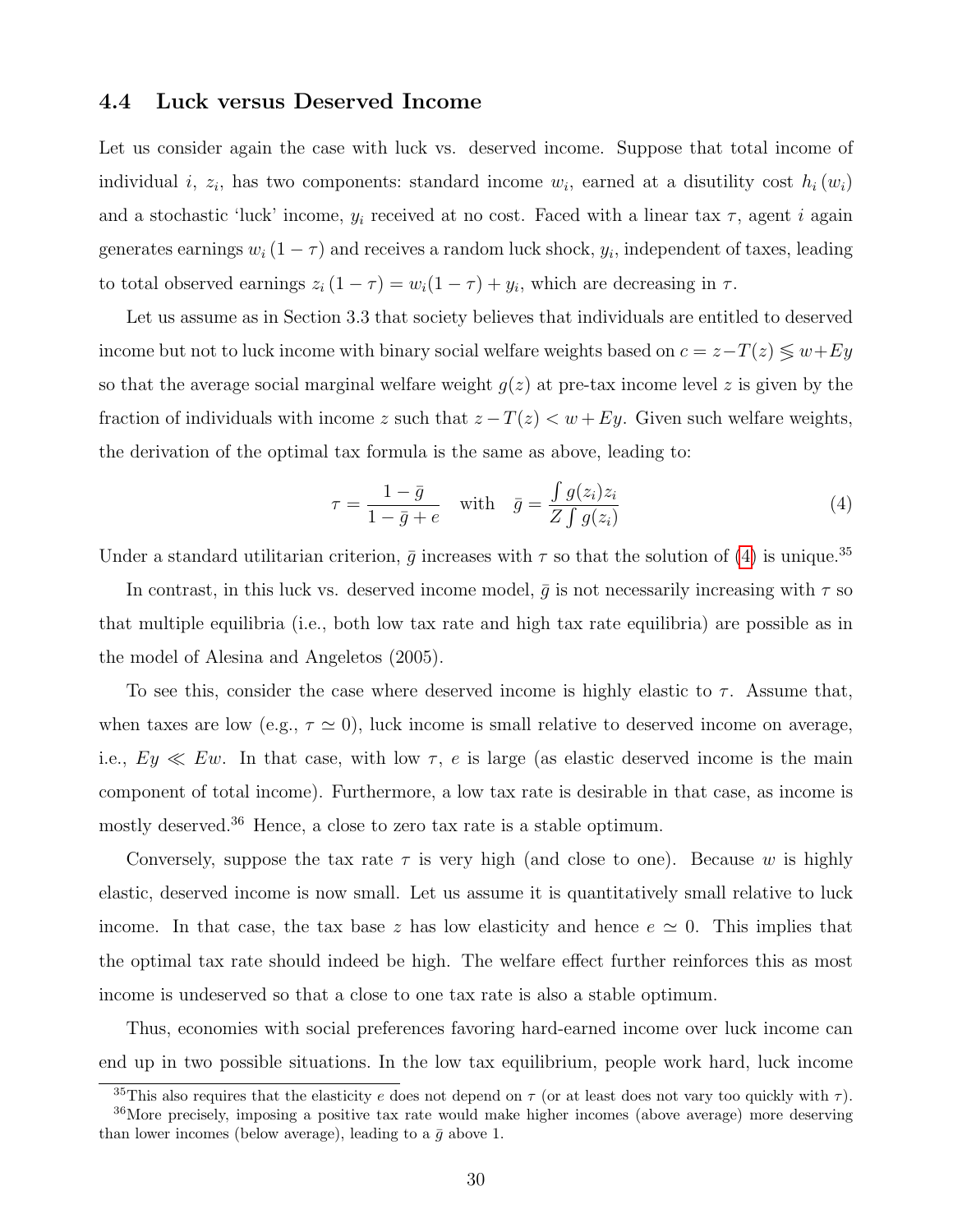### 4.4 Luck versus Deserved Income

Let us consider again the case with luck vs. deserved income. Suppose that total income of individual $i$, $z_i$, has two components: standard income $w_i$, earned at a disutility cost $h_i(w_i)$ and a stochastic 'luck' income, $y_i$ received at no cost. Faced with a linear tax $\tau$, agent $i$ again generates earnings $w_i(1-\tau)$ and receives a random luck shock, $y_i$, independent of taxes, leading to total observed earnings $z_i(1-\tau) = w_i(1-\tau) + y_i$, which are decreasing in $\tau$.

Let us assume as in Section 3.3 that society believes that individuals are entitled to deserved income but not to luck income with binary social welfare weights based on $c = z - T(z) \lessgtr w + Ey$ so that the average social marginal welfare weight $g(z)$ at pre-tax income level $z$ is given by the fraction of individuals with income $z$ such that $z - T(z) < w + Ey$. Given such welfare weights, the derivation of the optimal tax formula is the same as above, leading to:

$$\tau = \frac{1-\bar{g}}{1-\bar{g}+e} \quad \text{with} \quad \bar{g} = \frac{\int g(z_i)z_i}{Z\int g(z_i)} \tag{4}$$

Under a standard utilitarian criterion, $\bar{g}$ increases with $\tau$ so that the solution of (4) is unique.[35]

In contrast, in this luck vs. deserved income model, $\bar{g}$ is not necessarily increasing with $\tau$ so that multiple equilibria (i.e., both low tax rate and high tax rate equilibria) are possible as in the model of Alesina and Angeletos (2005).

To see this, consider the case where deserved income is highly elastic to $\tau$. Assume that, when taxes are low (e.g., $\tau \simeq 0$), luck income is small relative to deserved income on average, i.e., $Ey \ll Ew$. In that case, with low $\tau$, $e$ is large (as elastic deserved income is the main component of total income). Furthermore, a low tax rate is desirable in that case, as income is mostly deserved.[36] Hence, a close to zero tax rate is a stable optimum.

Conversely, suppose the tax rate $\tau$ is very high (and close to one). Because $w$ is highly elastic, deserved income is now small. Let us assume it is quantitatively small relative to luck income. In that case, the tax base $z$ has low elasticity and hence $e \simeq 0$. This implies that the optimal tax rate should indeed be high. The welfare effect further reinforces this as most income is undeserved so that a close to one tax rate is also a stable optimum.

Thus, economies with social preferences favoring hard-earned income over luck income can end up in two possible situations. In the low tax equilibrium, people work hard, luck income

[35] This also requires that the elasticity $e$ does not depend on $\tau$ (or at least does not vary too quickly with $\tau$).

[36] More precisely, imposing a positive tax rate would make higher incomes (above average) more deserving than lower incomes (below average), leading to a $\bar{g}$ above 1.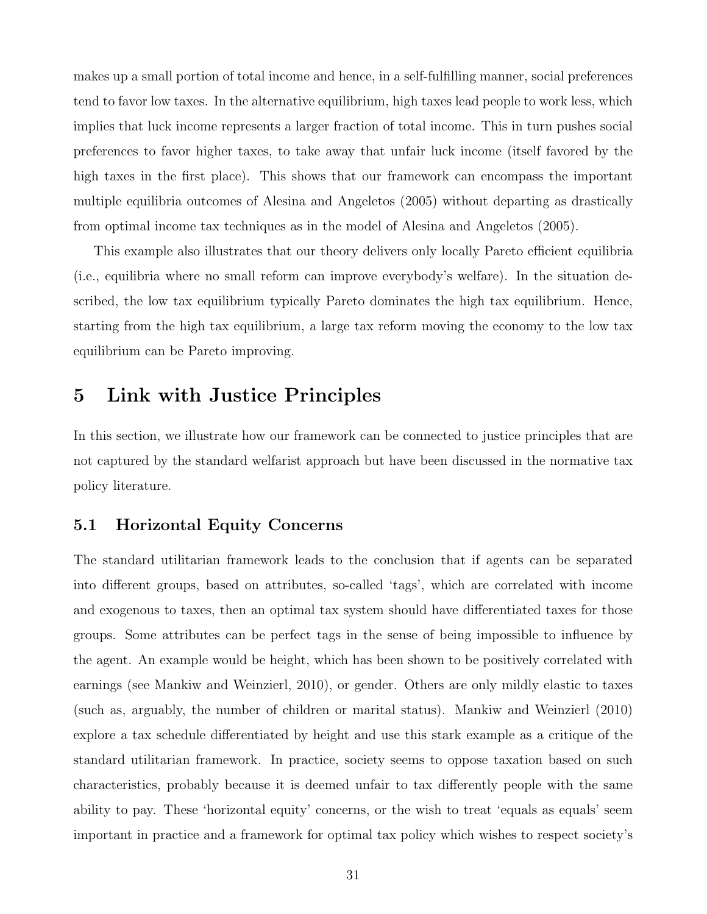makes up a small portion of total income and hence, in a self-fulfilling manner, social preferences tend to favor low taxes. In the alternative equilibrium, high taxes lead people to work less, which implies that luck income represents a larger fraction of total income. This in turn pushes social preferences to favor higher taxes, to take away that unfair luck income (itself favored by the high taxes in the first place). This shows that our framework can encompass the important multiple equilibria outcomes of Alesina and Angeletos (2005) without departing as drastically from optimal income tax techniques as in the model of Alesina and Angeletos (2005).

This example also illustrates that our theory delivers only locally Pareto efficient equilibria (i.e., equilibria where no small reform can improve everybody's welfare). In the situation described, the low tax equilibrium typically Pareto dominates the high tax equilibrium. Hence, starting from the high tax equilibrium, a large tax reform moving the economy to the low tax equilibrium can be Pareto improving.

# 5 Link with Justice Principles

In this section, we illustrate how our framework can be connected to justice principles that are not captured by the standard welfarist approach but have been discussed in the normative tax policy literature.

## 5.1 Horizontal Equity Concerns

The standard utilitarian framework leads to the conclusion that if agents can be separated into different groups, based on attributes, so-called 'tags', which are correlated with income and exogenous to taxes, then an optimal tax system should have differentiated taxes for those groups. Some attributes can be perfect tags in the sense of being impossible to influence by the agent. An example would be height, which has been shown to be positively correlated with earnings (see Mankiw and Weinzierl, 2010), or gender. Others are only mildly elastic to taxes (such as, arguably, the number of children or marital status). Mankiw and Weinzierl (2010) explore a tax schedule differentiated by height and use this stark example as a critique of the standard utilitarian framework. In practice, society seems to oppose taxation based on such characteristics, probably because it is deemed unfair to tax differently people with the same ability to pay. These 'horizontal equity' concerns, or the wish to treat 'equals as equals' seem important in practice and a framework for optimal tax policy which wishes to respect society's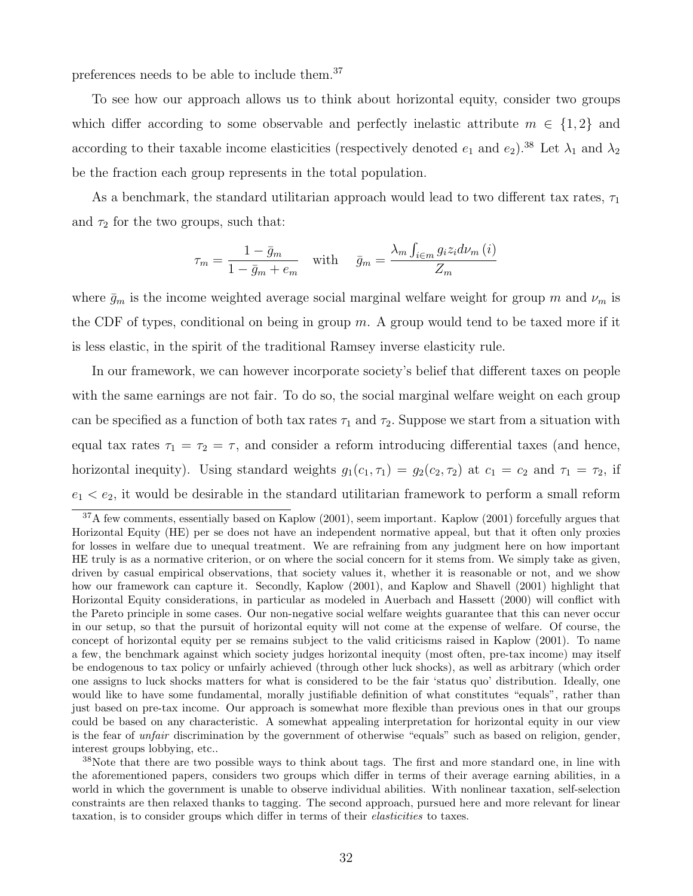preferences needs to be able to include them.[37]

To see how our approach allows us to think about horizontal equity, consider two groups which differ according to some observable and perfectly inelastic attribute $m \in \{1, 2\}$ and according to their taxable income elasticities (respectively denoted $e_1$ and $e_2$).[38] Let $\lambda_1$ and $\lambda_2$ be the fraction each group represents in the total population.

As a benchmark, the standard utilitarian approach would lead to two different tax rates, $\tau_1$ and $\tau_2$ for the two groups, such that:

$$\tau_m = \frac{1 - \bar{g}_m}{1 - \bar{g}_m + e_m} \quad \text{with} \quad \bar{g}_m = \frac{\lambda_m \int_{i \in m} g_i z_i d\nu_m(i)}{Z_m}$$

where $\bar{g}_m$ is the income weighted average social marginal welfare weight for group $m$ and $\nu_m$ is the CDF of types, conditional on being in group $m$. A group would tend to be taxed more if it is less elastic, in the spirit of the traditional Ramsey inverse elasticity rule.

In our framework, we can however incorporate society's belief that different taxes on people with the same earnings are not fair. To do so, the social marginal welfare weight on each group can be specified as a function of both tax rates $\tau_1$ and $\tau_2$. Suppose we start from a situation with equal tax rates $\tau_1 = \tau_2 = \tau$, and consider a reform introducing differential taxes (and hence, horizontal inequity). Using standard weights $g_1(c_1, \tau_1) = g_2(c_2, \tau_2)$ at $c_1 = c_2$ and $\tau_1 = \tau_2$, if $e_1 < e_2$, it would be desirable in the standard utilitarian framework to perform a small reform

[37] A few comments, essentially based on Kaplow (2001), seem important. Kaplow (2001) forcefully argues that Horizontal Equity (HE) per se does not have an independent normative appeal, but that it often only proxies for losses in welfare due to unequal treatment. We are refraining from any judgment here on how important HE truly is as a normative criterion, or on where the social concern for it stems from. We simply take as given, driven by casual empirical observations, that society values it, whether it is reasonable or not, and we show how our framework can capture it. Secondly, Kaplow (2001), and Kaplow and Shavell (2001) highlight that Horizontal Equity considerations, in particular as modeled in Auerbach and Hassett (2000) will conflict with the Pareto principle in some cases. Our non-negative social welfare weights guarantee that this can never occur in our setup, so that the pursuit of horizontal equity will not come at the expense of welfare. Of course, the concept of horizontal equity per se remains subject to the valid criticisms raised in Kaplow (2001). To name a few, the benchmark against which society judges horizontal inequity (most often, pre-tax income) may itself be endogenous to tax policy or unfairly achieved (through other luck shocks), as well as arbitrary (which order one assigns to luck shocks matters for what is considered to be the fair 'status quo' distribution. Ideally, one would like to have some fundamental, morally justifiable definition of what constitutes "equals", rather than just based on pre-tax income. Our approach is somewhat more flexible than previous ones in that our groups could be based on any characteristic. A somewhat appealing interpretation for horizontal equity in our view is the fear of *unfair* discrimination by the government of otherwise "equals" such as based on religion, gender, interest groups lobbying, etc..

[38] Note that there are two possible ways to think about tags. The first and more standard one, in line with the aforementioned papers, considers two groups which differ in terms of their average earning abilities, in a world in which the government is unable to observe individual abilities. With nonlinear taxation, self-selection constraints are then relaxed thanks to tagging. The second approach, pursued here and more relevant for linear taxation, is to consider groups which differ in terms of their *elasticities* to taxes.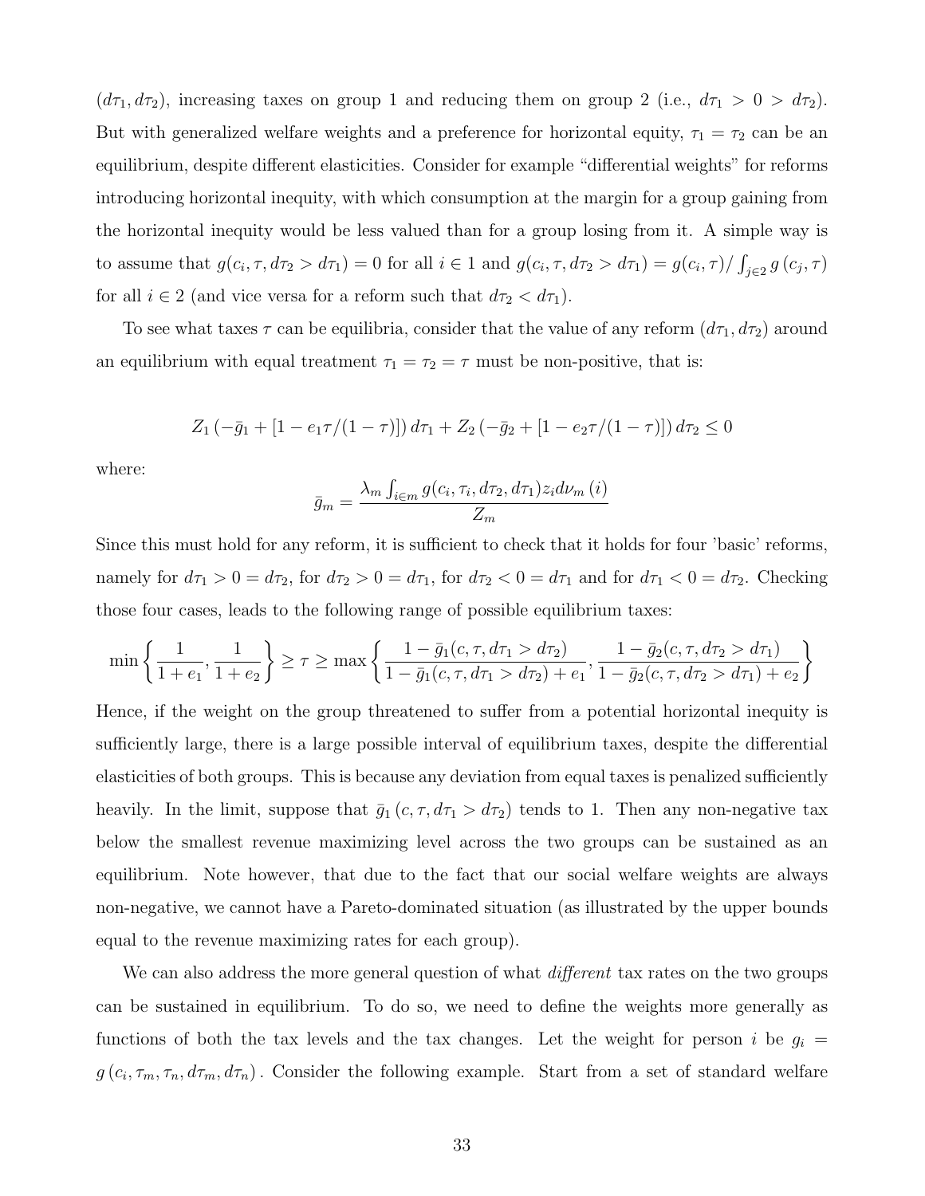$(d\tau_1, d\tau_2)$, increasing taxes on group 1 and reducing them on group 2 (i.e., $d\tau_1 > 0 > d\tau_2$). But with generalized welfare weights and a preference for horizontal equity, $\tau_1 = \tau_2$ can be an equilibrium, despite different elasticities. Consider for example "differential weights" for reforms introducing horizontal inequity, with which consumption at the margin for a group gaining from the horizontal inequity would be less valued than for a group losing from it. A simple way is to assume that $g(c_i, \tau, d\tau_2 > d\tau_1) = 0$ for all $i \in 1$ and $g(c_i, \tau, d\tau_2 > d\tau_1) = g(c_i, \tau)/\int_{j \in 2} g(c_j, \tau)$ for all $i \in 2$ (and vice versa for a reform such that $d\tau_2 < d\tau_1$).

To see what taxes $\tau$ can be equilibria, consider that the value of any reform $(d\tau_1, d\tau_2)$ around an equilibrium with equal treatment $\tau_1 = \tau_2 = \tau$ must be non-positive, that is:

$$Z_1 \left(-\bar{g}_1 + [1 - e_1\tau/(1-\tau)]\right) d\tau_1 + Z_2 \left(-\bar{g}_2 + [1 - e_2\tau/(1-\tau)]\right) d\tau_2 \leq 0$$

where:

$$\bar{g}_m = \frac{\lambda_m \int_{i \in m} g(c_i, \tau_i, d\tau_2, d\tau_1) z_i d\nu_m(i)}{Z_m}$$

Since this must hold for any reform, it is sufficient to check that it holds for four 'basic' reforms, namely for $d\tau_1 > 0 = d\tau_2$, for $d\tau_2 > 0 = d\tau_1$, for $d\tau_2 < 0 = d\tau_1$ and for $d\tau_1 < 0 = d\tau_2$. Checking those four cases, leads to the following range of possible equilibrium taxes:

$$\min\left\{\frac{1}{1+e_1}, \frac{1}{1+e_2}\right\} \geq \tau \geq \max\left\{\frac{1 - \bar{g}_1(c, \tau, d\tau_1 > d\tau_2)}{1 - \bar{g}_1(c, \tau, d\tau_1 > d\tau_2) + e_1}, \frac{1 - \bar{g}_2(c, \tau, d\tau_2 > d\tau_1)}{1 - \bar{g}_2(c, \tau, d\tau_2 > d\tau_1) + e_2}\right\}$$

Hence, if the weight on the group threatened to suffer from a potential horizontal inequity is sufficiently large, there is a large possible interval of equilibrium taxes, despite the differential elasticities of both groups. This is because any deviation from equal taxes is penalized sufficiently heavily. In the limit, suppose that $\bar{g}_1(c, \tau, d\tau_1 > d\tau_2)$ tends to 1. Then any non-negative tax below the smallest revenue maximizing level across the two groups can be sustained as an equilibrium. Note however, that due to the fact that our social welfare weights are always non-negative, we cannot have a Pareto-dominated situation (as illustrated by the upper bounds equal to the revenue maximizing rates for each group).

We can also address the more general question of what *different* tax rates on the two groups can be sustained in equilibrium. To do so, we need to define the weights more generally as functions of both the tax levels and the tax changes. Let the weight for person $i$ be $g_i = g(c_i, \tau_m, \tau_n, d\tau_m, d\tau_n)$. Consider the following example. Start from a set of standard welfare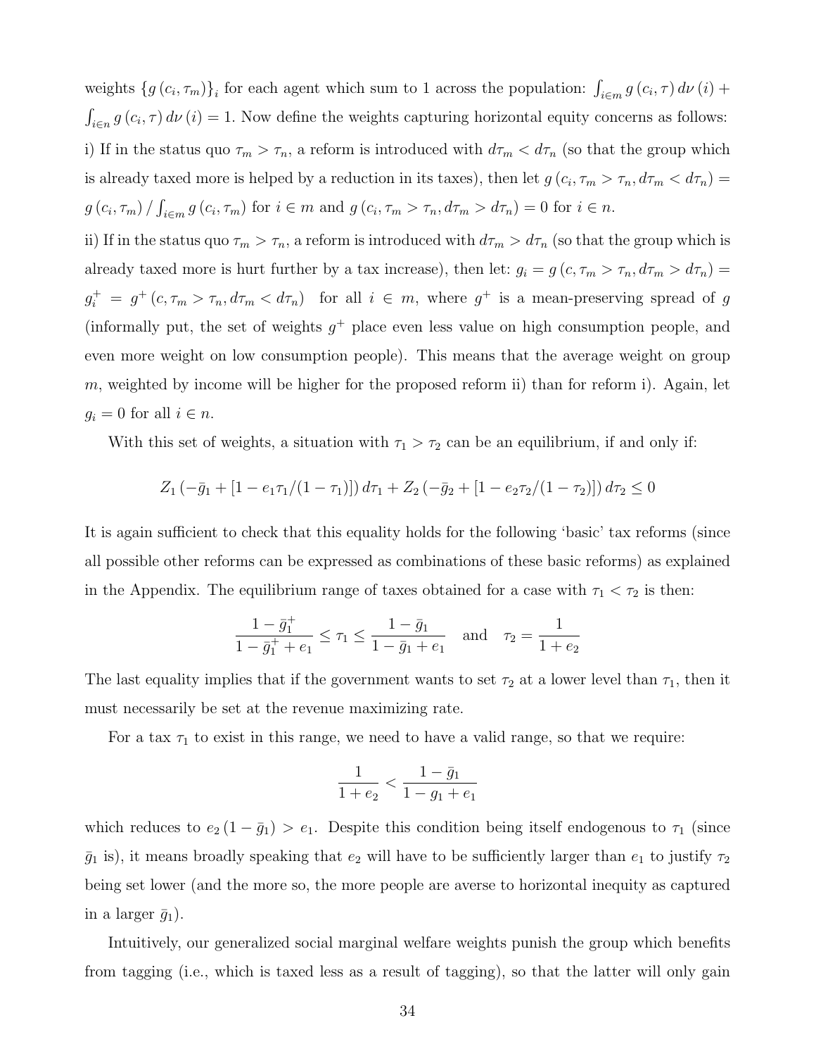weights $\{g(c_i, \tau_m)\}_i$ for each agent which sum to 1 across the population: $\int_{i\in m} g(c_i, \tau)\, d\nu(i) + \int_{i\in n} g(c_i, \tau)\, d\nu(i) = 1$. Now define the weights capturing horizontal equity concerns as follows:

i) If in the status quo $\tau_m > \tau_n$, a reform is introduced with $d\tau_m < d\tau_n$ (so that the group which is already taxed more is helped by a reduction in its taxes), then let $g(c_i, \tau_m > \tau_n, d\tau_m < d\tau_n) = g(c_i, \tau_m) / \int_{i\in m} g(c_i, \tau_m)$ for $i \in m$ and $g(c_i, \tau_m > \tau_n, d\tau_m > d\tau_n) = 0$ for $i \in n$.

ii) If in the status quo $\tau_m > \tau_n$, a reform is introduced with $d\tau_m > d\tau_n$ (so that the group which is already taxed more is hurt further by a tax increase), then let: $g_i = g(c, \tau_m > \tau_n, d\tau_m > d\tau_n) = g_i^+ = g^+(c, \tau_m > \tau_n, d\tau_m < d\tau_n)$ for all $i \in m$, where $g^+$ is a mean-preserving spread of $g$ (informally put, the set of weights $g^+$ place even less value on high consumption people, and even more weight on low consumption people). This means that the average weight on group $m$, weighted by income will be higher for the proposed reform ii) than for reform i). Again, let $g_i = 0$ for all $i \in n$.

With this set of weights, a situation with $\tau_1 > \tau_2$ can be an equilibrium, if and only if:

$$Z_1\left(-\bar{g}_1 + [1 - e_1\tau_1/(1-\tau_1)]\right) d\tau_1 + Z_2\left(-\bar{g}_2 + [1 - e_2\tau_2/(1-\tau_2)]\right) d\tau_2 \leq 0$$

It is again sufficient to check that this equality holds for the following 'basic' tax reforms (since all possible other reforms can be expressed as combinations of these basic reforms) as explained in the Appendix. The equilibrium range of taxes obtained for a case with $\tau_1 < \tau_2$ is then:

$$\frac{1-\bar{g}_1^+}{1-\bar{g}_1^+ + e_1} \leq \tau_1 \leq \frac{1-\bar{g}_1}{1-\bar{g}_1 + e_1} \quad \text{and} \quad \tau_2 = \frac{1}{1+e_2}$$

The last equality implies that if the government wants to set $\tau_2$ at a lower level than $\tau_1$, then it must necessarily be set at the revenue maximizing rate.

For a tax $\tau_1$ to exist in this range, we need to have a valid range, so that we require:

$$\frac{1}{1+e_2} < \frac{1-\bar{g}_1}{1-g_1+e_1}$$

which reduces to $e_2(1-\bar{g}_1) > e_1$. Despite this condition being itself endogenous to $\tau_1$ (since $\bar{g}_1$ is), it means broadly speaking that $e_2$ will have to be sufficiently larger than $e_1$ to justify $\tau_2$ being set lower (and the more so, the more people are averse to horizontal inequity as captured in a larger $\bar{g}_1$).

Intuitively, our generalized social marginal welfare weights punish the group which benefits from tagging (i.e., which is taxed less as a result of tagging), so that the latter will only gain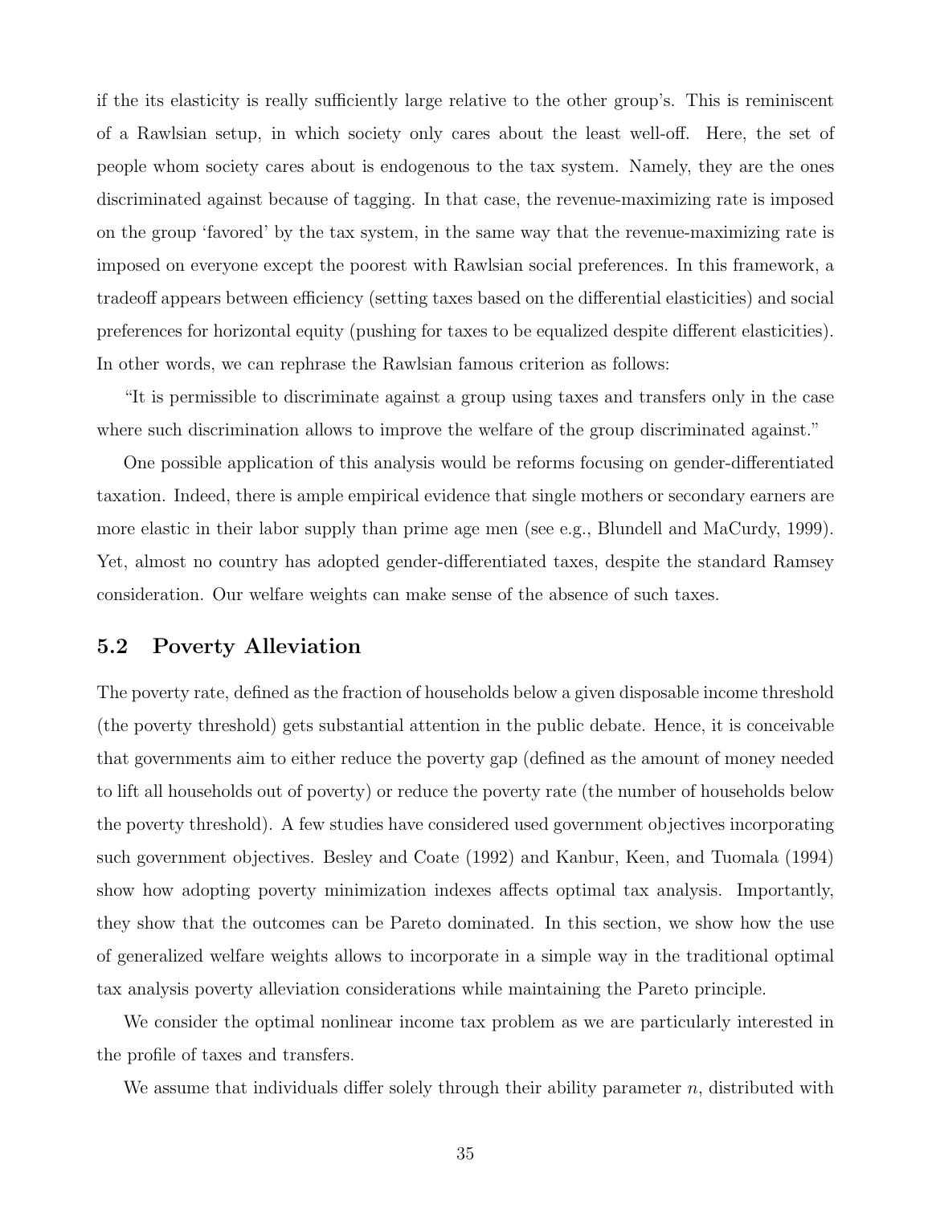if the its elasticity is really sufficiently large relative to the other group's. This is reminiscent of a Rawlsian setup, in which society only cares about the least well-off. Here, the set of people whom society cares about is endogenous to the tax system. Namely, they are the ones discriminated against because of tagging. In that case, the revenue-maximizing rate is imposed on the group 'favored' by the tax system, in the same way that the revenue-maximizing rate is imposed on everyone except the poorest with Rawlsian social preferences. In this framework, a tradeoff appears between efficiency (setting taxes based on the differential elasticities) and social preferences for horizontal equity (pushing for taxes to be equalized despite different elasticities). In other words, we can rephrase the Rawlsian famous criterion as follows:

"It is permissible to discriminate against a group using taxes and transfers only in the case where such discrimination allows to improve the welfare of the group discriminated against."

One possible application of this analysis would be reforms focusing on gender-differentiated taxation. Indeed, there is ample empirical evidence that single mothers or secondary earners are more elastic in their labor supply than prime age men (see e.g., Blundell and MaCurdy, 1999). Yet, almost no country has adopted gender-differentiated taxes, despite the standard Ramsey consideration. Our welfare weights can make sense of the absence of such taxes.

## 5.2 Poverty Alleviation

The poverty rate, defined as the fraction of households below a given disposable income threshold (the poverty threshold) gets substantial attention in the public debate. Hence, it is conceivable that governments aim to either reduce the poverty gap (defined as the amount of money needed to lift all households out of poverty) or reduce the poverty rate (the number of households below the poverty threshold). A few studies have considered used government objectives incorporating such government objectives. Besley and Coate (1992) and Kanbur, Keen, and Tuomala (1994) show how adopting poverty minimization indexes affects optimal tax analysis. Importantly, they show that the outcomes can be Pareto dominated. In this section, we show how the use of generalized welfare weights allows to incorporate in a simple way in the traditional optimal tax analysis poverty alleviation considerations while maintaining the Pareto principle.

We consider the optimal nonlinear income tax problem as we are particularly interested in the profile of taxes and transfers.

We assume that individuals differ solely through their ability parameter $n$, distributed with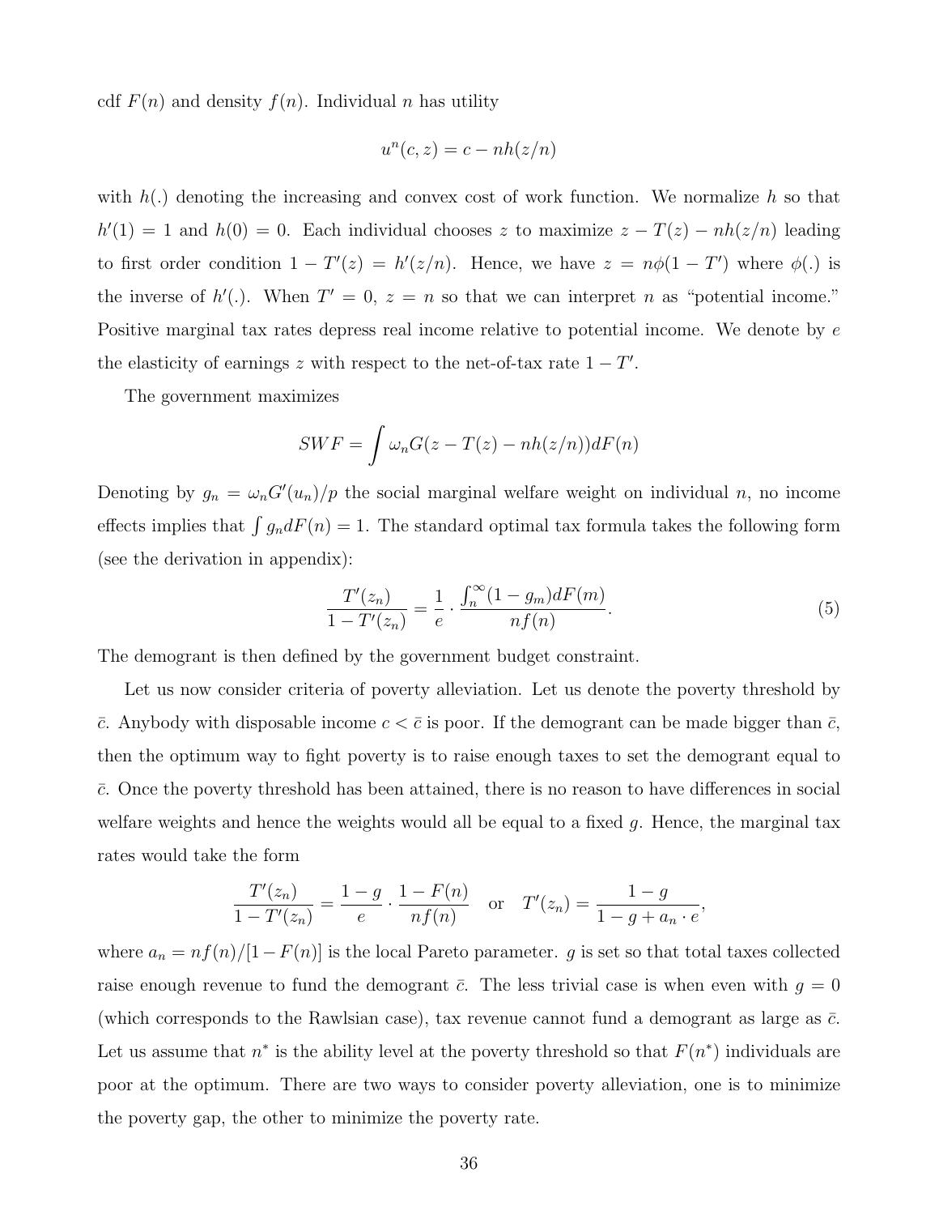cdf $F(n)$ and density $f(n)$. Individual $n$ has utility

$$u^n(c, z) = c - nh(z/n)$$

with $h(.)$ denoting the increasing and convex cost of work function. We normalize $h$ so that $h'(1) = 1$ and $h(0) = 0$. Each individual chooses $z$ to maximize $z - T(z) - nh(z/n)$ leading to first order condition $1 - T'(z) = h'(z/n)$. Hence, we have $z = n\phi(1 - T')$ where $\phi(.)$ is the inverse of $h'(.)$. When $T' = 0$, $z = n$ so that we can interpret $n$ as "potential income." Positive marginal tax rates depress real income relative to potential income. We denote by $e$ the elasticity of earnings $z$ with respect to the net-of-tax rate $1 - T'$.

The government maximizes

$$SWF = \int \omega_n G(z - T(z) - nh(z/n)) dF(n)$$

Denoting by $g_n = \omega_n G'(u_n)/p$ the social marginal welfare weight on individual $n$, no income effects implies that $\int g_n dF(n) = 1$. The standard optimal tax formula takes the following form (see the derivation in appendix):

$$\frac{T'(z_n)}{1 - T'(z_n)} = \frac{1}{e} \cdot \frac{\int_n^\infty (1 - g_m) dF(m)}{nf(n)}. \tag{5}$$

The demogrant is then defined by the government budget constraint.

Let us now consider criteria of poverty alleviation. Let us denote the poverty threshold by $\bar{c}$. Anybody with disposable income $c < \bar{c}$ is poor. If the demogrant can be made bigger than $\bar{c}$, then the optimum way to fight poverty is to raise enough taxes to set the demogrant equal to $\bar{c}$. Once the poverty threshold has been attained, there is no reason to have differences in social welfare weights and hence the weights would all be equal to a fixed $g$. Hence, the marginal tax rates would take the form

$$\frac{T'(z_n)}{1 - T'(z_n)} = \frac{1 - g}{e} \cdot \frac{1 - F(n)}{nf(n)} \quad \text{or} \quad T'(z_n) = \frac{1 - g}{1 - g + a_n \cdot e},$$

where $a_n = nf(n)/[1 - F(n)]$ is the local Pareto parameter. $g$ is set so that total taxes collected raise enough revenue to fund the demogrant $\bar{c}$. The less trivial case is when even with $g = 0$ (which corresponds to the Rawlsian case), tax revenue cannot fund a demogrant as large as $\bar{c}$. Let us assume that $n^*$ is the ability level at the poverty threshold so that $F(n^*)$ individuals are poor at the optimum. There are two ways to consider poverty alleviation, one is to minimize the poverty gap, the other to minimize the poverty rate.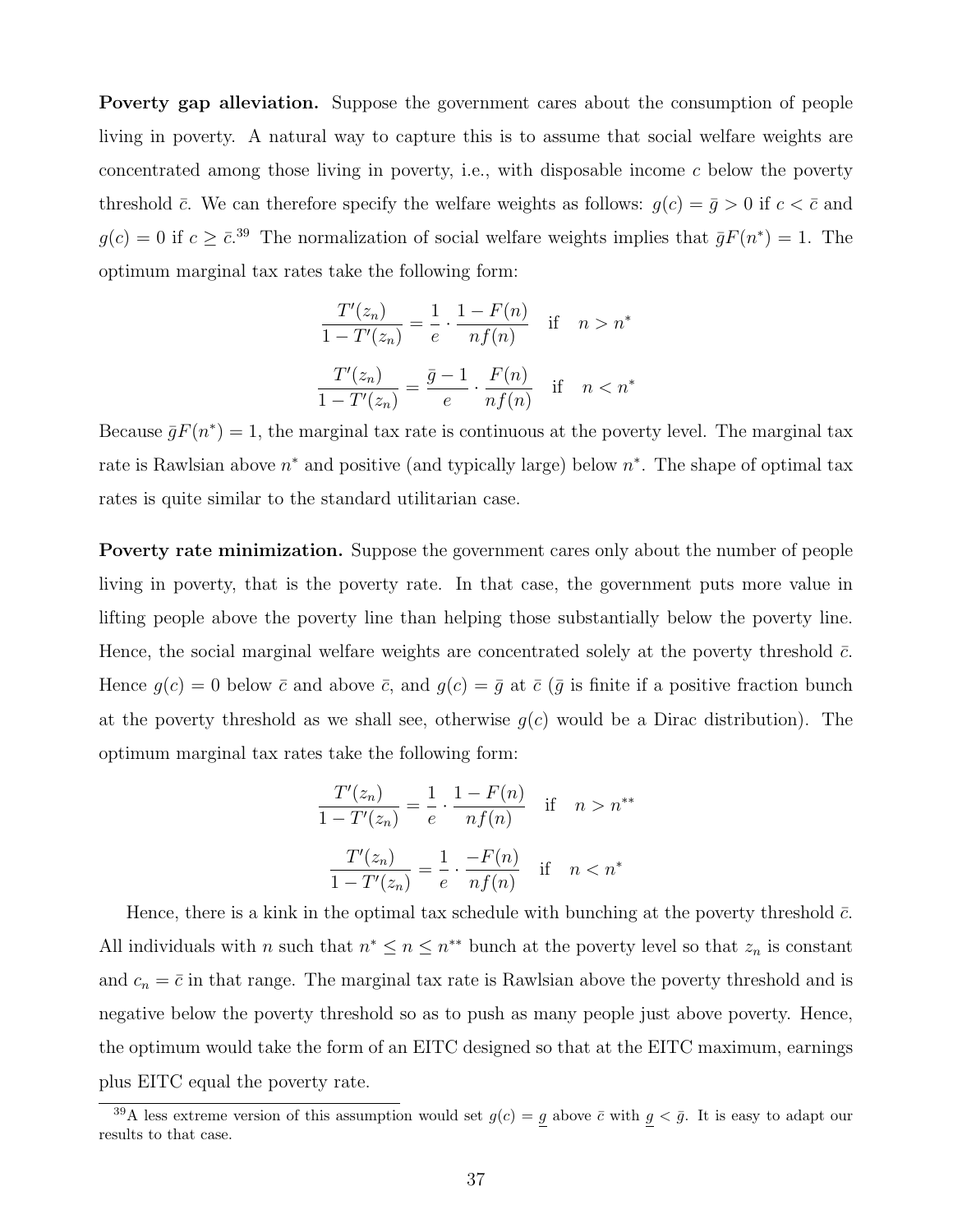**Poverty gap alleviation.** Suppose the government cares about the consumption of people living in poverty. A natural way to capture this is to assume that social welfare weights are concentrated among those living in poverty, i.e., with disposable income $c$ below the poverty threshold $\bar{c}$. We can therefore specify the welfare weights as follows: $g(c) = \bar{g} > 0$ if $c < \bar{c}$ and $g(c) = 0$ if $c \geq \bar{c}$.[39] The normalization of social welfare weights implies that $\bar{g}F(n^*) = 1$. The optimum marginal tax rates take the following form:

$$\frac{T'(z_n)}{1 - T'(z_n)} = \frac{1}{e} \cdot \frac{1 - F(n)}{nf(n)} \quad \text{if} \quad n > n^*$$

$$\frac{T'(z_n)}{1 - T'(z_n)} = \frac{\bar{g} - 1}{e} \cdot \frac{F(n)}{nf(n)} \quad \text{if} \quad n < n^*$$

Because $\bar{g}F(n^*) = 1$, the marginal tax rate is continuous at the poverty level. The marginal tax rate is Rawlsian above $n^*$ and positive (and typically large) below $n^*$. The shape of optimal tax rates is quite similar to the standard utilitarian case.

**Poverty rate minimization.** Suppose the government cares only about the number of people living in poverty, that is the poverty rate. In that case, the government puts more value in lifting people above the poverty line than helping those substantially below the poverty line. Hence, the social marginal welfare weights are concentrated solely at the poverty threshold $\bar{c}$. Hence $g(c) = 0$ below $\bar{c}$ and above $\bar{c}$, and $g(c) = \bar{g}$ at $\bar{c}$ ($\bar{g}$ is finite if a positive fraction bunch at the poverty threshold as we shall see, otherwise $g(c)$ would be a Dirac distribution). The optimum marginal tax rates take the following form:

$$\frac{T'(z_n)}{1 - T'(z_n)} = \frac{1}{e} \cdot \frac{1 - F(n)}{nf(n)} \quad \text{if} \quad n > n^{**}$$

$$\frac{T'(z_n)}{1 - T'(z_n)} = \frac{1}{e} \cdot \frac{-F(n)}{nf(n)} \quad \text{if} \quad n < n^*$$

Hence, there is a kink in the optimal tax schedule with bunching at the poverty threshold $\bar{c}$. All individuals with $n$ such that $n^* \leq n \leq n^{**}$ bunch at the poverty level so that $z_n$ is constant and $c_n = \bar{c}$ in that range. The marginal tax rate is Rawlsian above the poverty threshold and is negative below the poverty threshold so as to push as many people just above poverty. Hence, the optimum would take the form of an EITC designed so that at the EITC maximum, earnings plus EITC equal the poverty rate.

[39] A less extreme version of this assumption would set $g(c) = \underline{g}$ above $\bar{c}$ with $\underline{g} < \bar{g}$. It is easy to adapt our results to that case.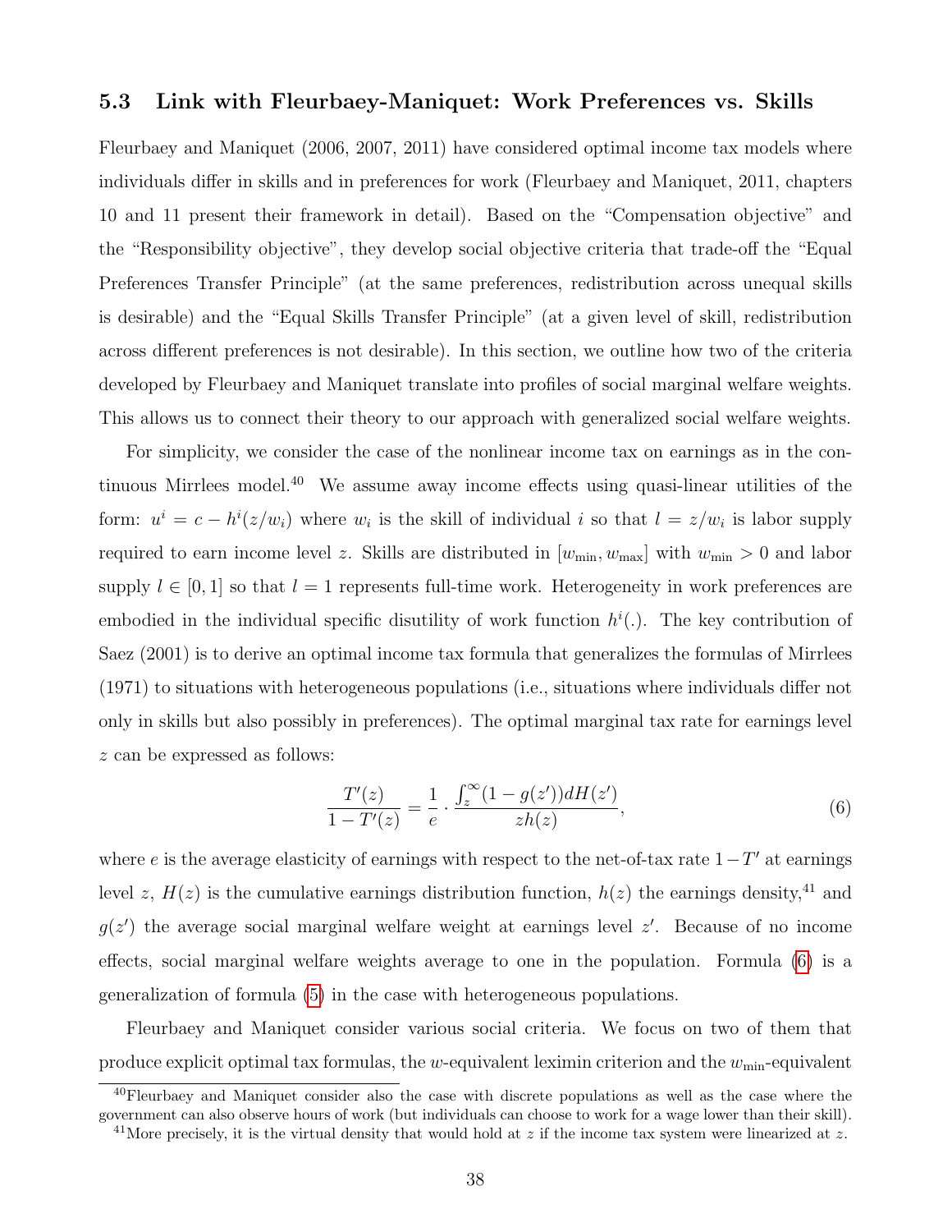### 5.3 Link with Fleurbaey-Maniquet: Work Preferences vs. Skills

Fleurbaey and Maniquet (2006, 2007, 2011) have considered optimal income tax models where individuals differ in skills and in preferences for work (Fleurbaey and Maniquet, 2011, chapters 10 and 11 present their framework in detail). Based on the "Compensation objective" and the "Responsibility objective", they develop social objective criteria that trade-off the "Equal Preferences Transfer Principle" (at the same preferences, redistribution across unequal skills is desirable) and the "Equal Skills Transfer Principle" (at a given level of skill, redistribution across different preferences is not desirable). In this section, we outline how two of the criteria developed by Fleurbaey and Maniquet translate into profiles of social marginal welfare weights. This allows us to connect their theory to our approach with generalized social welfare weights.

For simplicity, we consider the case of the nonlinear income tax on earnings as in the continuous Mirrlees model.[40] We assume away income effects using quasi-linear utilities of the form: $u^i = c - h^i(z/w_i)$ where $w_i$ is the skill of individual $i$ so that $l = z/w_i$ is labor supply required to earn income level $z$. Skills are distributed in $[w_{\min}, w_{\max}]$ with $w_{\min} > 0$ and labor supply $l \in [0, 1]$ so that $l = 1$ represents full-time work. Heterogeneity in work preferences are embodied in the individual specific disutility of work function $h^i(.)$. The key contribution of Saez (2001) is to derive an optimal income tax formula that generalizes the formulas of Mirrlees (1971) to situations with heterogeneous populations (i.e., situations where individuals differ not only in skills but also possibly in preferences). The optimal marginal tax rate for earnings level $z$ can be expressed as follows:

$$\frac{T'(z)}{1 - T'(z)} = \frac{1}{e} \cdot \frac{\int_z^{\infty} (1 - g(z')) dH(z')}{z h(z)}, \tag{6}$$

where $e$ is the average elasticity of earnings with respect to the net-of-tax rate $1 - T'$ at earnings level $z$, $H(z)$ is the cumulative earnings distribution function, $h(z)$ the earnings density,[41] and $g(z')$ the average social marginal welfare weight at earnings level $z'$. Because of no income effects, social marginal welfare weights average to one in the population. Formula (6) is a generalization of formula (5) in the case with heterogeneous populations.

Fleurbaey and Maniquet consider various social criteria. We focus on two of them that produce explicit optimal tax formulas, the $w$-equivalent leximin criterion and the $w_{\min}$-equivalent

[40] Fleurbaey and Maniquet consider also the case with discrete populations as well as the case where the government can also observe hours of work (but individuals can choose to work for a wage lower than their skill).

[41] More precisely, it is the virtual density that would hold at $z$ if the income tax system were linearized at $z$.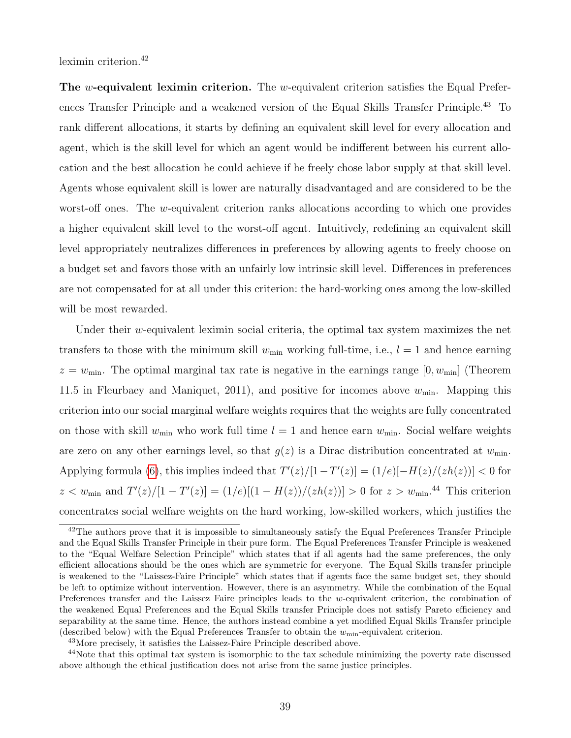leximin criterion.[42]

**The $w$-equivalent leximin criterion.** The $w$-equivalent criterion satisfies the Equal Preferences Transfer Principle and a weakened version of the Equal Skills Transfer Principle.[43] To rank different allocations, it starts by defining an equivalent skill level for every allocation and agent, which is the skill level for which an agent would be indifferent between his current allocation and the best allocation he could achieve if he freely chose labor supply at that skill level. Agents whose equivalent skill is lower are naturally disadvantaged and are considered to be the worst-off ones. The $w$-equivalent criterion ranks allocations according to which one provides a higher equivalent skill level to the worst-off agent. Intuitively, redefining an equivalent skill level appropriately neutralizes differences in preferences by allowing agents to freely choose on a budget set and favors those with an unfairly low intrinsic skill level. Differences in preferences are not compensated for at all under this criterion: the hard-working ones among the low-skilled will be most rewarded.

Under their $w$-equivalent leximin social criteria, the optimal tax system maximizes the net transfers to those with the minimum skill $w_{\min}$ working full-time, i.e., $l = 1$ and hence earning $z = w_{\min}$. The optimal marginal tax rate is negative in the earnings range $[0, w_{\min}]$ (Theorem 11.5 in Fleurbaey and Maniquet, 2011), and positive for incomes above $w_{\min}$. Mapping this criterion into our social marginal welfare weights requires that the weights are fully concentrated on those with skill $w_{\min}$ who work full time $l = 1$ and hence earn $w_{\min}$. Social welfare weights are zero on any other earnings level, so that $g(z)$ is a Dirac distribution concentrated at $w_{\min}$. Applying formula (6), this implies indeed that $T'(z)/[1-T'(z)] = (1/e)[-H(z)/(zh(z))] < 0$ for $z < w_{\min}$ and $T'(z)/[1 - T'(z)] = (1/e)[(1 - H(z))/(zh(z))] > 0$ for $z > w_{\min}$.[44] This criterion concentrates social welfare weights on the hard working, low-skilled workers, which justifies the

[42] The authors prove that it is impossible to simultaneously satisfy the Equal Preferences Transfer Principle and the Equal Skills Transfer Principle in their pure form. The Equal Preferences Transfer Principle is weakened to the "Equal Welfare Selection Principle" which states that if all agents had the same preferences, the only efficient allocations should be the ones which are symmetric for everyone. The Equal Skills transfer principle is weakened to the "Laissez-Faire Principle" which states that if agents face the same budget set, they should be left to optimize without intervention. However, there is an asymmetry. While the combination of the Equal Preferences transfer and the Laissez Faire principles leads to the $w$-equivalent criterion, the combination of the weakened Equal Preferences and the Equal Skills transfer Principle does not satisfy Pareto efficiency and separability at the same time. Hence, the authors instead combine a yet modified Equal Skills Transfer principle (described below) with the Equal Preferences Transfer to obtain the $w_{\min}$-equivalent criterion.

[43] More precisely, it satisfies the Laissez-Faire Principle described above.

[44] Note that this optimal tax system is isomorphic to the tax schedule minimizing the poverty rate discussed above although the ethical justification does not arise from the same justice principles.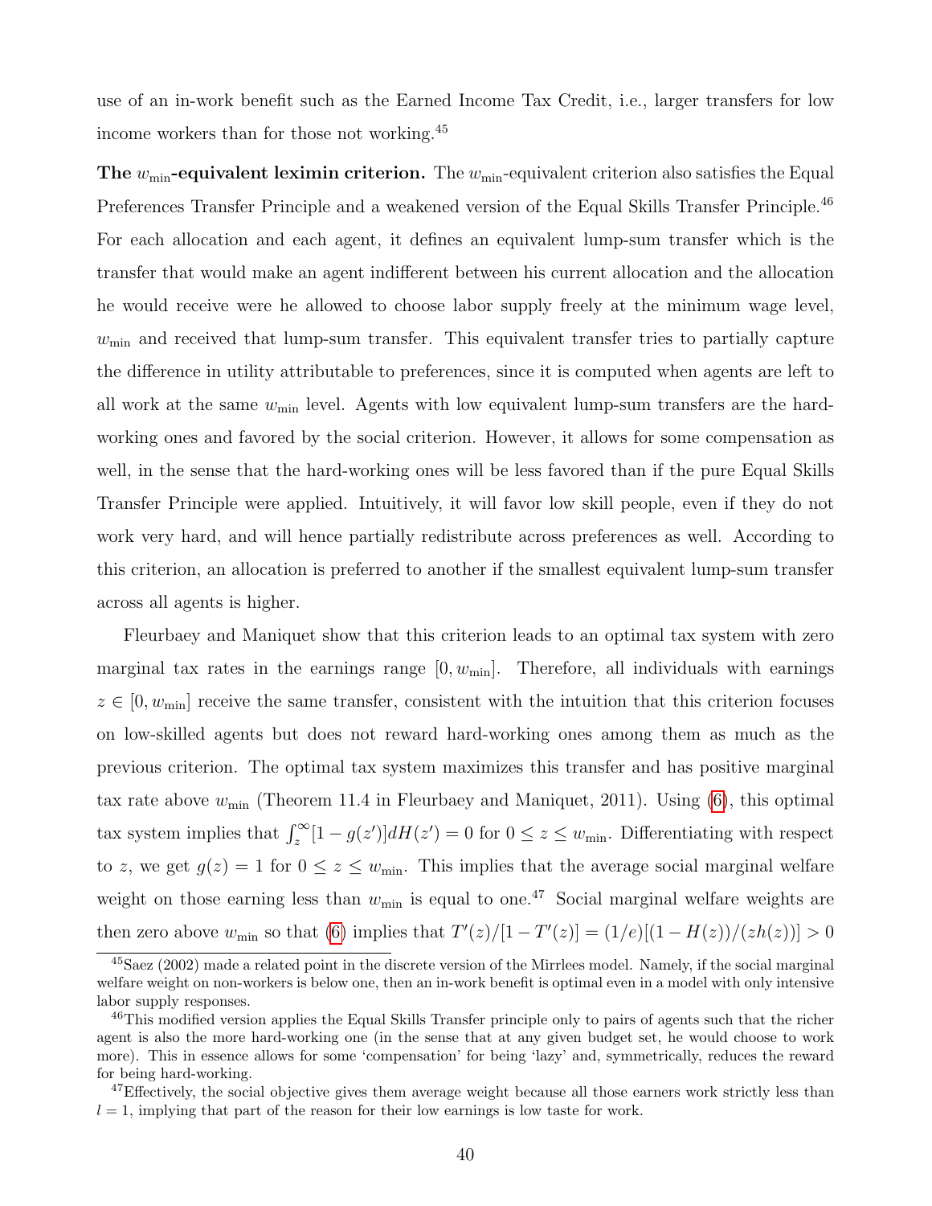use of an in-work benefit such as the Earned Income Tax Credit, i.e., larger transfers for low income workers than for those not working.[45]

**The $w_{\min}$-equivalent leximin criterion.** The $w_{\min}$-equivalent criterion also satisfies the Equal Preferences Transfer Principle and a weakened version of the Equal Skills Transfer Principle.[46] For each allocation and each agent, it defines an equivalent lump-sum transfer which is the transfer that would make an agent indifferent between his current allocation and the allocation he would receive were he allowed to choose labor supply freely at the minimum wage level, $w_{\min}$ and received that lump-sum transfer. This equivalent transfer tries to partially capture the difference in utility attributable to preferences, since it is computed when agents are left to all work at the same $w_{\min}$ level. Agents with low equivalent lump-sum transfers are the hard-working ones and favored by the social criterion. However, it allows for some compensation as well, in the sense that the hard-working ones will be less favored than if the pure Equal Skills Transfer Principle were applied. Intuitively, it will favor low skill people, even if they do not work very hard, and will hence partially redistribute across preferences as well. According to this criterion, an allocation is preferred to another if the smallest equivalent lump-sum transfer across all agents is higher.

Fleurbaey and Maniquet show that this criterion leads to an optimal tax system with zero marginal tax rates in the earnings range $[0, w_{\min}]$. Therefore, all individuals with earnings $z \in [0, w_{\min}]$ receive the same transfer, consistent with the intuition that this criterion focuses on low-skilled agents but does not reward hard-working ones among them as much as the previous criterion. The optimal tax system maximizes this transfer and has positive marginal tax rate above $w_{\min}$ (Theorem 11.4 in Fleurbaey and Maniquet, 2011). Using (6), this optimal tax system implies that $\int_z^\infty [1 - g(z')] dH(z') = 0$ for $0 \leq z \leq w_{\min}$. Differentiating with respect to $z$, we get $g(z) = 1$ for $0 \leq z \leq w_{\min}$. This implies that the average social marginal welfare weight on those earning less than $w_{\min}$ is equal to one.[47] Social marginal welfare weights are then zero above $w_{\min}$ so that (6) implies that $T'(z)/[1 - T'(z)] = (1/e)[(1 - H(z))/(zh(z))] > 0$

[45] Saez (2002) made a related point in the discrete version of the Mirrlees model. Namely, if the social marginal welfare weight on non-workers is below one, then an in-work benefit is optimal even in a model with only intensive labor supply responses.

[46] This modified version applies the Equal Skills Transfer principle only to pairs of agents such that the richer agent is also the more hard-working one (in the sense that at any given budget set, he would choose to work more). This in essence allows for some 'compensation' for being 'lazy' and, symmetrically, reduces the reward for being hard-working.

[47] Effectively, the social objective gives them average weight because all those earners work strictly less than $l = 1$, implying that part of the reason for their low earnings is low taste for work.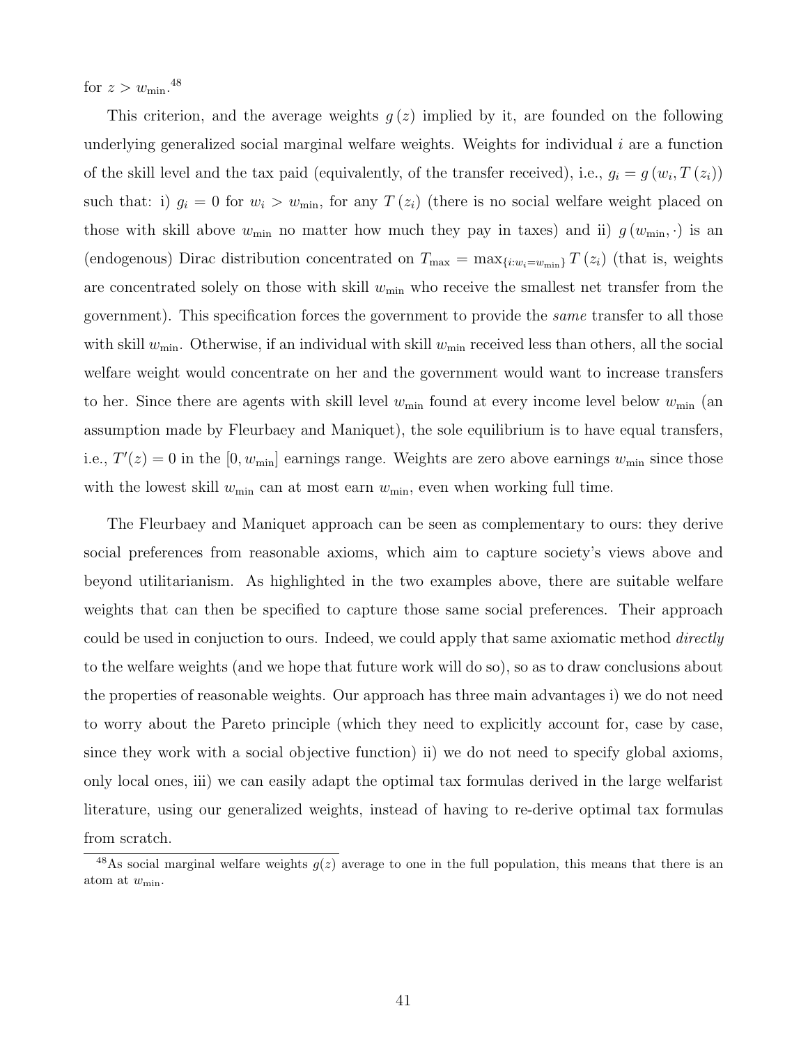for $z > w_{\min}$.[48]

This criterion, and the average weights $g(z)$ implied by it, are founded on the following underlying generalized social marginal welfare weights. Weights for individual $i$ are a function of the skill level and the tax paid (equivalently, of the transfer received), i.e., $g_i = g(w_i, T(z_i))$ such that: i) $g_i = 0$ for $w_i > w_{\min}$, for any $T(z_i)$ (there is no social welfare weight placed on those with skill above $w_{\min}$ no matter how much they pay in taxes) and ii) $g(w_{\min}, \cdot)$ is an (endogenous) Dirac distribution concentrated on $T_{\max} = \max_{\{i: w_i = w_{\min}\}} T(z_i)$ (that is, weights are concentrated solely on those with skill $w_{\min}$ who receive the smallest net transfer from the government). This specification forces the government to provide the *same* transfer to all those with skill $w_{\min}$. Otherwise, if an individual with skill $w_{\min}$ received less than others, all the social welfare weight would concentrate on her and the government would want to increase transfers to her. Since there are agents with skill level $w_{\min}$ found at every income level below $w_{\min}$ (an assumption made by Fleurbaey and Maniquet), the sole equilibrium is to have equal transfers, i.e., $T'(z) = 0$ in the $[0, w_{\min}]$ earnings range. Weights are zero above earnings $w_{\min}$ since those with the lowest skill $w_{\min}$ can at most earn $w_{\min}$, even when working full time.

The Fleurbaey and Maniquet approach can be seen as complementary to ours: they derive social preferences from reasonable axioms, which aim to capture society's views above and beyond utilitarianism. As highlighted in the two examples above, there are suitable welfare weights that can then be specified to capture those same social preferences. Their approach could be used in conjuction to ours. Indeed, we could apply that same axiomatic method *directly* to the welfare weights (and we hope that future work will do so), so as to draw conclusions about the properties of reasonable weights. Our approach has three main advantages i) we do not need to worry about the Pareto principle (which they need to explicitly account for, case by case, since they work with a social objective function) ii) we do not need to specify global axioms, only local ones, iii) we can easily adapt the optimal tax formulas derived in the large welfarist literature, using our generalized weights, instead of having to re-derive optimal tax formulas from scratch.

[48]As social marginal welfare weights $g(z)$ average to one in the full population, this means that there is an atom at $w_{\min}$.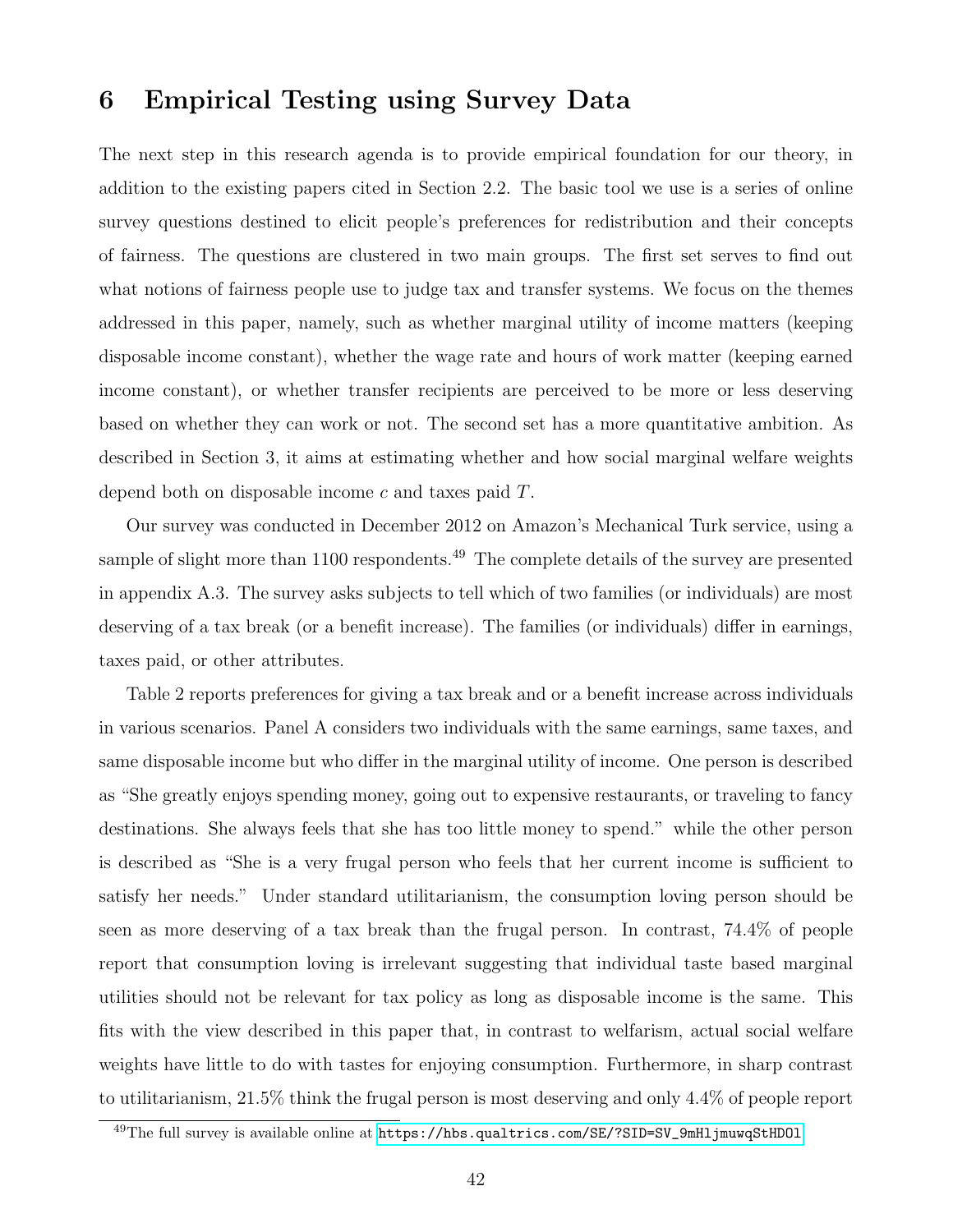# 6 Empirical Testing using Survey Data

The next step in this research agenda is to provide empirical foundation for our theory, in addition to the existing papers cited in Section 2.2. The basic tool we use is a series of online survey questions destined to elicit people's preferences for redistribution and their concepts of fairness. The questions are clustered in two main groups. The first set serves to find out what notions of fairness people use to judge tax and transfer systems. We focus on the themes addressed in this paper, namely, such as whether marginal utility of income matters (keeping disposable income constant), whether the wage rate and hours of work matter (keeping earned income constant), or whether transfer recipients are perceived to be more or less deserving based on whether they can work or not. The second set has a more quantitative ambition. As described in Section 3, it aims at estimating whether and how social marginal welfare weights depend both on disposable income $c$ and taxes paid $T$.

Our survey was conducted in December 2012 on Amazon's Mechanical Turk service, using a sample of slight more than 1100 respondents.[49] The complete details of the survey are presented in appendix A.3. The survey asks subjects to tell which of two families (or individuals) are most deserving of a tax break (or a benefit increase). The families (or individuals) differ in earnings, taxes paid, or other attributes.

Table 2 reports preferences for giving a tax break and or a benefit increase across individuals in various scenarios. Panel A considers two individuals with the same earnings, same taxes, and same disposable income but who differ in the marginal utility of income. One person is described as "She greatly enjoys spending money, going out to expensive restaurants, or traveling to fancy destinations. She always feels that she has too little money to spend." while the other person is described as "She is a very frugal person who feels that her current income is sufficient to satisfy her needs." Under standard utilitarianism, the consumption loving person should be seen as more deserving of a tax break than the frugal person. In contrast, 74.4% of people report that consumption loving is irrelevant suggesting that individual taste based marginal utilities should not be relevant for tax policy as long as disposable income is the same. This fits with the view described in this paper that, in contrast to welfarism, actual social welfare weights have little to do with tastes for enjoying consumption. Furthermore, in sharp contrast to utilitarianism, 21.5% think the frugal person is most deserving and only 4.4% of people report

[49] The full survey is available online at https://hbs.qualtrics.com/SE/?SID=SV_9mHljmuwqStHDOl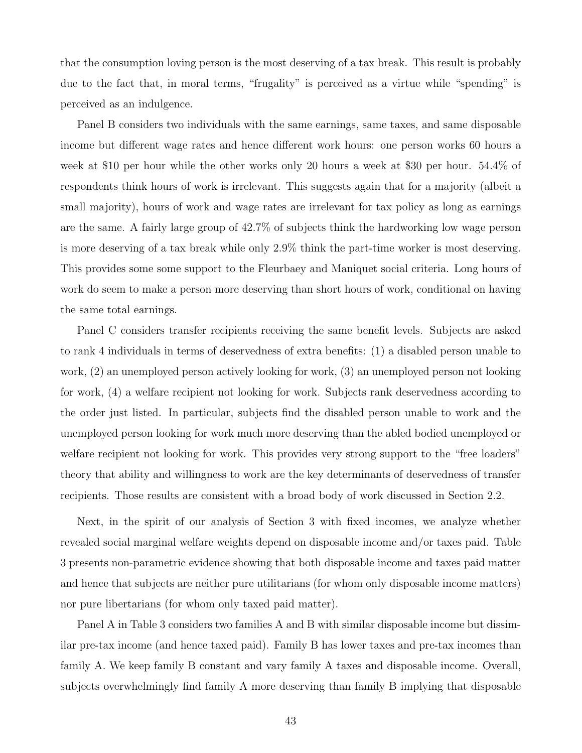that the consumption loving person is the most deserving of a tax break. This result is probably due to the fact that, in moral terms, "frugality" is perceived as a virtue while "spending" is perceived as an indulgence.

Panel B considers two individuals with the same earnings, same taxes, and same disposable income but different wage rates and hence different work hours: one person works 60 hours a week at \$10 per hour while the other works only 20 hours a week at \$30 per hour. 54.4% of respondents think hours of work is irrelevant. This suggests again that for a majority (albeit a small majority), hours of work and wage rates are irrelevant for tax policy as long as earnings are the same. A fairly large group of 42.7% of subjects think the hardworking low wage person is more deserving of a tax break while only 2.9% think the part-time worker is most deserving. This provides some some support to the Fleurbaey and Maniquet social criteria. Long hours of work do seem to make a person more deserving than short hours of work, conditional on having the same total earnings.

Panel C considers transfer recipients receiving the same benefit levels. Subjects are asked to rank 4 individuals in terms of deservedness of extra benefits: (1) a disabled person unable to work, (2) an unemployed person actively looking for work, (3) an unemployed person not looking for work, (4) a welfare recipient not looking for work. Subjects rank deservedness according to the order just listed. In particular, subjects find the disabled person unable to work and the unemployed person looking for work much more deserving than the abled bodied unemployed or welfare recipient not looking for work. This provides very strong support to the "free loaders" theory that ability and willingness to work are the key determinants of deservedness of transfer recipients. Those results are consistent with a broad body of work discussed in Section 2.2.

Next, in the spirit of our analysis of Section 3 with fixed incomes, we analyze whether revealed social marginal welfare weights depend on disposable income and/or taxes paid. Table 3 presents non-parametric evidence showing that both disposable income and taxes paid matter and hence that subjects are neither pure utilitarians (for whom only disposable income matters) nor pure libertarians (for whom only taxed paid matter).

Panel A in Table 3 considers two families A and B with similar disposable income but dissimilar pre-tax income (and hence taxed paid). Family B has lower taxes and pre-tax incomes than family A. We keep family B constant and vary family A taxes and disposable income. Overall, subjects overwhelmingly find family A more deserving than family B implying that disposable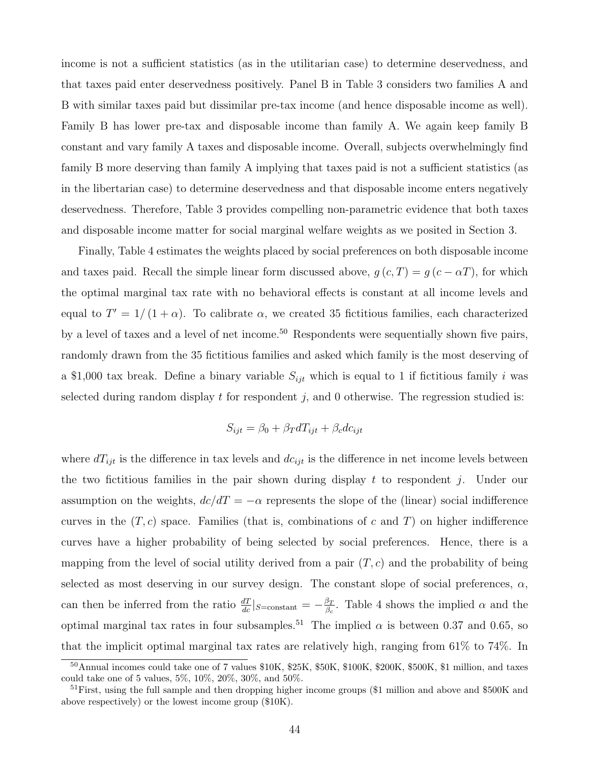income is not a sufficient statistics (as in the utilitarian case) to determine deservedness, and that taxes paid enter deservedness positively. Panel B in Table 3 considers two families A and B with similar taxes paid but dissimilar pre-tax income (and hence disposable income as well). Family B has lower pre-tax and disposable income than family A. We again keep family B constant and vary family A taxes and disposable income. Overall, subjects overwhelmingly find family B more deserving than family A implying that taxes paid is not a sufficient statistics (as in the libertarian case) to determine deservedness and that disposable income enters negatively deservedness. Therefore, Table 3 provides compelling non-parametric evidence that both taxes and disposable income matter for social marginal welfare weights as we posited in Section 3.

Finally, Table 4 estimates the weights placed by social preferences on both disposable income and taxes paid. Recall the simple linear form discussed above, $g(c, T) = g(c - \alpha T)$, for which the optimal marginal tax rate with no behavioral effects is constant at all income levels and equal to $T' = 1/(1 + \alpha)$. To calibrate $\alpha$, we created 35 fictitious families, each characterized by a level of taxes and a level of net income.[50] Respondents were sequentially shown five pairs, randomly drawn from the 35 fictitious families and asked which family is the most deserving of a \$1,000 tax break. Define a binary variable $S_{ijt}$ which is equal to 1 if fictitious family $i$ was selected during random display $t$ for respondent $j$, and 0 otherwise. The regression studied is:

$$S_{ijt} = \beta_0 + \beta_T dT_{ijt} + \beta_c dc_{ijt}$$

where $dT_{ijt}$ is the difference in tax levels and $dc_{ijt}$ is the difference in net income levels between the two fictitious families in the pair shown during display $t$ to respondent $j$. Under our assumption on the weights, $dc/dT = -\alpha$ represents the slope of the (linear) social indifference curves in the $(T, c)$ space. Families (that is, combinations of $c$ and $T$) on higher indifference curves have a higher probability of being selected by social preferences. Hence, there is a mapping from the level of social utility derived from a pair $(T, c)$ and the probability of being selected as most deserving in our survey design. The constant slope of social preferences, $\alpha$, can then be inferred from the ratio $\frac{dT}{dc}|_{S=\text{constant}} = -\frac{\beta_T}{\beta_c}$. Table 4 shows the implied $\alpha$ and the optimal marginal tax rates in four subsamples.[51] The implied $\alpha$ is between 0.37 and 0.65, so that the implicit optimal marginal tax rates are relatively high, ranging from 61% to 74%. In

[50] Annual incomes could take one of 7 values \$10K, \$25K, \$50K, \$100K, \$200K, \$500K, \$1 million, and taxes could take one of 5 values, 5%, 10%, 20%, 30%, and 50%.

[51] First, using the full sample and then dropping higher income groups (\$1 million and above and \$500K and above respectively) or the lowest income group (\$10K).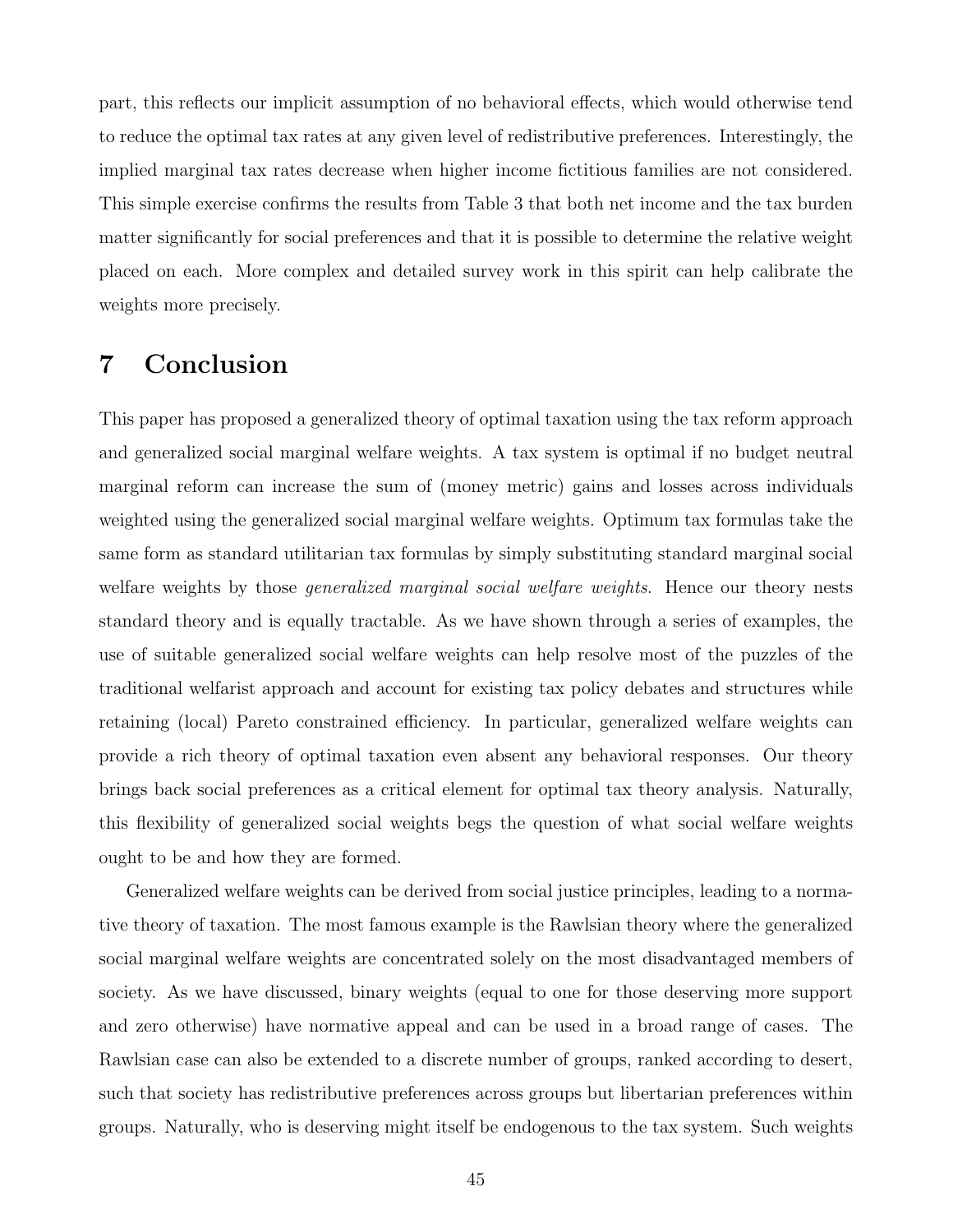part, this reflects our implicit assumption of no behavioral effects, which would otherwise tend to reduce the optimal tax rates at any given level of redistributive preferences. Interestingly, the implied marginal tax rates decrease when higher income fictitious families are not considered. This simple exercise confirms the results from Table 3 that both net income and the tax burden matter significantly for social preferences and that it is possible to determine the relative weight placed on each. More complex and detailed survey work in this spirit can help calibrate the weights more precisely.

# 7 Conclusion

This paper has proposed a generalized theory of optimal taxation using the tax reform approach and generalized social marginal welfare weights. A tax system is optimal if no budget neutral marginal reform can increase the sum of (money metric) gains and losses across individuals weighted using the generalized social marginal welfare weights. Optimum tax formulas take the same form as standard utilitarian tax formulas by simply substituting standard marginal social welfare weights by those *generalized marginal social welfare weights*. Hence our theory nests standard theory and is equally tractable. As we have shown through a series of examples, the use of suitable generalized social welfare weights can help resolve most of the puzzles of the traditional welfarist approach and account for existing tax policy debates and structures while retaining (local) Pareto constrained efficiency. In particular, generalized welfare weights can provide a rich theory of optimal taxation even absent any behavioral responses. Our theory brings back social preferences as a critical element for optimal tax theory analysis. Naturally, this flexibility of generalized social weights begs the question of what social welfare weights ought to be and how they are formed.

Generalized welfare weights can be derived from social justice principles, leading to a normative theory of taxation. The most famous example is the Rawlsian theory where the generalized social marginal welfare weights are concentrated solely on the most disadvantaged members of society. As we have discussed, binary weights (equal to one for those deserving more support and zero otherwise) have normative appeal and can be used in a broad range of cases. The Rawlsian case can also be extended to a discrete number of groups, ranked according to desert, such that society has redistributive preferences across groups but libertarian preferences within groups. Naturally, who is deserving might itself be endogenous to the tax system. Such weights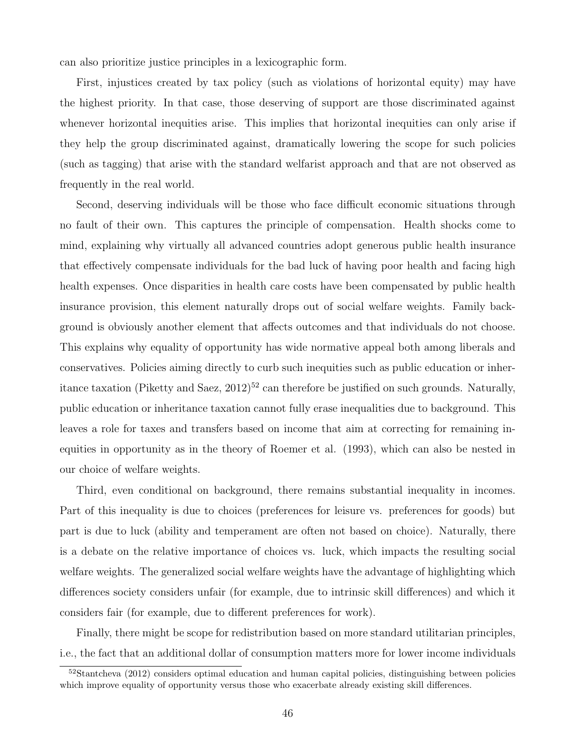can also prioritize justice principles in a lexicographic form.

First, injustices created by tax policy (such as violations of horizontal equity) may have the highest priority. In that case, those deserving of support are those discriminated against whenever horizontal inequities arise. This implies that horizontal inequities can only arise if they help the group discriminated against, dramatically lowering the scope for such policies (such as tagging) that arise with the standard welfarist approach and that are not observed as frequently in the real world.

Second, deserving individuals will be those who face difficult economic situations through no fault of their own. This captures the principle of compensation. Health shocks come to mind, explaining why virtually all advanced countries adopt generous public health insurance that effectively compensate individuals for the bad luck of having poor health and facing high health expenses. Once disparities in health care costs have been compensated by public health insurance provision, this element naturally drops out of social welfare weights. Family background is obviously another element that affects outcomes and that individuals do not choose. This explains why equality of opportunity has wide normative appeal both among liberals and conservatives. Policies aiming directly to curb such inequities such as public education or inheritance taxation (Piketty and Saez, 2012)[52] can therefore be justified on such grounds. Naturally, public education or inheritance taxation cannot fully erase inequalities due to background. This leaves a role for taxes and transfers based on income that aim at correcting for remaining inequities in opportunity as in the theory of Roemer et al. (1993), which can also be nested in our choice of welfare weights.

Third, even conditional on background, there remains substantial inequality in incomes. Part of this inequality is due to choices (preferences for leisure vs. preferences for goods) but part is due to luck (ability and temperament are often not based on choice). Naturally, there is a debate on the relative importance of choices vs. luck, which impacts the resulting social welfare weights. The generalized social welfare weights have the advantage of highlighting which differences society considers unfair (for example, due to intrinsic skill differences) and which it considers fair (for example, due to different preferences for work).

Finally, there might be scope for redistribution based on more standard utilitarian principles, i.e., the fact that an additional dollar of consumption matters more for lower income individuals

[52] Stantcheva (2012) considers optimal education and human capital policies, distinguishing between policies which improve equality of opportunity versus those who exacerbate already existing skill differences.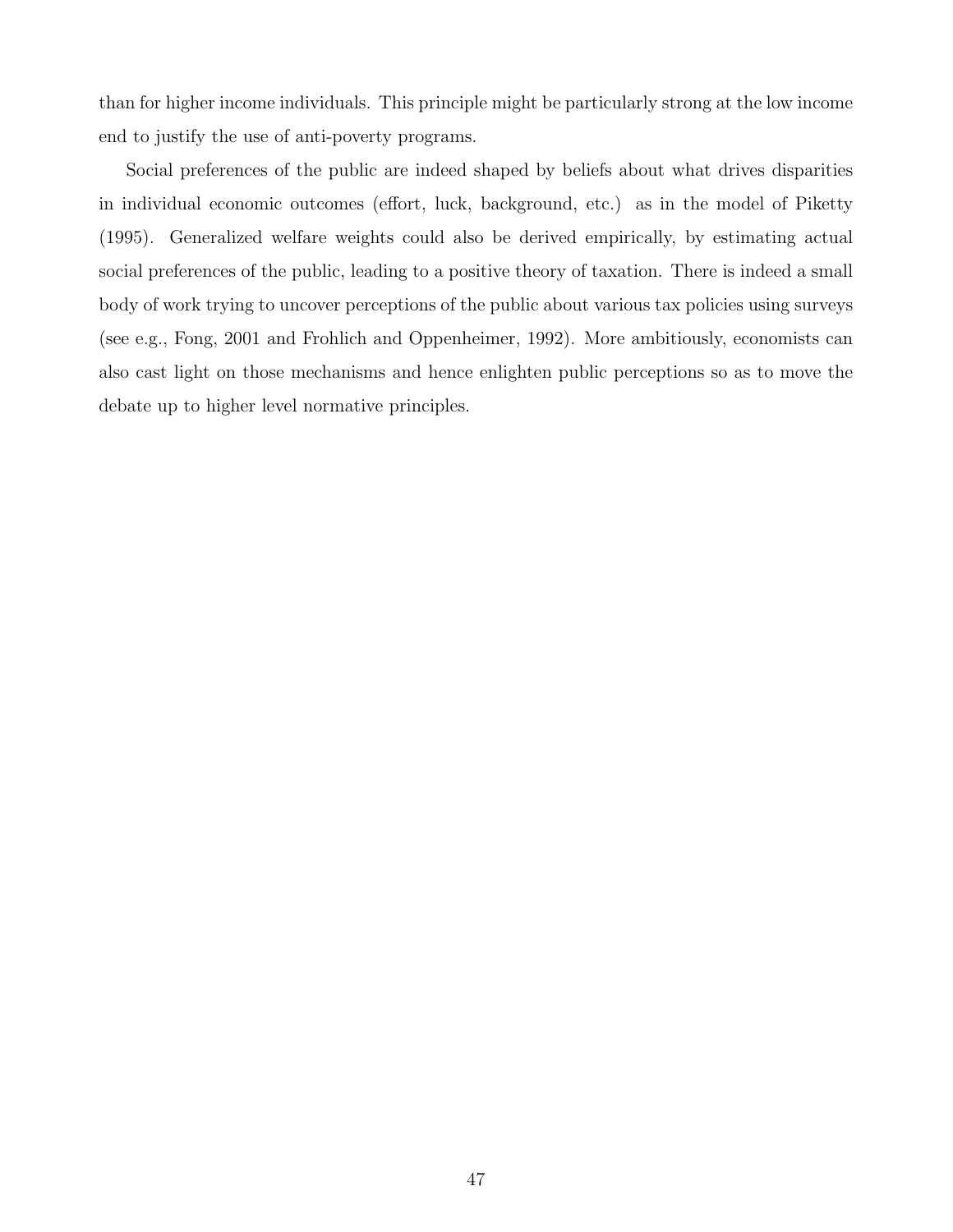than for higher income individuals. This principle might be particularly strong at the low income end to justify the use of anti-poverty programs.

Social preferences of the public are indeed shaped by beliefs about what drives disparities in individual economic outcomes (effort, luck, background, etc.) as in the model of Piketty (1995). Generalized welfare weights could also be derived empirically, by estimating actual social preferences of the public, leading to a positive theory of taxation. There is indeed a small body of work trying to uncover perceptions of the public about various tax policies using surveys (see e.g., Fong, 2001 and Frohlich and Oppenheimer, 1992). More ambitiously, economists can also cast light on those mechanisms and hence enlighten public perceptions so as to move the debate up to higher level normative principles.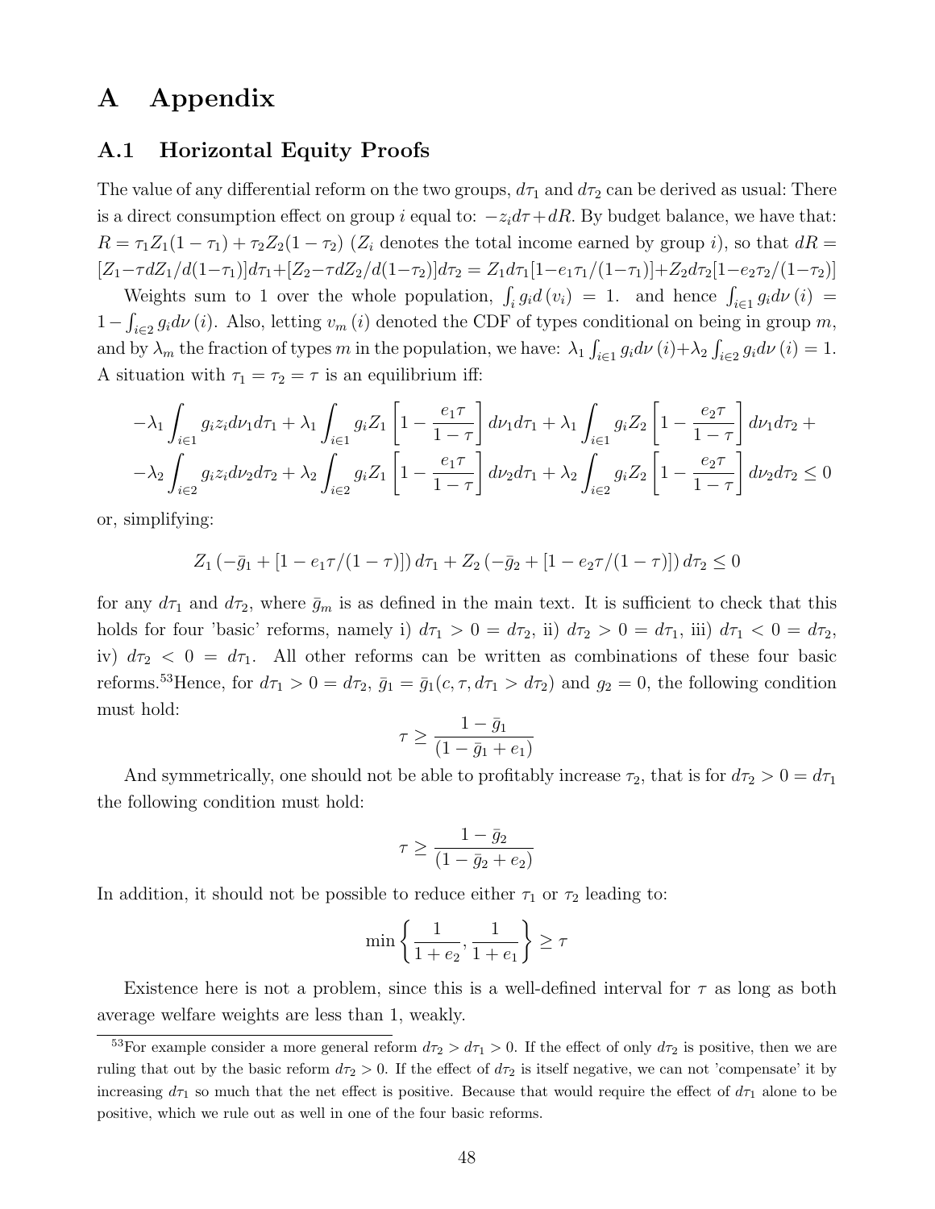# A Appendix

## A.1 Horizontal Equity Proofs

The value of any differential reform on the two groups, $d\tau_1$ and $d\tau_2$ can be derived as usual: There is a direct consumption effect on group $i$ equal to: $-z_i d\tau + dR$. By budget balance, we have that: $R = \tau_1 Z_1(1-\tau_1) + \tau_2 Z_2(1-\tau_2)$ ($Z_i$ denotes the total income earned by group $i$), so that $dR = [Z_1 - \tau dZ_1/d(1-\tau_1)]d\tau_1 + [Z_2 - \tau dZ_2/d(1-\tau_2)]d\tau_2 = Z_1 d\tau_1[1 - e_1\tau_1/(1-\tau_1)] + Z_2 d\tau_2[1 - e_2\tau_2/(1-\tau_2)]$

Weights sum to 1 over the whole population, $\int_i g_i d(v_i) = 1$. and hence $\int_{i\in 1} g_i d\nu(i) = 1 - \int_{i\in 2} g_i d\nu(i)$. Also, letting $v_m(i)$ denoted the CDF of types conditional on being in group $m$, and by $\lambda_m$ the fraction of types $m$ in the population, we have: $\lambda_1 \int_{i\in 1} g_i d\nu(i) + \lambda_2 \int_{i\in 2} g_i d\nu(i) = 1$. A situation with $\tau_1 = \tau_2 = \tau$ is an equilibrium iff:

$$-\lambda_1 \int_{i\in 1} g_i z_i d\nu_1 d\tau_1 + \lambda_1 \int_{i\in 1} g_i Z_1 \left[1 - \frac{e_1\tau}{1-\tau}\right] d\nu_1 d\tau_1 + \lambda_1 \int_{i\in 1} g_i Z_2 \left[1 - \frac{e_2\tau}{1-\tau}\right] d\nu_1 d\tau_2 +$$

$$-\lambda_2 \int_{i\in 2} g_i z_i d\nu_2 d\tau_2 + \lambda_2 \int_{i\in 2} g_i Z_1 \left[1 - \frac{e_1\tau}{1-\tau}\right] d\nu_2 d\tau_1 + \lambda_2 \int_{i\in 2} g_i Z_2 \left[1 - \frac{e_2\tau}{1-\tau}\right] d\nu_2 d\tau_2 \leq 0$$

or, simplifying:

$$Z_1\left(-\bar{g}_1 + [1 - e_1\tau/(1-\tau)]\right) d\tau_1 + Z_2\left(-\bar{g}_2 + [1 - e_2\tau/(1-\tau)]\right) d\tau_2 \leq 0$$

for any $d\tau_1$ and $d\tau_2$, where $\bar{g}_m$ is as defined in the main text. It is sufficient to check that this holds for four 'basic' reforms, namely i) $d\tau_1 > 0 = d\tau_2$, ii) $d\tau_2 > 0 = d\tau_1$, iii) $d\tau_1 < 0 = d\tau_2$, iv) $d\tau_2 < 0 = d\tau_1$. All other reforms can be written as combinations of these four basic reforms.[53] Hence, for $d\tau_1 > 0 = d\tau_2$, $\bar{g}_1 = \bar{g}_1(c, \tau, d\tau_1 > d\tau_2)$ and $g_2 = 0$, the following condition must hold:

$$\tau \geq \frac{1 - \bar{g}_1}{(1 - \bar{g}_1 + e_1)}$$

And symmetrically, one should not be able to profitably increase $\tau_2$, that is for $d\tau_2 > 0 = d\tau_1$ the following condition must hold:

$$\tau \geq \frac{1 - \bar{g}_2}{(1 - \bar{g}_2 + e_2)}$$

In addition, it should not be possible to reduce either $\tau_1$ or $\tau_2$ leading to:

$$\min\left\{\frac{1}{1+e_2}, \frac{1}{1+e_1}\right\} \geq \tau$$

Existence here is not a problem, since this is a well-defined interval for $\tau$ as long as both average welfare weights are less than 1, weakly.

[53] For example consider a more general reform $d\tau_2 > d\tau_1 > 0$. If the effect of only $d\tau_2$ is positive, then we are ruling that out by the basic reform $d\tau_2 > 0$. If the effect of $d\tau_2$ is itself negative, we can not 'compensate' it by increasing $d\tau_1$ so much that the net effect is positive. Because that would require the effect of $d\tau_1$ alone to be positive, which we rule out as well in one of the four basic reforms.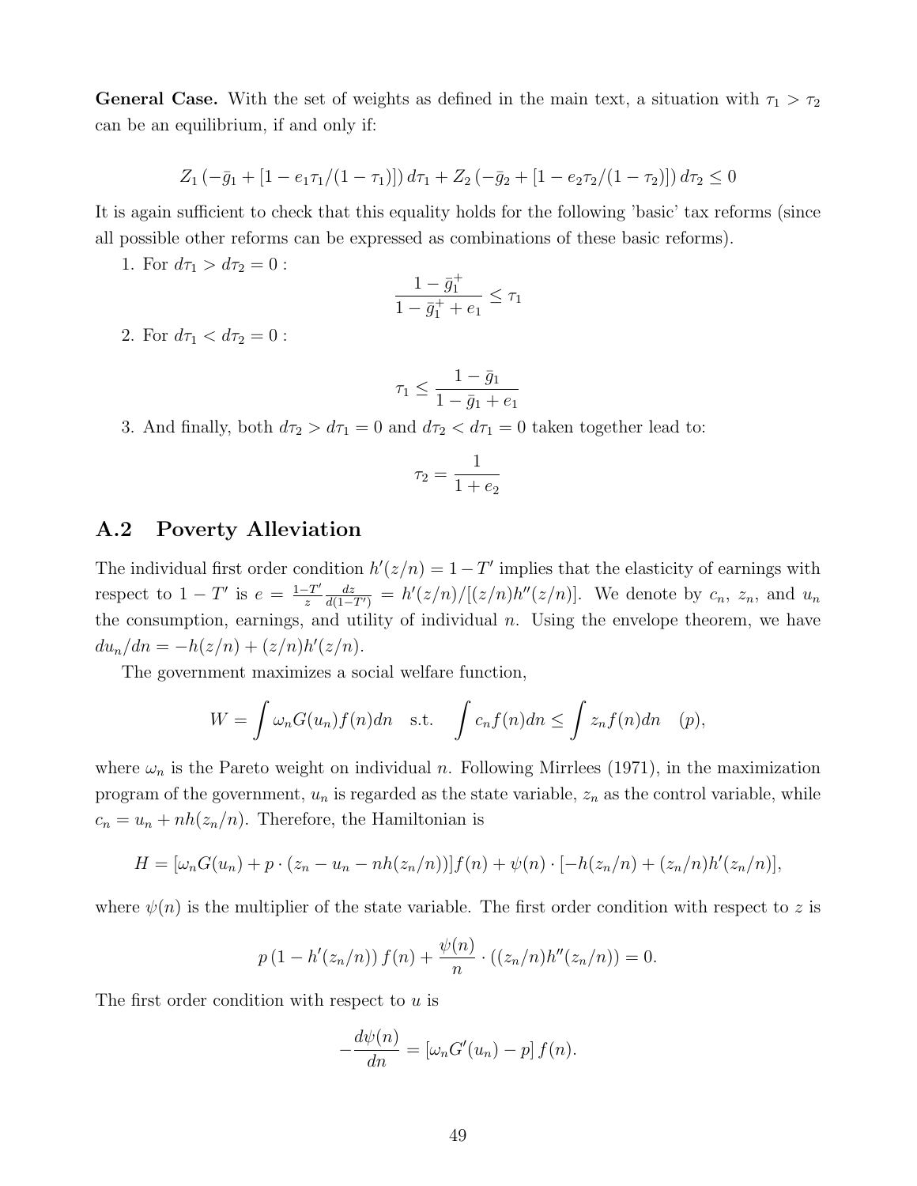**General Case.** With the set of weights as defined in the main text, a situation with $\tau_1 > \tau_2$ can be an equilibrium, if and only if:

$$Z_1 \left(-\bar{g}_1 + [1 - e_1\tau_1/(1-\tau_1)]\right) d\tau_1 + Z_2 \left(-\bar{g}_2 + [1 - e_2\tau_2/(1-\tau_2)]\right) d\tau_2 \leq 0$$

It is again sufficient to check that this equality holds for the following 'basic' tax reforms (since all possible other reforms can be expressed as combinations of these basic reforms).

1. For $d\tau_1 > d\tau_2 = 0$ :
$$\frac{1 - \bar{g}_1^+}{1 - \bar{g}_1^+ + e_1} \leq \tau_1$$

2. For $d\tau_1 < d\tau_2 = 0$ :
$$\tau_1 \leq \frac{1 - \bar{g}_1}{1 - \bar{g}_1 + e_1}$$

3. And finally, both $d\tau_2 > d\tau_1 = 0$ and $d\tau_2 < d\tau_1 = 0$ taken together lead to:
$$\tau_2 = \frac{1}{1 + e_2}$$

## A.2 Poverty Alleviation

The individual first order condition $h'(z/n) = 1 - T'$ implies that the elasticity of earnings with respect to $1 - T'$ is $e = \frac{1-T'}{z} \frac{dz}{d(1-T')} = h'(z/n)/[(z/n)h''(z/n)]$. We denote by $c_n$, $z_n$, and $u_n$ the consumption, earnings, and utility of individual $n$. Using the envelope theorem, we have $du_n/dn = -h(z/n) + (z/n)h'(z/n)$.

The government maximizes a social welfare function,

$$W = \int \omega_n G(u_n) f(n) dn \quad \text{s.t.} \quad \int c_n f(n) dn \leq \int z_n f(n) dn \quad (p),$$

where $\omega_n$ is the Pareto weight on individual $n$. Following Mirrlees (1971), in the maximization program of the government, $u_n$ is regarded as the state variable, $z_n$ as the control variable, while $c_n = u_n + nh(z_n/n)$. Therefore, the Hamiltonian is

$$H = [\omega_n G(u_n) + p \cdot (z_n - u_n - nh(z_n/n))] f(n) + \psi(n) \cdot [-h(z_n/n) + (z_n/n)h'(z_n/n)],$$

where $\psi(n)$ is the multiplier of the state variable. The first order condition with respect to $z$ is

$$p \left(1 - h'(z_n/n)\right) f(n) + \frac{\psi(n)}{n} \cdot \left((z_n/n)h''(z_n/n)\right) = 0.$$

The first order condition with respect to $u$ is

$$-\frac{d\psi(n)}{dn} = [\omega_n G'(u_n) - p] f(n).$$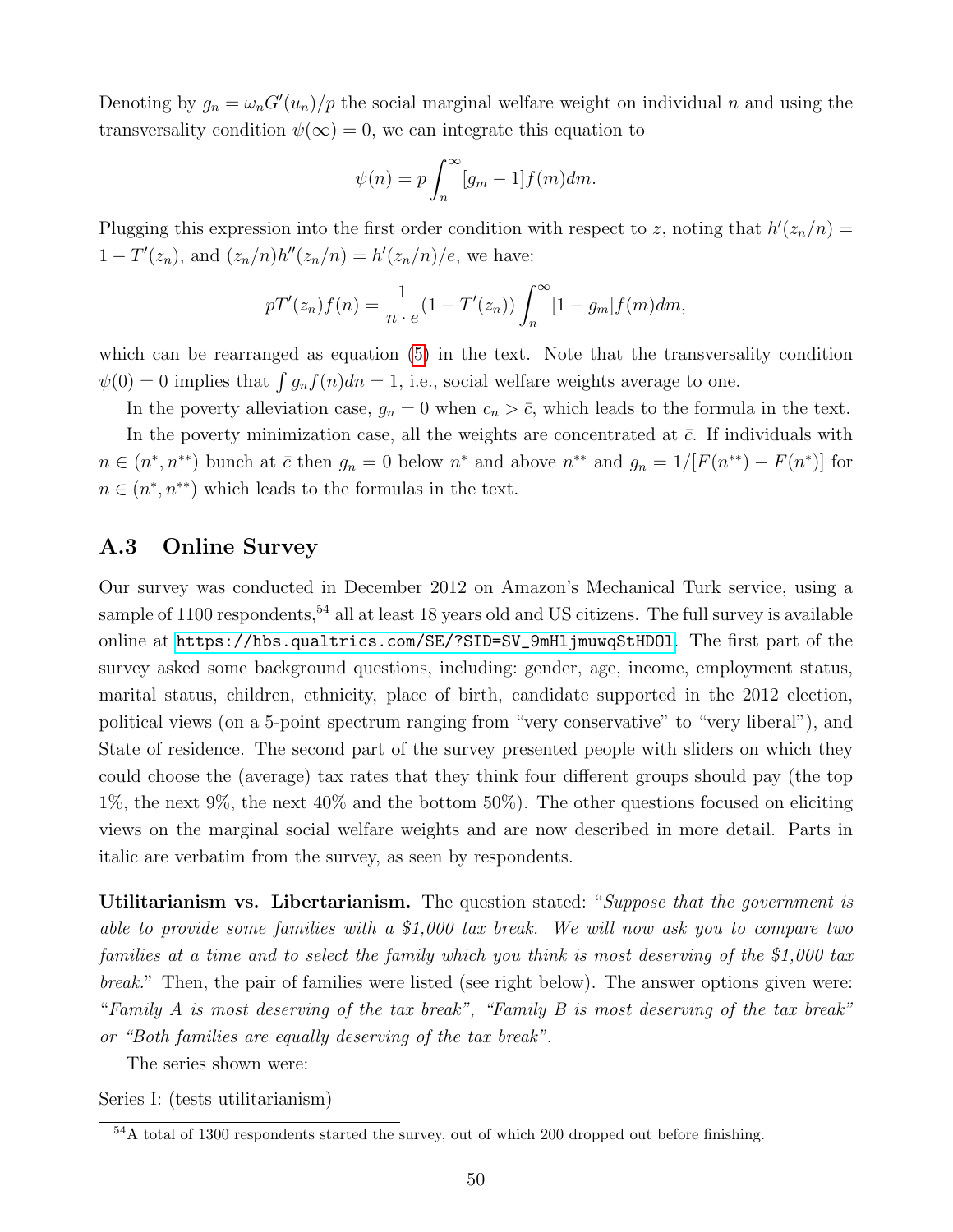Denoting by $g_n = \omega_n G'(u_n)/p$ the social marginal welfare weight on individual $n$ and using the transversality condition $\psi(\infty) = 0$, we can integrate this equation to

$$\psi(n) = p \int_n^\infty [g_m - 1] f(m) dm.$$

Plugging this expression into the first order condition with respect to $z$, noting that $h'(z_n/n) = 1 - T'(z_n)$, and $(z_n/n)h''(z_n/n) = h'(z_n/n)/e$, we have:

$$pT'(z_n)f(n) = \frac{1}{n \cdot e}(1 - T'(z_n)) \int_n^\infty [1 - g_m] f(m) dm,$$

which can be rearranged as equation (5) in the text. Note that the transversality condition $\psi(0) = 0$ implies that $\int g_n f(n) dn = 1$, i.e., social welfare weights average to one.

In the poverty alleviation case, $g_n = 0$ when $c_n > \bar{c}$, which leads to the formula in the text.

In the poverty minimization case, all the weights are concentrated at $\bar{c}$. If individuals with $n \in (n^*, n^{**})$ bunch at $\bar{c}$ then $g_n = 0$ below $n^*$ and above $n^{**}$ and $g_n = 1/[F(n^{**}) - F(n^*)]$ for $n \in (n^*, n^{**})$ which leads to the formulas in the text.

## A.3 Online Survey

Our survey was conducted in December 2012 on Amazon's Mechanical Turk service, using a sample of 1100 respondents,[54] all at least 18 years old and US citizens. The full survey is available online at https://hbs.qualtrics.com/SE/?SID=SV_9mHljmuwqStHDOl. The first part of the survey asked some background questions, including: gender, age, income, employment status, marital status, children, ethnicity, place of birth, candidate supported in the 2012 election, political views (on a 5-point spectrum ranging from "very conservative" to "very liberal"), and State of residence. The second part of the survey presented people with sliders on which they could choose the (average) tax rates that they think four different groups should pay (the top 1%, the next 9%, the next 40% and the bottom 50%). The other questions focused on eliciting views on the marginal social welfare weights and are now described in more detail. Parts in italic are verbatim from the survey, as seen by respondents.

**Utilitarianism vs. Libertarianism.** The question stated: "*Suppose that the government is able to provide some families with a $1,000 tax break. We will now ask you to compare two families at a time and to select the family which you think is most deserving of the $1,000 tax break.*" Then, the pair of families were listed (see right below). The answer options given were: "*Family A is most deserving of the tax break*", "*Family B is most deserving of the tax break*" or "*Both families are equally deserving of the tax break*".

The series shown were:

Series I: (tests utilitarianism)

[54] A total of 1300 respondents started the survey, out of which 200 dropped out before finishing.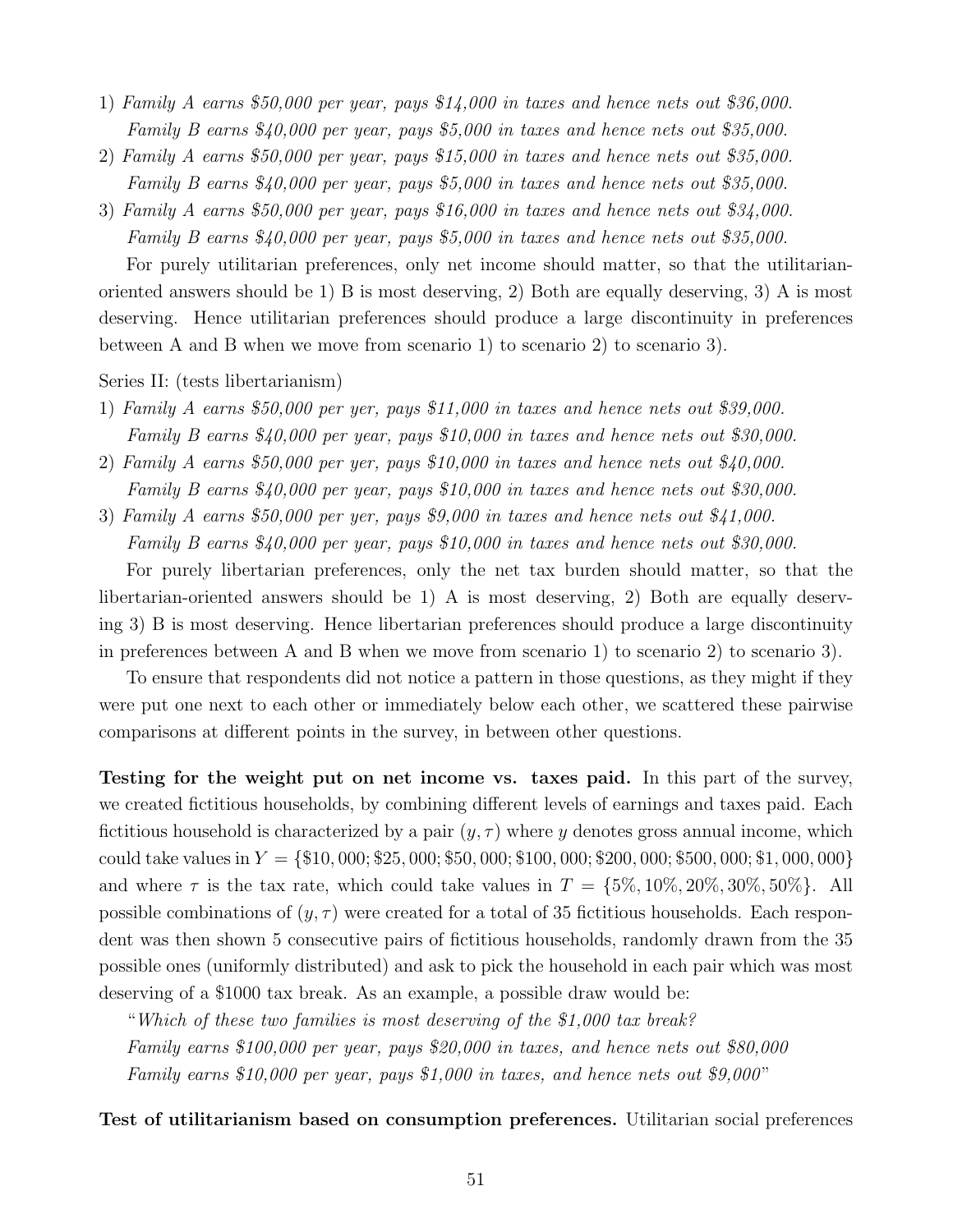1) *Family A earns \$50,000 per year, pays \$14,000 in taxes and hence nets out \$36,000.*
   *Family B earns \$40,000 per year, pays \$5,000 in taxes and hence nets out \$35,000.*
2) *Family A earns \$50,000 per year, pays \$15,000 in taxes and hence nets out \$35,000.*
   *Family B earns \$40,000 per year, pays \$5,000 in taxes and hence nets out \$35,000.*
3) *Family A earns \$50,000 per year, pays \$16,000 in taxes and hence nets out \$34,000.*
   *Family B earns \$40,000 per year, pays \$5,000 in taxes and hence nets out \$35,000.*

For purely utilitarian preferences, only net income should matter, so that the utilitarian-oriented answers should be 1) B is most deserving, 2) Both are equally deserving, 3) A is most deserving. Hence utilitarian preferences should produce a large discontinuity in preferences between A and B when we move from scenario 1) to scenario 2) to scenario 3).

Series II: (tests libertarianism)

1) *Family A earns \$50,000 per yer, pays \$11,000 in taxes and hence nets out \$39,000.*
   *Family B earns \$40,000 per year, pays \$10,000 in taxes and hence nets out \$30,000.*
2) *Family A earns \$50,000 per yer, pays \$10,000 in taxes and hence nets out \$40,000.*
   *Family B earns \$40,000 per year, pays \$10,000 in taxes and hence nets out \$30,000.*
3) *Family A earns \$50,000 per yer, pays \$9,000 in taxes and hence nets out \$41,000.*
   *Family B earns \$40,000 per year, pays \$10,000 in taxes and hence nets out \$30,000.*

For purely libertarian preferences, only the net tax burden should matter, so that the libertarian-oriented answers should be 1) A is most deserving, 2) Both are equally deserving 3) B is most deserving. Hence libertarian preferences should produce a large discontinuity in preferences between A and B when we move from scenario 1) to scenario 2) to scenario 3).

To ensure that respondents did not notice a pattern in those questions, as they might if they were put one next to each other or immediately below each other, we scattered these pairwise comparisons at different points in the survey, in between other questions.

**Testing for the weight put on net income vs. taxes paid.** In this part of the survey, we created fictitious households, by combining different levels of earnings and taxes paid. Each fictitious household is characterized by a pair $(y, \tau)$ where $y$ denotes gross annual income, which could take values in $Y = \{\$10,000; \$25,000; \$50,000; \$100,000; \$200,000; \$500,000; \$1,000,000\}$ and where $\tau$ is the tax rate, which could take values in $T = \{5\%, 10\%, 20\%, 30\%, 50\%\}$. All possible combinations of $(y, \tau)$ were created for a total of 35 fictitious households. Each respondent was then shown 5 consecutive pairs of fictitious households, randomly drawn from the 35 possible ones (uniformly distributed) and ask to pick the household in each pair which was most deserving of a \$1000 tax break. As an example, a possible draw would be:

"*Which of these two families is most deserving of the \$1,000 tax break?*
*Family earns \$100,000 per year, pays \$20,000 in taxes, and hence nets out \$80,000*
*Family earns \$10,000 per year, pays \$1,000 in taxes, and hence nets out \$9,000*"

**Test of utilitarianism based on consumption preferences.** Utilitarian social preferences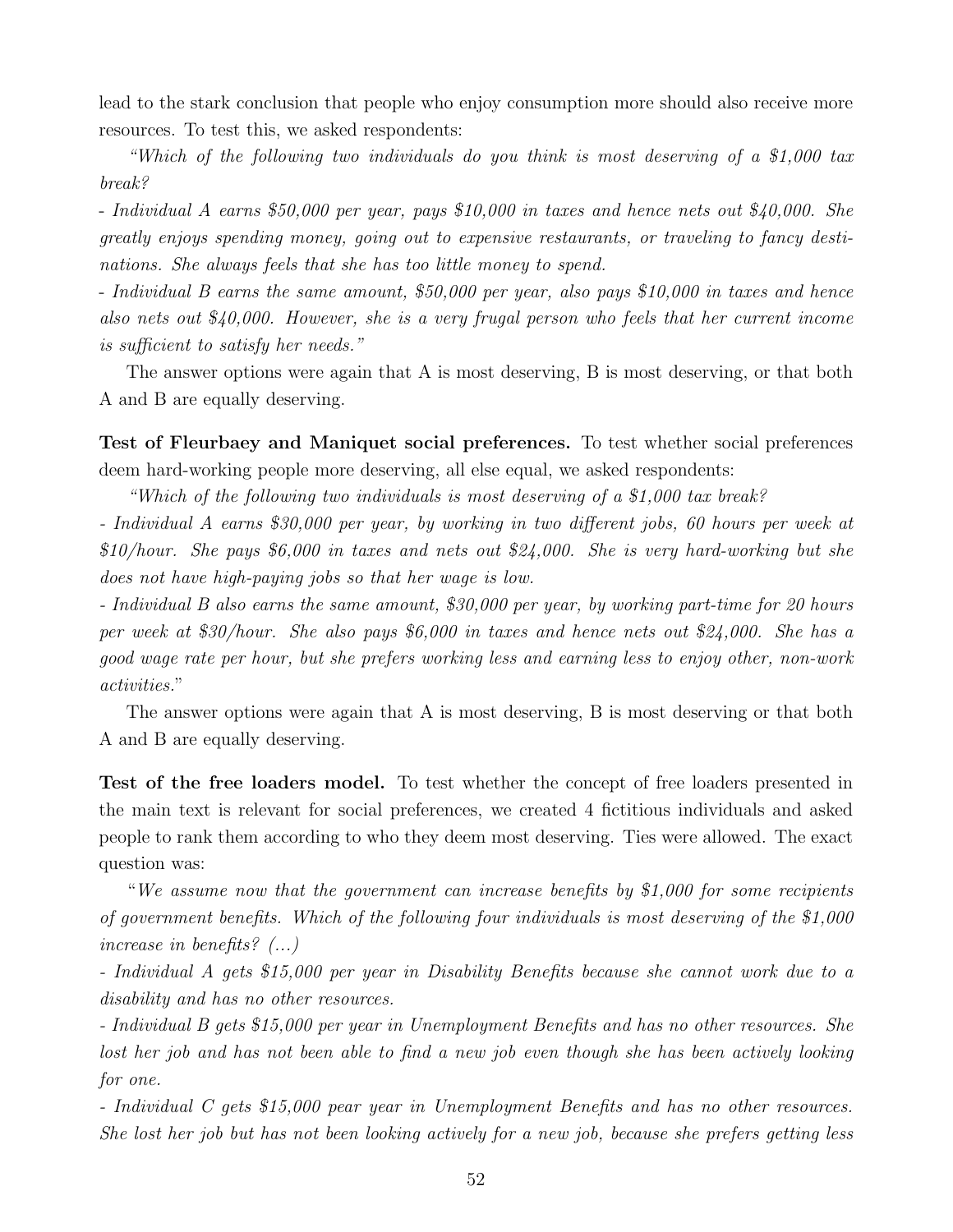lead to the stark conclusion that people who enjoy consumption more should also receive more resources. To test this, we asked respondents:

*"Which of the following two individuals do you think is most deserving of a $1,000 tax break?*

*- Individual A earns $50,000 per year, pays $10,000 in taxes and hence nets out $40,000. She greatly enjoys spending money, going out to expensive restaurants, or traveling to fancy destinations. She always feels that she has too little money to spend.*

*- Individual B earns the same amount, $50,000 per year, also pays $10,000 in taxes and hence also nets out $40,000. However, she is a very frugal person who feels that her current income is sufficient to satisfy her needs."*

The answer options were again that A is most deserving, B is most deserving, or that both A and B are equally deserving.

**Test of Fleurbaey and Maniquet social preferences.** To test whether social preferences deem hard-working people more deserving, all else equal, we asked respondents:

*"Which of the following two individuals is most deserving of a $1,000 tax break?*

*- Individual A earns $30,000 per year, by working in two different jobs, 60 hours per week at $10/hour. She pays $6,000 in taxes and nets out $24,000. She is very hard-working but she does not have high-paying jobs so that her wage is low.*

*- Individual B also earns the same amount, $30,000 per year, by working part-time for 20 hours per week at $30/hour. She also pays $6,000 in taxes and hence nets out $24,000. She has a good wage rate per hour, but she prefers working less and earning less to enjoy other, non-work activities."*

The answer options were again that A is most deserving, B is most deserving or that both A and B are equally deserving.

**Test of the free loaders model.** To test whether the concept of free loaders presented in the main text is relevant for social preferences, we created 4 fictitious individuals and asked people to rank them according to who they deem most deserving. Ties were allowed. The exact question was:

"*We assume now that the government can increase benefits by $1,000 for some recipients of government benefits. Which of the following four individuals is most deserving of the $1,000 increase in benefits? (...)*

*- Individual A gets $15,000 per year in Disability Benefits because she cannot work due to a disability and has no other resources.*

*- Individual B gets $15,000 per year in Unemployment Benefits and has no other resources. She lost her job and has not been able to find a new job even though she has been actively looking for one.*

*- Individual C gets $15,000 pear year in Unemployment Benefits and has no other resources. She lost her job but has not been looking actively for a new job, because she prefers getting less*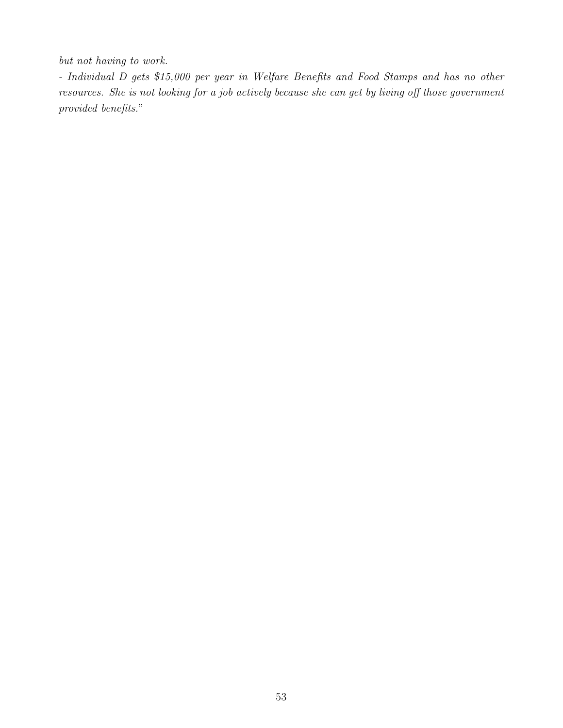*but not having to work.*

*- Individual D gets $15,000 per year in Welfare Benefits and Food Stamps and has no other resources. She is not looking for a job actively because she can get by living off those government provided benefits.*"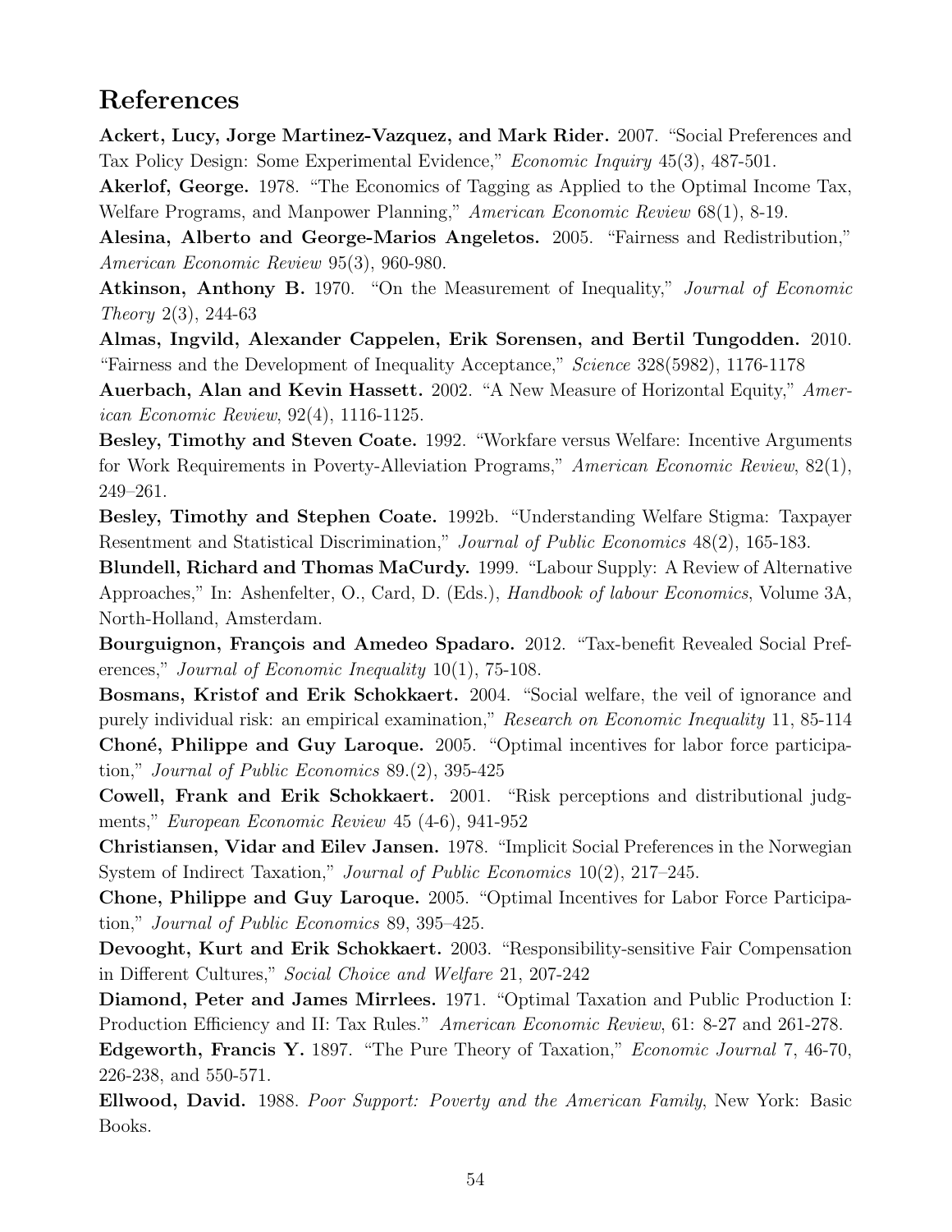# References

**Ackert, Lucy, Jorge Martinez-Vazquez, and Mark Rider.** 2007. "Social Preferences and Tax Policy Design: Some Experimental Evidence," *Economic Inquiry* 45(3), 487-501.

**Akerlof, George.** 1978. "The Economics of Tagging as Applied to the Optimal Income Tax, Welfare Programs, and Manpower Planning," *American Economic Review* 68(1), 8-19.

**Alesina, Alberto and George-Marios Angeletos.** 2005. "Fairness and Redistribution," *American Economic Review* 95(3), 960-980.

**Atkinson, Anthony B.** 1970. "On the Measurement of Inequality," *Journal of Economic Theory* 2(3), 244-63

**Almas, Ingvild, Alexander Cappelen, Erik Sorensen, and Bertil Tungodden.** 2010. "Fairness and the Development of Inequality Acceptance," *Science* 328(5982), 1176-1178

**Auerbach, Alan and Kevin Hassett.** 2002. "A New Measure of Horizontal Equity," *American Economic Review*, 92(4), 1116-1125.

**Besley, Timothy and Steven Coate.** 1992. "Workfare versus Welfare: Incentive Arguments for Work Requirements in Poverty-Alleviation Programs," *American Economic Review*, 82(1), 249–261.

**Besley, Timothy and Stephen Coate.** 1992b. "Understanding Welfare Stigma: Taxpayer Resentment and Statistical Discrimination," *Journal of Public Economics* 48(2), 165-183.

**Blundell, Richard and Thomas MaCurdy.** 1999. "Labour Supply: A Review of Alternative Approaches," In: Ashenfelter, O., Card, D. (Eds.), *Handbook of labour Economics*, Volume 3A, North-Holland, Amsterdam.

**Bourguignon, François and Amedeo Spadaro.** 2012. "Tax-benefit Revealed Social Preferences," *Journal of Economic Inequality* 10(1), 75-108.

**Bosmans, Kristof and Erik Schokkaert.** 2004. "Social welfare, the veil of ignorance and purely individual risk: an empirical examination," *Research on Economic Inequality* 11, 85-114

**Choné, Philippe and Guy Laroque.** 2005. "Optimal incentives for labor force participation," *Journal of Public Economics* 89.(2), 395-425

**Cowell, Frank and Erik Schokkaert.** 2001. "Risk perceptions and distributional judgments," *European Economic Review* 45 (4-6), 941-952

**Christiansen, Vidar and Eilev Jansen.** 1978. "Implicit Social Preferences in the Norwegian System of Indirect Taxation," *Journal of Public Economics* 10(2), 217–245.

**Chone, Philippe and Guy Laroque.** 2005. "Optimal Incentives for Labor Force Participation," *Journal of Public Economics* 89, 395–425.

**Devooght, Kurt and Erik Schokkaert.** 2003. "Responsibility-sensitive Fair Compensation in Different Cultures," *Social Choice and Welfare* 21, 207-242

**Diamond, Peter and James Mirrlees.** 1971. "Optimal Taxation and Public Production I: Production Efficiency and II: Tax Rules." *American Economic Review*, 61: 8-27 and 261-278.

**Edgeworth, Francis Y.** 1897. "The Pure Theory of Taxation," *Economic Journal* 7, 46-70, 226-238, and 550-571.

**Ellwood, David.** 1988. *Poor Support: Poverty and the American Family*, New York: Basic Books.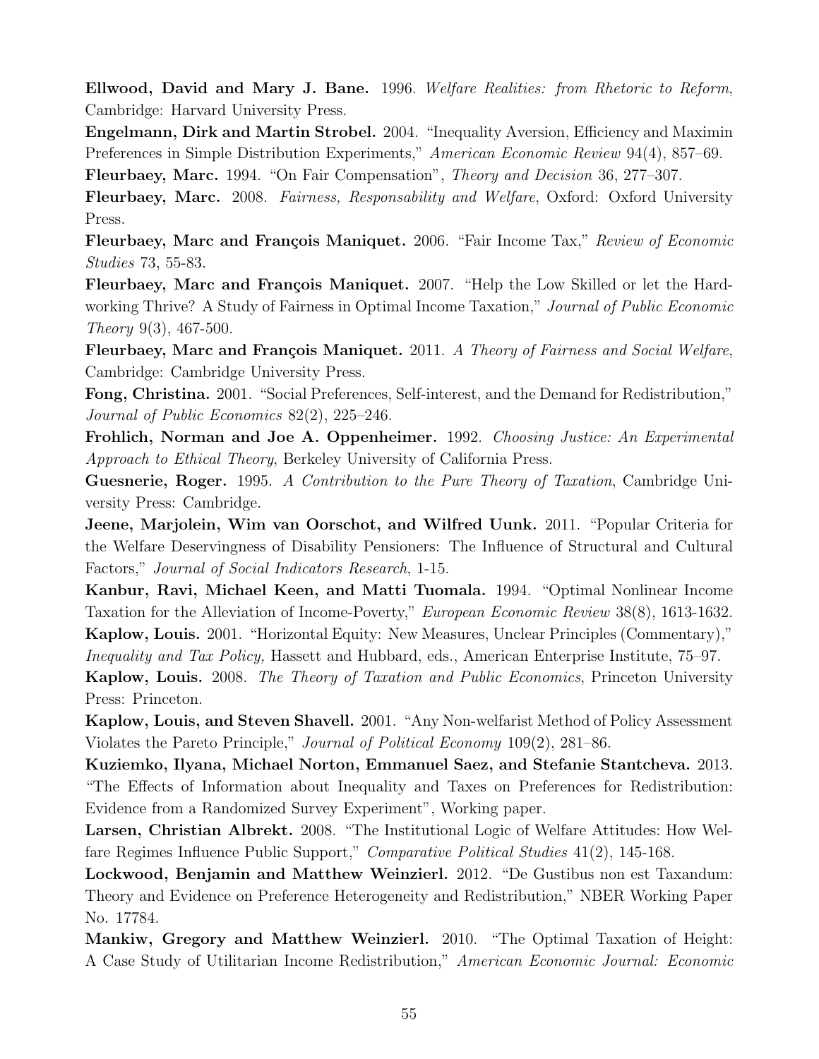**Ellwood, David and Mary J. Bane.** 1996. *Welfare Realities: from Rhetoric to Reform*, Cambridge: Harvard University Press.

**Engelmann, Dirk and Martin Strobel.** 2004. "Inequality Aversion, Efficiency and Maximin Preferences in Simple Distribution Experiments," *American Economic Review* 94(4), 857–69.

**Fleurbaey, Marc.** 1994. "On Fair Compensation", *Theory and Decision* 36, 277–307.

**Fleurbaey, Marc.** 2008. *Fairness, Responsability and Welfare*, Oxford: Oxford University Press.

**Fleurbaey, Marc and François Maniquet.** 2006. "Fair Income Tax," *Review of Economic Studies* 73, 55-83.

**Fleurbaey, Marc and François Maniquet.** 2007. "Help the Low Skilled or let the Hardworking Thrive? A Study of Fairness in Optimal Income Taxation," *Journal of Public Economic Theory* 9(3), 467-500.

**Fleurbaey, Marc and François Maniquet.** 2011. *A Theory of Fairness and Social Welfare*, Cambridge: Cambridge University Press.

**Fong, Christina.** 2001. "Social Preferences, Self-interest, and the Demand for Redistribution," *Journal of Public Economics* 82(2), 225–246.

**Frohlich, Norman and Joe A. Oppenheimer.** 1992. *Choosing Justice: An Experimental Approach to Ethical Theory*, Berkeley University of California Press.

**Guesnerie, Roger.** 1995. *A Contribution to the Pure Theory of Taxation*, Cambridge University Press: Cambridge.

**Jeene, Marjolein, Wim van Oorschot, and Wilfred Uunk.** 2011. "Popular Criteria for the Welfare Deservingness of Disability Pensioners: The Influence of Structural and Cultural Factors," *Journal of Social Indicators Research*, 1-15.

**Kanbur, Ravi, Michael Keen, and Matti Tuomala.** 1994. "Optimal Nonlinear Income Taxation for the Alleviation of Income-Poverty," *European Economic Review* 38(8), 1613-1632.

**Kaplow, Louis.** 2001. "Horizontal Equity: New Measures, Unclear Principles (Commentary)," *Inequality and Tax Policy,* Hassett and Hubbard, eds., American Enterprise Institute, 75–97.

**Kaplow, Louis.** 2008. *The Theory of Taxation and Public Economics*, Princeton University Press: Princeton.

**Kaplow, Louis, and Steven Shavell.** 2001. "Any Non-welfarist Method of Policy Assessment Violates the Pareto Principle," *Journal of Political Economy* 109(2), 281–86.

**Kuziemko, Ilyana, Michael Norton, Emmanuel Saez, and Stefanie Stantcheva.** 2013. "The Effects of Information about Inequality and Taxes on Preferences for Redistribution: Evidence from a Randomized Survey Experiment", Working paper.

**Larsen, Christian Albrekt.** 2008. "The Institutional Logic of Welfare Attitudes: How Welfare Regimes Influence Public Support," *Comparative Political Studies* 41(2), 145-168.

**Lockwood, Benjamin and Matthew Weinzierl.** 2012. "De Gustibus non est Taxandum: Theory and Evidence on Preference Heterogeneity and Redistribution," NBER Working Paper No. 17784.

**Mankiw, Gregory and Matthew Weinzierl.** 2010. "The Optimal Taxation of Height: A Case Study of Utilitarian Income Redistribution," *American Economic Journal: Economic*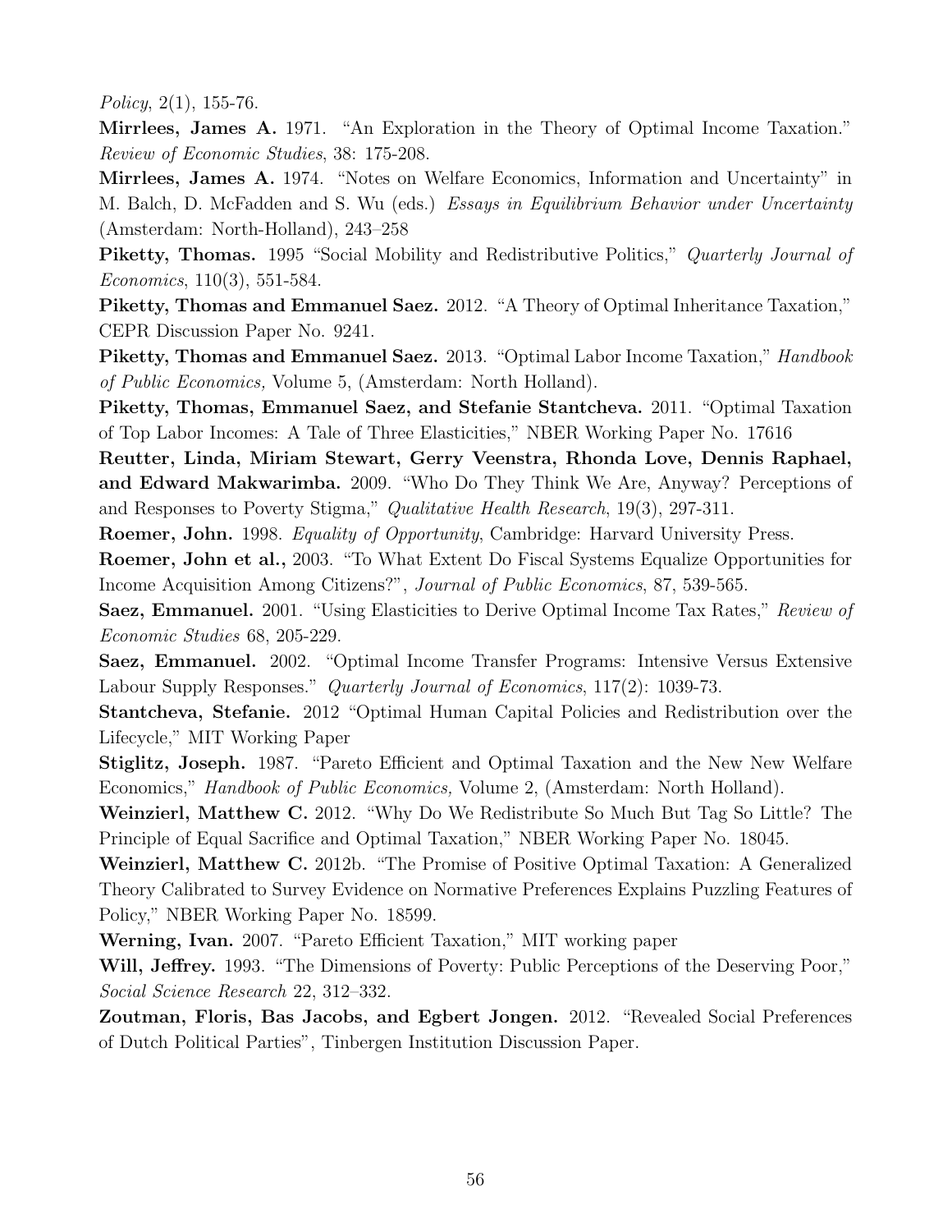*Policy*, 2(1), 155-76.

**Mirrlees, James A.** 1971. "An Exploration in the Theory of Optimal Income Taxation." *Review of Economic Studies*, 38: 175-208.

**Mirrlees, James A.** 1974. "Notes on Welfare Economics, Information and Uncertainty" in M. Balch, D. McFadden and S. Wu (eds.) *Essays in Equilibrium Behavior under Uncertainty* (Amsterdam: North-Holland), 243–258

**Piketty, Thomas.** 1995 "Social Mobility and Redistributive Politics," *Quarterly Journal of Economics*, 110(3), 551-584.

**Piketty, Thomas and Emmanuel Saez.** 2012. "A Theory of Optimal Inheritance Taxation," CEPR Discussion Paper No. 9241.

**Piketty, Thomas and Emmanuel Saez.** 2013. "Optimal Labor Income Taxation," *Handbook of Public Economics,* Volume 5, (Amsterdam: North Holland).

**Piketty, Thomas, Emmanuel Saez, and Stefanie Stantcheva.** 2011. "Optimal Taxation of Top Labor Incomes: A Tale of Three Elasticities," NBER Working Paper No. 17616

**Reutter, Linda, Miriam Stewart, Gerry Veenstra, Rhonda Love, Dennis Raphael, and Edward Makwarimba.** 2009. "Who Do They Think We Are, Anyway? Perceptions of and Responses to Poverty Stigma," *Qualitative Health Research*, 19(3), 297-311.

**Roemer, John.** 1998. *Equality of Opportunity*, Cambridge: Harvard University Press.

**Roemer, John et al.,** 2003. "To What Extent Do Fiscal Systems Equalize Opportunities for Income Acquisition Among Citizens?", *Journal of Public Economics*, 87, 539-565.

**Saez, Emmanuel.** 2001. "Using Elasticities to Derive Optimal Income Tax Rates," *Review of Economic Studies* 68, 205-229.

**Saez, Emmanuel.** 2002. "Optimal Income Transfer Programs: Intensive Versus Extensive Labour Supply Responses." *Quarterly Journal of Economics*, 117(2): 1039-73.

**Stantcheva, Stefanie.** 2012 "Optimal Human Capital Policies and Redistribution over the Lifecycle," MIT Working Paper

**Stiglitz, Joseph.** 1987. "Pareto Efficient and Optimal Taxation and the New New Welfare Economics," *Handbook of Public Economics,* Volume 2, (Amsterdam: North Holland).

**Weinzierl, Matthew C.** 2012. "Why Do We Redistribute So Much But Tag So Little? The Principle of Equal Sacrifice and Optimal Taxation," NBER Working Paper No. 18045.

**Weinzierl, Matthew C.** 2012b. "The Promise of Positive Optimal Taxation: A Generalized Theory Calibrated to Survey Evidence on Normative Preferences Explains Puzzling Features of Policy," NBER Working Paper No. 18599.

**Werning, Ivan.** 2007. "Pareto Efficient Taxation," MIT working paper

**Will, Jeffrey.** 1993. "The Dimensions of Poverty: Public Perceptions of the Deserving Poor," *Social Science Research* 22, 312–332.

**Zoutman, Floris, Bas Jacobs, and Egbert Jongen.** 2012. "Revealed Social Preferences of Dutch Political Parties", Tinbergen Institution Discussion Paper.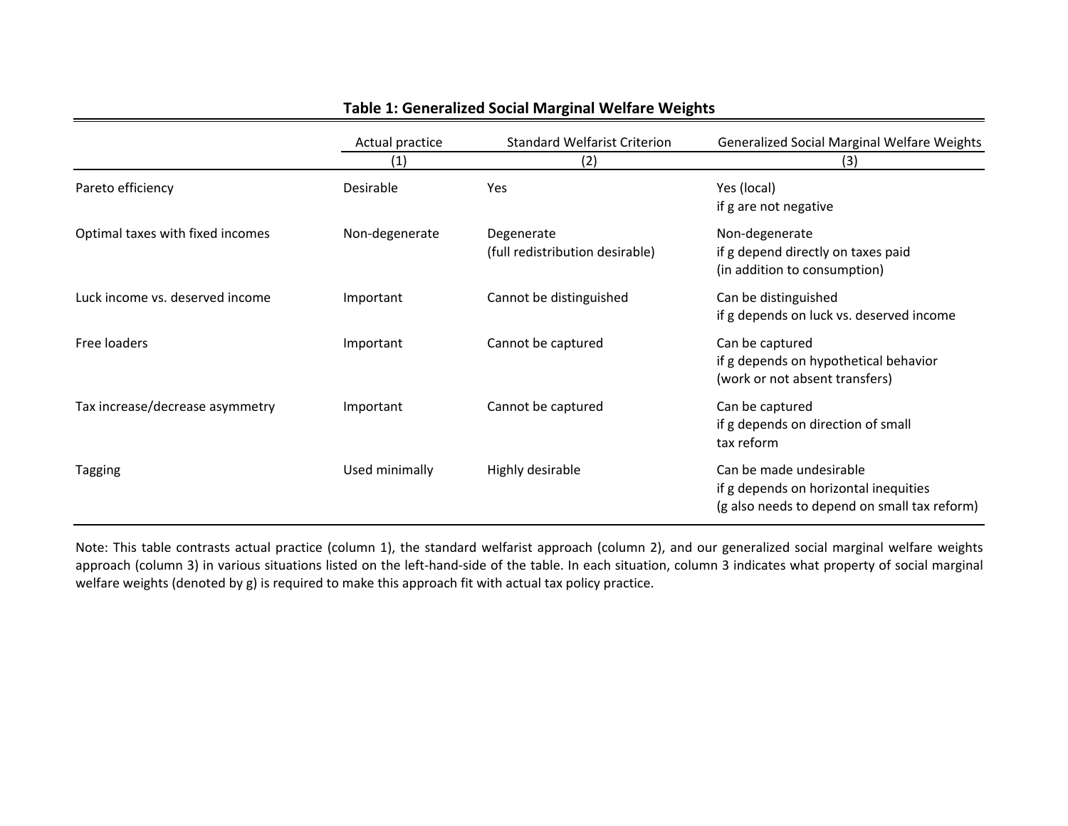**Table 1: Generalized Social Marginal Welfare Weights**

| | Actual practice | Standard Welfarist Criterion | Generalized Social Marginal Welfare Weights |
|---|---|---|---|
| | (1) | (2) | (3) |
| Pareto efficiency | Desirable | Yes | Yes (local)<br>if g are not negative |
| Optimal taxes with fixed incomes | Non-degenerate | Degenerate<br>(full redistribution desirable) | Non-degenerate<br>if g depend directly on taxes paid<br>(in addition to consumption) |
| Luck income vs. deserved income | Important | Cannot be distinguished | Can be distinguished<br>if g depends on luck vs. deserved income |
| Free loaders | Important | Cannot be captured | Can be captured<br>if g depends on hypothetical behavior<br>(work or not absent transfers) |
| Tax increase/decrease asymmetry | Important | Cannot be captured | Can be captured<br>if g depends on direction of small<br>tax reform |
| Tagging | Used minimally | Highly desirable | Can be made undesirable<br>if g depends on horizontal inequities<br>(g also needs to depend on small tax reform) |

Note: This table contrasts actual practice (column 1), the standard welfarist approach (column 2), and our generalized social marginal welfare weights approach (column 3) in various situations listed on the left-hand-side of the table. In each situation, column 3 indicates what property of social marginal welfare weights (denoted by g) is required to make this approach fit with actual tax policy practice.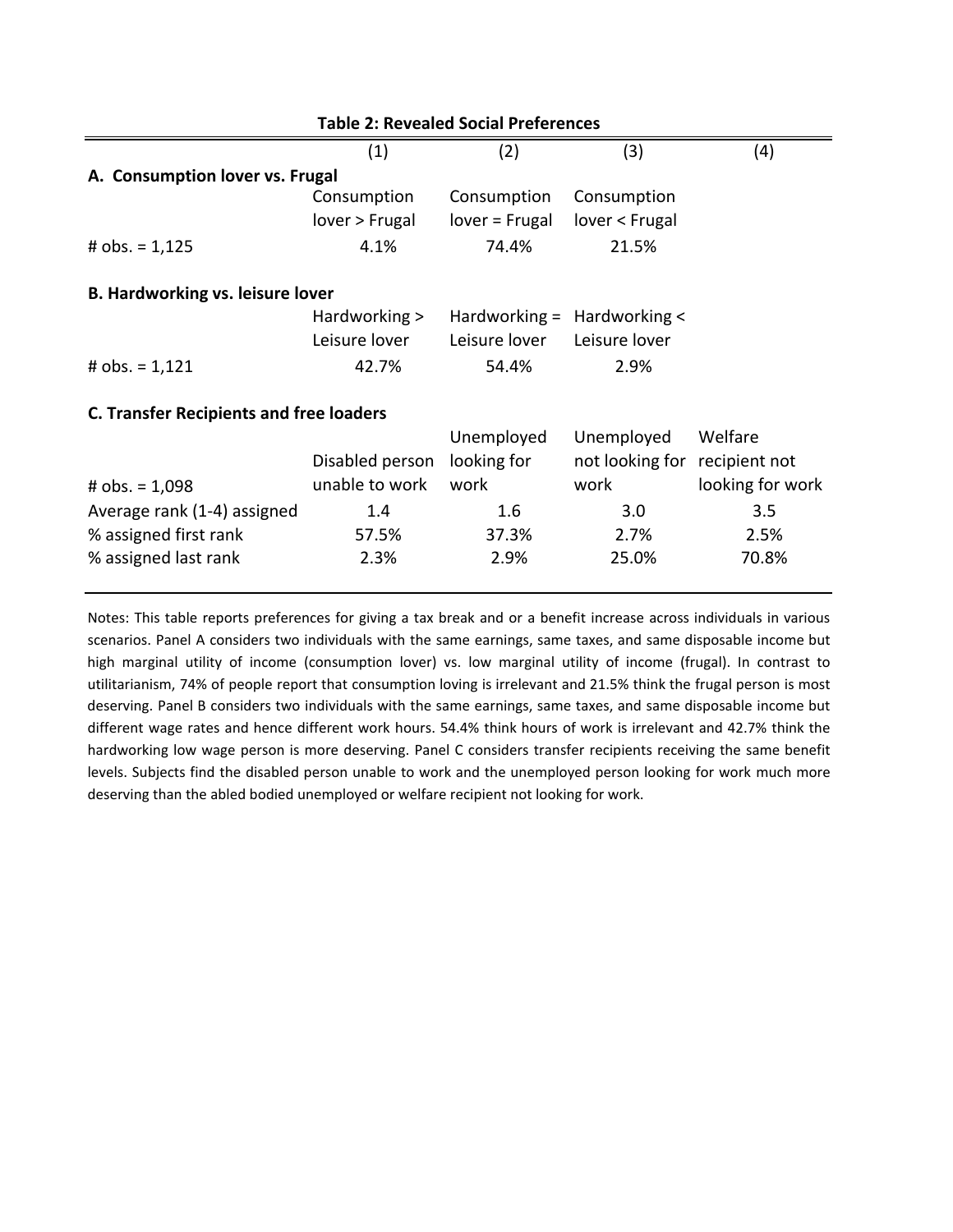**Table 2: Revealed Social Preferences**

| | (1) | (2) | (3) | (4) |
|---|---|---|---|---|
| **A. Consumption lover vs. Frugal** | | | | |
| | Consumption lover > Frugal | Consumption lover = Frugal | Consumption lover < Frugal | |
| # obs. = 1,125 | 4.1% | 74.4% | 21.5% | |
| **B. Hardworking vs. leisure lover** | | | | |
| | Hardworking > Leisure lover | Hardworking = Leisure lover | Hardworking < Leisure lover | |
| # obs. = 1,121 | 42.7% | 54.4% | 2.9% | |
| **C. Transfer Recipients and free loaders** | | | | |
| # obs. = 1,098 | Disabled person unable to work | Unemployed looking for work | Unemployed not looking for work | Welfare recipient not looking for work |
| Average rank (1-4) assigned | 1.4 | 1.6 | 3.0 | 3.5 |
| % assigned first rank | 57.5% | 37.3% | 2.7% | 2.5% |
| % assigned last rank | 2.3% | 2.9% | 25.0% | 70.8% |

Notes: This table reports preferences for giving a tax break and or a benefit increase across individuals in various scenarios. Panel A considers two individuals with the same earnings, same taxes, and same disposable income but high marginal utility of income (consumption lover) vs. low marginal utility of income (frugal). In contrast to utilitarianism, 74% of people report that consumption loving is irrelevant and 21.5% think the frugal person is most deserving. Panel B considers two individuals with the same earnings, same taxes, and same disposable income but different wage rates and hence different work hours. 54.4% think hours of work is irrelevant and 42.7% think the hardworking low wage person is more deserving. Panel C considers transfer recipients receiving the same benefit levels. Subjects find the disabled person unable to work and the unemployed person looking for work much more deserving than the abled bodied unemployed or welfare recipient not looking for work.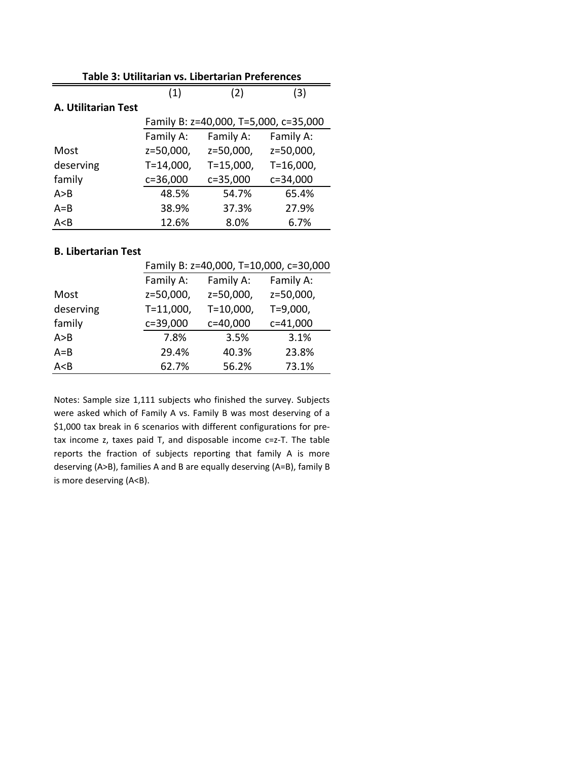**Table 3: Utilitarian vs. Libertarian Preferences**

| | (1) | (2) | (3) |
|---|---|---|---|
| **A. Utilitarian Test** | | | |
| | Family B: z=40,000, T=5,000, c=35,000 | | |
| Most deserving family | Family A: z=50,000, T=14,000, c=36,000 | Family A: z=50,000, T=15,000, c=35,000 | Family A: z=50,000, T=16,000, c=34,000 |
| A>B | 48.5% | 54.7% | 65.4% |
| A=B | 38.9% | 37.3% | 27.9% |
| A<B | 12.6% | 8.0% | 6.7% |
| **B. Libertarian Test** | | | |
| | Family B: z=40,000, T=10,000, c=30,000 | | |
| Most deserving family | Family A: z=50,000, T=11,000, c=39,000 | Family A: z=50,000, T=10,000, c=40,000 | Family A: z=50,000, T=9,000, c=41,000 |
| A>B | 7.8% | 3.5% | 3.1% |
| A=B | 29.4% | 40.3% | 23.8% |
| A<B | 62.7% | 56.2% | 73.1% |

Notes: Sample size 1,111 subjects who finished the survey. Subjects were asked which of Family A vs. Family B was most deserving of a $1,000 tax break in 6 scenarios with different configurations for pre-tax income z, taxes paid T, and disposable income c=z-T. The table reports the fraction of subjects reporting that family A is more deserving (A>B), families A and B are equally deserving (A=B), family B is more deserving (A<B).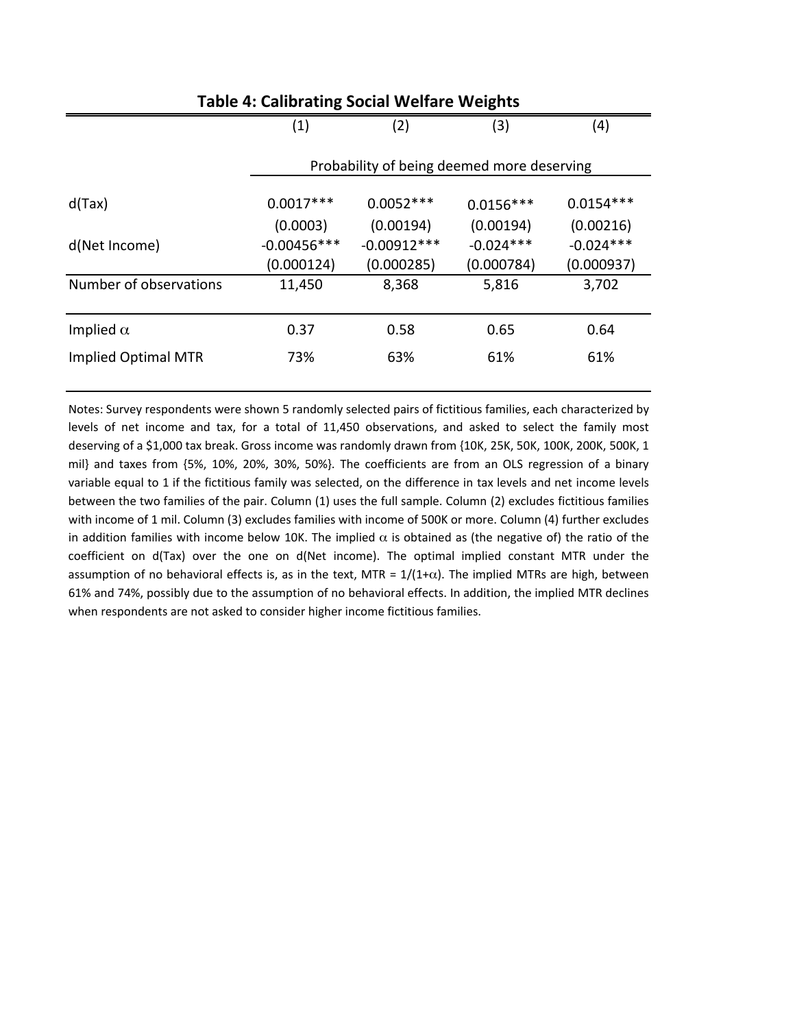## Table 4: Calibrating Social Welfare Weights

| | (1) | (2) | (3) | (4) |
|---|---|---|---|---|
| | Probability of being deemed more deserving | | | |
| d(Tax) | 0.0017*** | 0.0052*** | 0.0156*** | 0.0154*** |
| | (0.0003) | (0.00194) | (0.00194) | (0.00216) |
| d(Net Income) | -0.00456*** | -0.00912*** | -0.024*** | -0.024*** |
| | (0.000124) | (0.000285) | (0.000784) | (0.000937) |
| Number of observations | 11,450 | 8,368 | 5,816 | 3,702 |
| Implied $\alpha$ | 0.37 | 0.58 | 0.65 | 0.64 |
| Implied Optimal MTR | 73% | 63% | 61% | 61% |

Notes: Survey respondents were shown 5 randomly selected pairs of fictitious families, each characterized by levels of net income and tax, for a total of 11,450 observations, and asked to select the family most deserving of a $1,000 tax break. Gross income was randomly drawn from {10K, 25K, 50K, 100K, 200K, 500K, 1 mil} and taxes from {5%, 10%, 20%, 30%, 50%}. The coefficients are from an OLS regression of a binary variable equal to 1 if the fictitious family was selected, on the difference in tax levels and net income levels between the two families of the pair. Column (1) uses the full sample. Column (2) excludes fictitious families with income of 1 mil. Column (3) excludes families with income of 500K or more. Column (4) further excludes in addition families with income below 10K. The implied $\alpha$ is obtained as (the negative of) the ratio of the coefficient on d(Tax) over the one on d(Net income). The optimal implied constant MTR under the assumption of no behavioral effects is, as in the text, MTR = $1/(1+\alpha)$. The implied MTRs are high, between 61% and 74%, possibly due to the assumption of no behavioral effects. In addition, the implied MTR declines when respondents are not asked to consider higher income fictitious families.